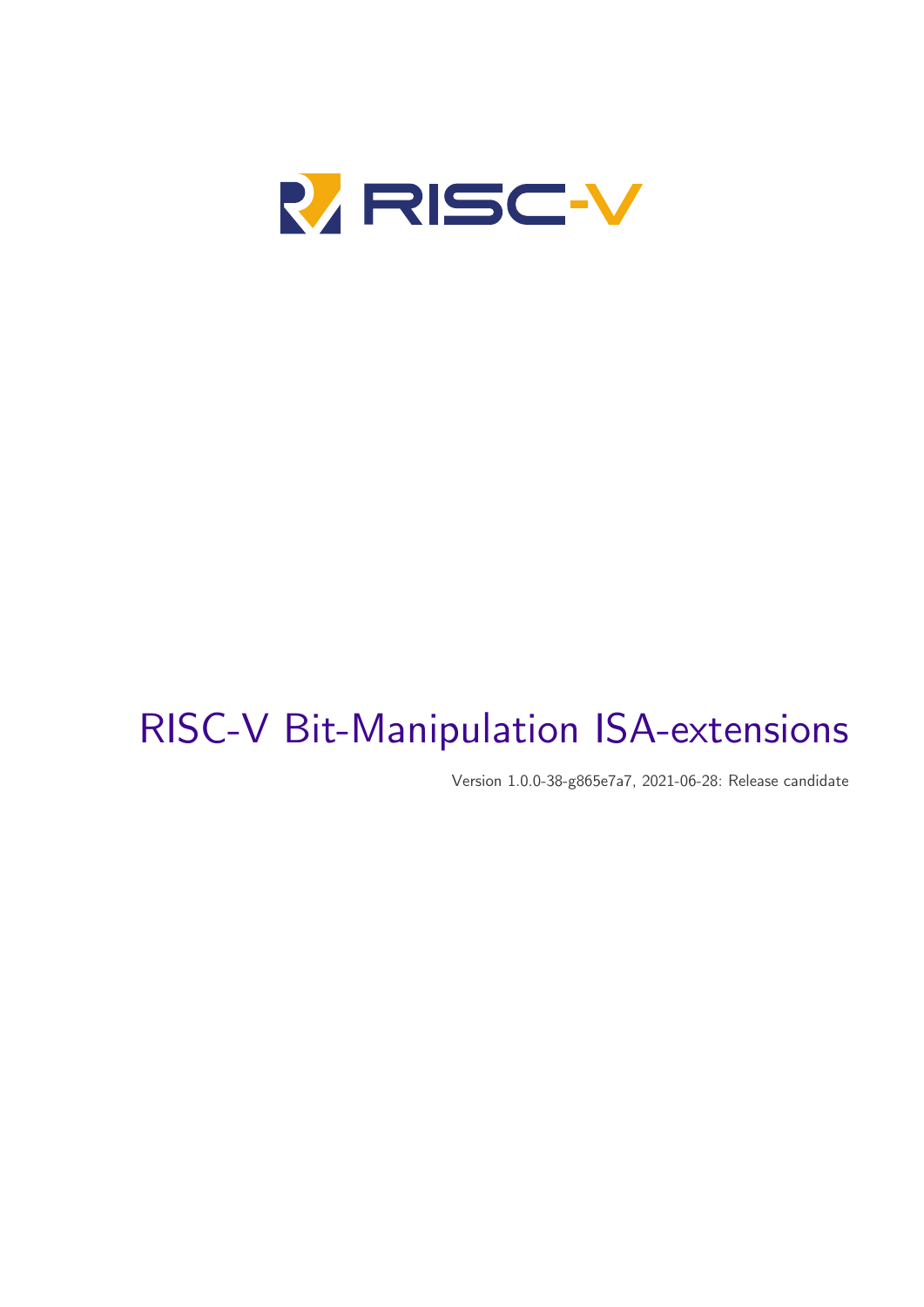RISC-V

# RISC-V Bit-Manipulation ISA-extensions

Version 1.0.0-38-g865e7a7, 2021-06-28: Release candidate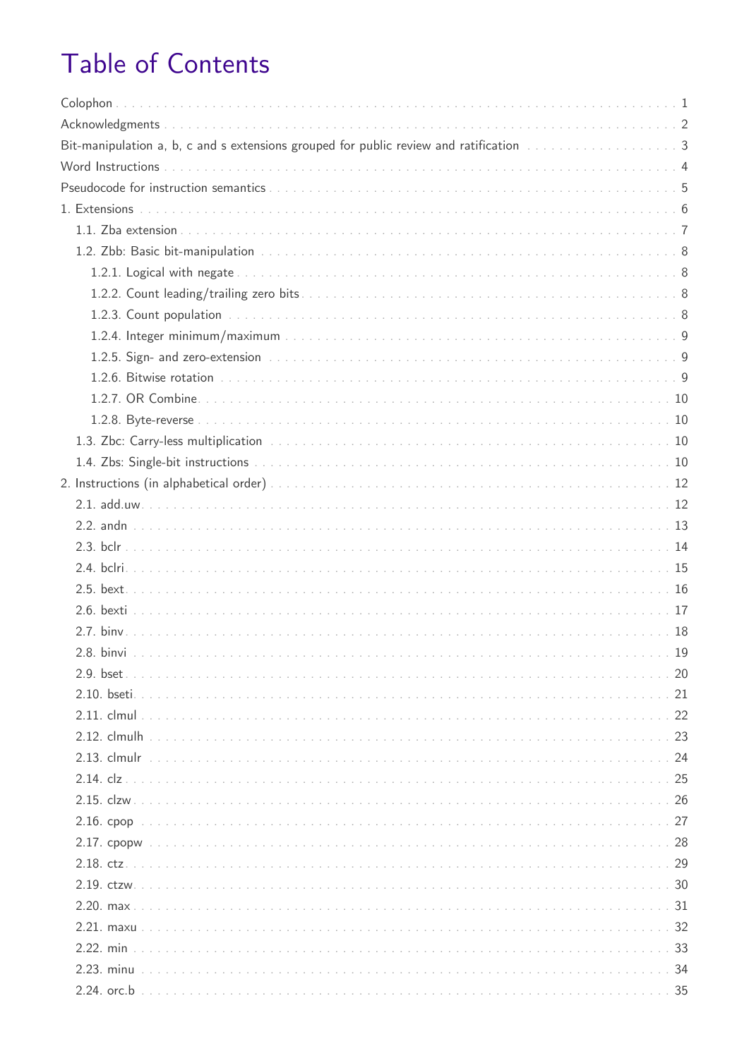# Table of Contents

- Colophon . . . 1
- Acknowledgments . . . 2
- Bit-manipulation a, b, c and s extensions grouped for public review and ratification . . . 3
- Word Instructions . . . 4
- Pseudocode for instruction semantics . . . 5
- 1. Extensions . . . 6
  - 1.1. Zba extension . . . 7
  - 1.2. Zbb: Basic bit-manipulation . . . 8
    - 1.2.1. Logical with negate . . . 8
    - 1.2.2. Count leading/trailing zero bits . . . 8
    - 1.2.3. Count population . . . 8
    - 1.2.4. Integer minimum/maximum . . . 9
    - 1.2.5. Sign- and zero-extension . . . 9
    - 1.2.6. Bitwise rotation . . . 9
    - 1.2.7. OR Combine . . . 10
    - 1.2.8. Byte-reverse . . . 10
  - 1.3. Zbc: Carry-less multiplication . . . 10
  - 1.4. Zbs: Single-bit instructions . . . 10
- 2. Instructions (in alphabetical order) . . . 12
  - 2.1. add.uw . . . 12
  - 2.2. andn . . . 13
  - 2.3. bclr . . . 14
  - 2.4. bclri . . . 15
  - 2.5. bext . . . 16
  - 2.6. bexti . . . 17
  - 2.7. binv . . . 18
  - 2.8. binvi . . . 19
  - 2.9. bset . . . 20
  - 2.10. bseti . . . 21
  - 2.11. clmul . . . 22
  - 2.12. clmulh . . . 23
  - 2.13. clmulr . . . 24
  - 2.14. clz . . . 25
  - 2.15. clzw . . . 26
  - 2.16. cpop . . . 27
  - 2.17. cpopw . . . 28
  - 2.18. ctz . . . 29
  - 2.19. ctzw . . . 30
  - 2.20. max . . . 31
  - 2.21. maxu . . . 32
  - 2.22. min . . . 33
  - 2.23. minu . . . 34
  - 2.24. orc.b . . . 35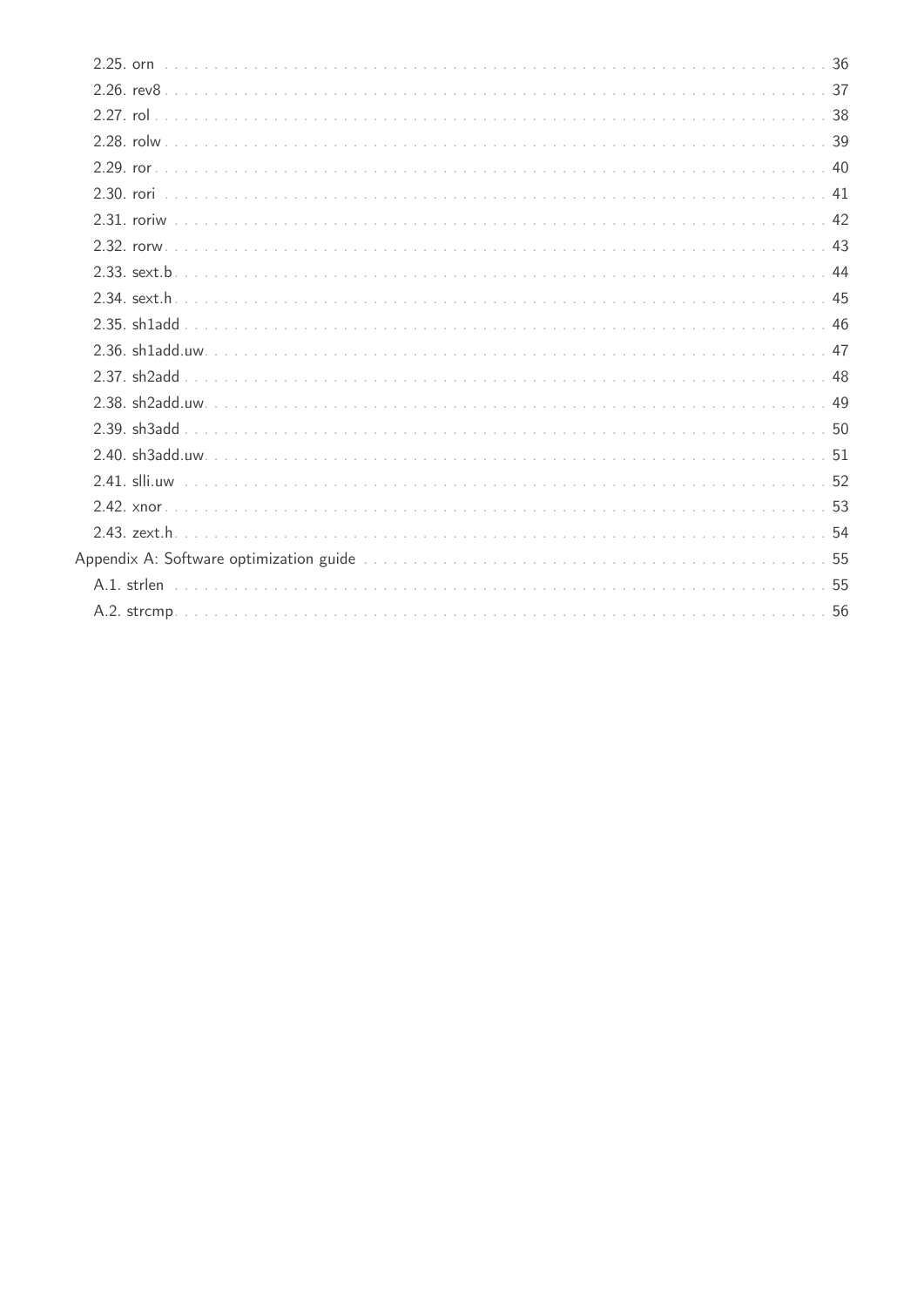- 2.25. orn . . . . . 36
- 2.26. rev8 . . . . . 37
- 2.27. rol . . . . . 38
- 2.28. rolw . . . . . 39
- 2.29. ror . . . . . 40
- 2.30. rori . . . . . 41
- 2.31. roriw . . . . . 42
- 2.32. rorw . . . . . 43
- 2.33. sext.b . . . . . 44
- 2.34. sext.h . . . . . 45
- 2.35. sh1add . . . . . 46
- 2.36. sh1add.uw . . . . . 47
- 2.37. sh2add . . . . . 48
- 2.38. sh2add.uw . . . . . 49
- 2.39. sh3add . . . . . 50
- 2.40. sh3add.uw . . . . . 51
- 2.41. slli.uw . . . . . 52
- 2.42. xnor . . . . . 53
- 2.43. zext.h . . . . . 54

Appendix A: Software optimization guide . . . . . 55

- A.1. strlen . . . . . 55
- A.2. strcmp . . . . . 56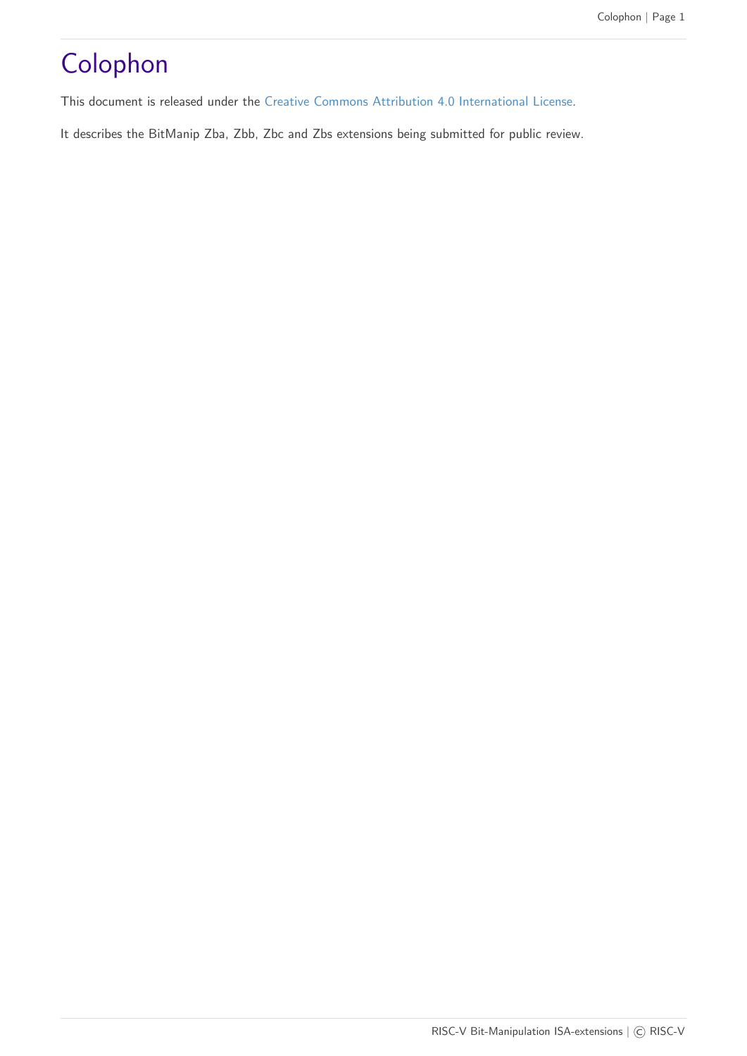# Colophon

This document is released under the Creative Commons Attribution 4.0 International License.

It describes the BitManip Zba, Zbb, Zbc and Zbs extensions being submitted for public review.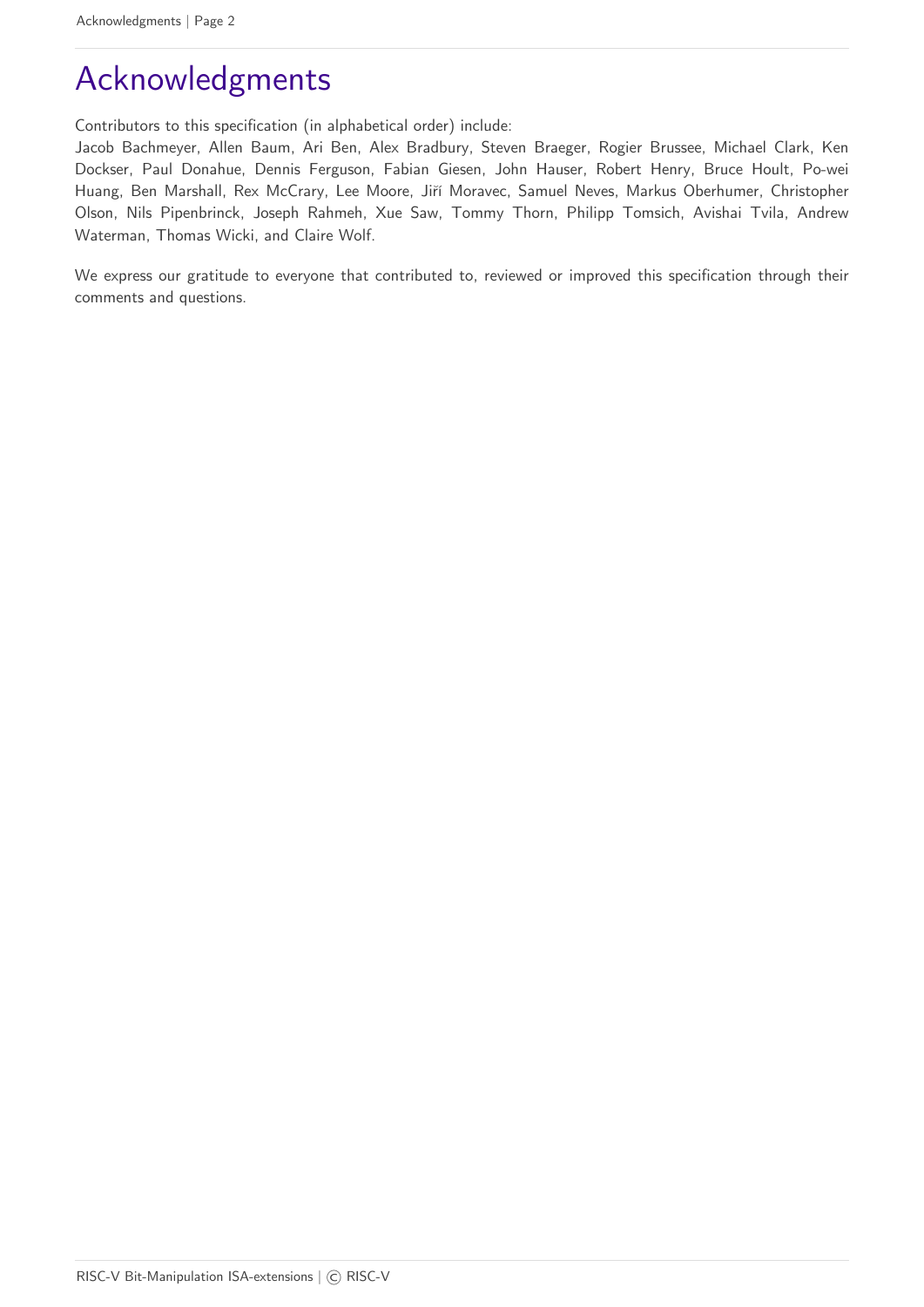# Acknowledgments

Contributors to this specification (in alphabetical order) include:
Jacob Bachmeyer, Allen Baum, Ari Ben, Alex Bradbury, Steven Braeger, Rogier Brussee, Michael Clark, Ken Dockser, Paul Donahue, Dennis Ferguson, Fabian Giesen, John Hauser, Robert Henry, Bruce Hoult, Po-wei Huang, Ben Marshall, Rex McCrary, Lee Moore, Jiří Moravec, Samuel Neves, Markus Oberhumer, Christopher Olson, Nils Pipenbrinck, Joseph Rahmeh, Xue Saw, Tommy Thorn, Philipp Tomsich, Avishai Tvila, Andrew Waterman, Thomas Wicki, and Claire Wolf.

We express our gratitude to everyone that contributed to, reviewed or improved this specification through their comments and questions.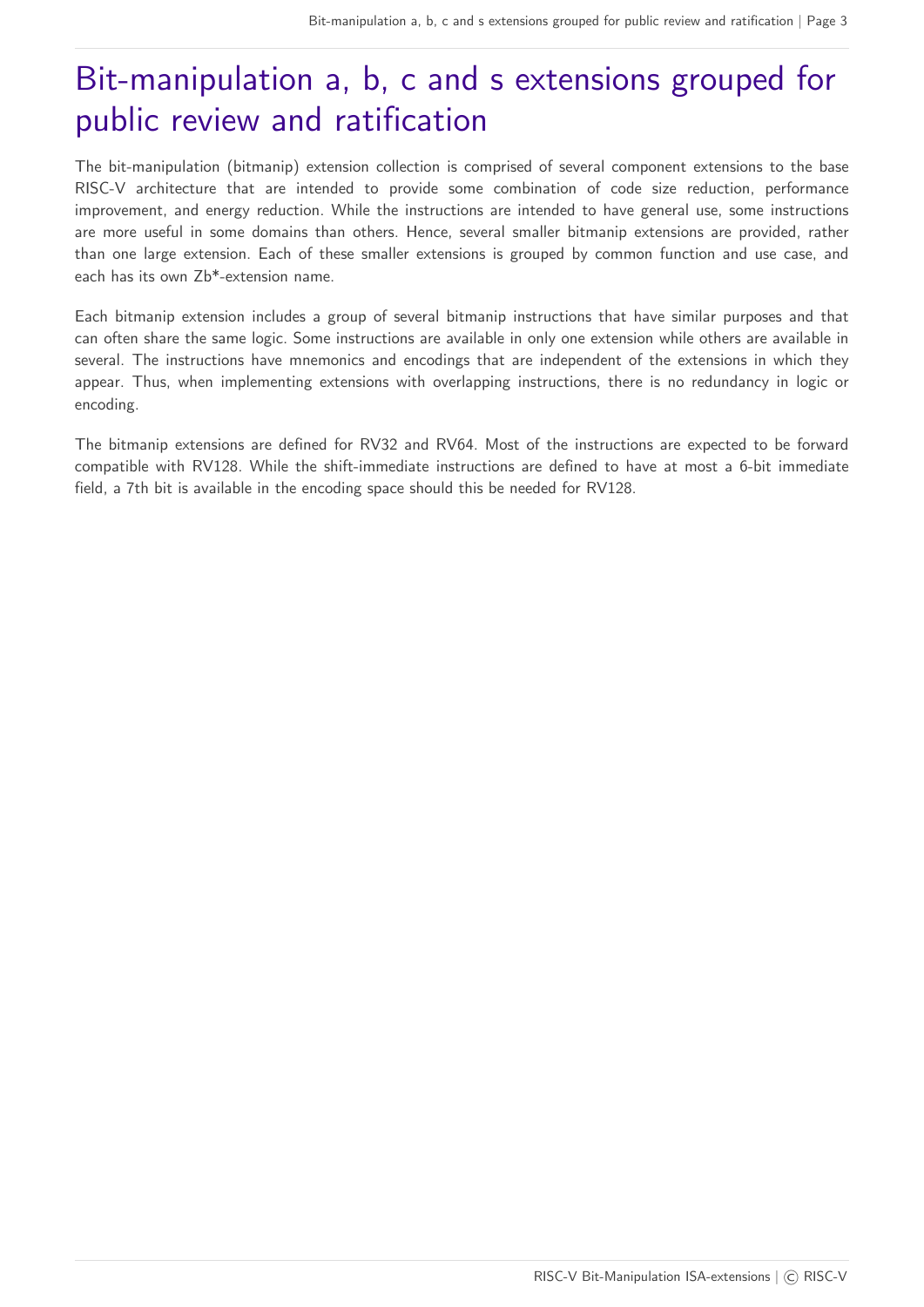# Bit-manipulation a, b, c and s extensions grouped for public review and ratification

The bit-manipulation (bitmanip) extension collection is comprised of several component extensions to the base RISC-V architecture that are intended to provide some combination of code size reduction, performance improvement, and energy reduction. While the instructions are intended to have general use, some instructions are more useful in some domains than others. Hence, several smaller bitmanip extensions are provided, rather than one large extension. Each of these smaller extensions is grouped by common function and use case, and each has its own Zb*-extension name.

Each bitmanip extension includes a group of several bitmanip instructions that have similar purposes and that can often share the same logic. Some instructions are available in only one extension while others are available in several. The instructions have mnemonics and encodings that are independent of the extensions in which they appear. Thus, when implementing extensions with overlapping instructions, there is no redundancy in logic or encoding.

The bitmanip extensions are defined for RV32 and RV64. Most of the instructions are expected to be forward compatible with RV128. While the shift-immediate instructions are defined to have at most a 6-bit immediate field, a 7th bit is available in the encoding space should this be needed for RV128.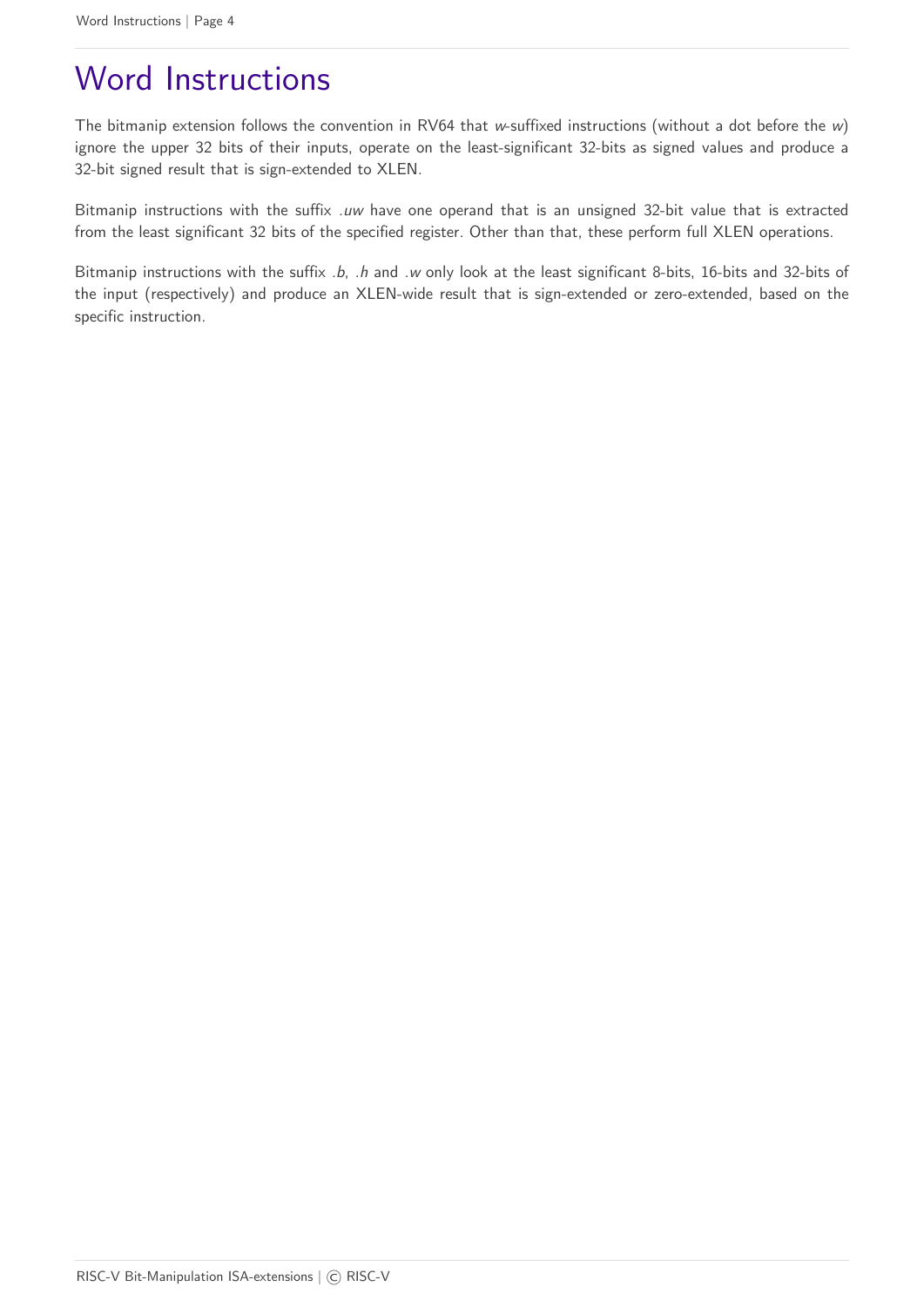# Word Instructions

The bitmanip extension follows the convention in RV64 that *w*-suffixed instructions (without a dot before the *w*) ignore the upper 32 bits of their inputs, operate on the least-significant 32-bits as signed values and produce a 32-bit signed result that is sign-extended to XLEN.

Bitmanip instructions with the suffix *.uw* have one operand that is an unsigned 32-bit value that is extracted from the least significant 32 bits of the specified register. Other than that, these perform full XLEN operations.

Bitmanip instructions with the suffix *.b*, *.h* and *.w* only look at the least significant 8-bits, 16-bits and 32-bits of the input (respectively) and produce an XLEN-wide result that is sign-extended or zero-extended, based on the specific instruction.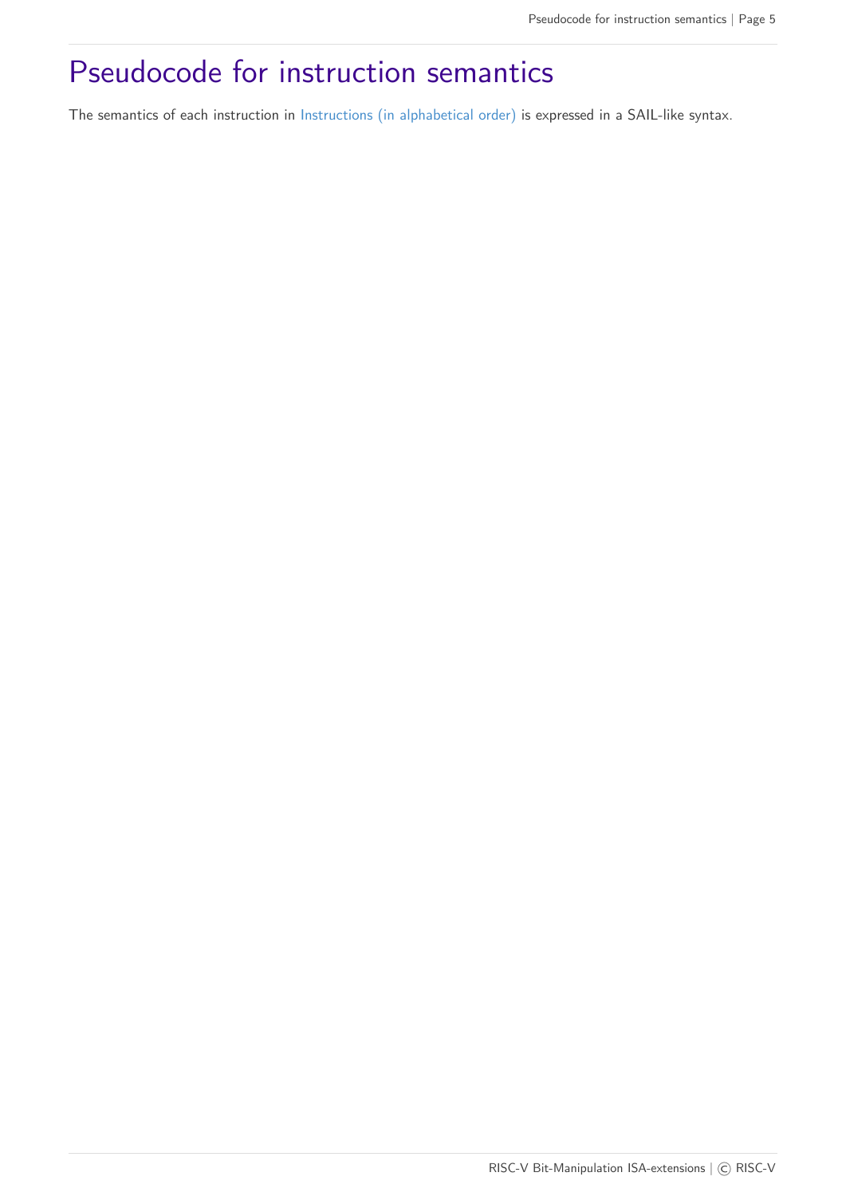# Pseudocode for instruction semantics

The semantics of each instruction in Instructions (in alphabetical order) is expressed in a SAIL-like syntax.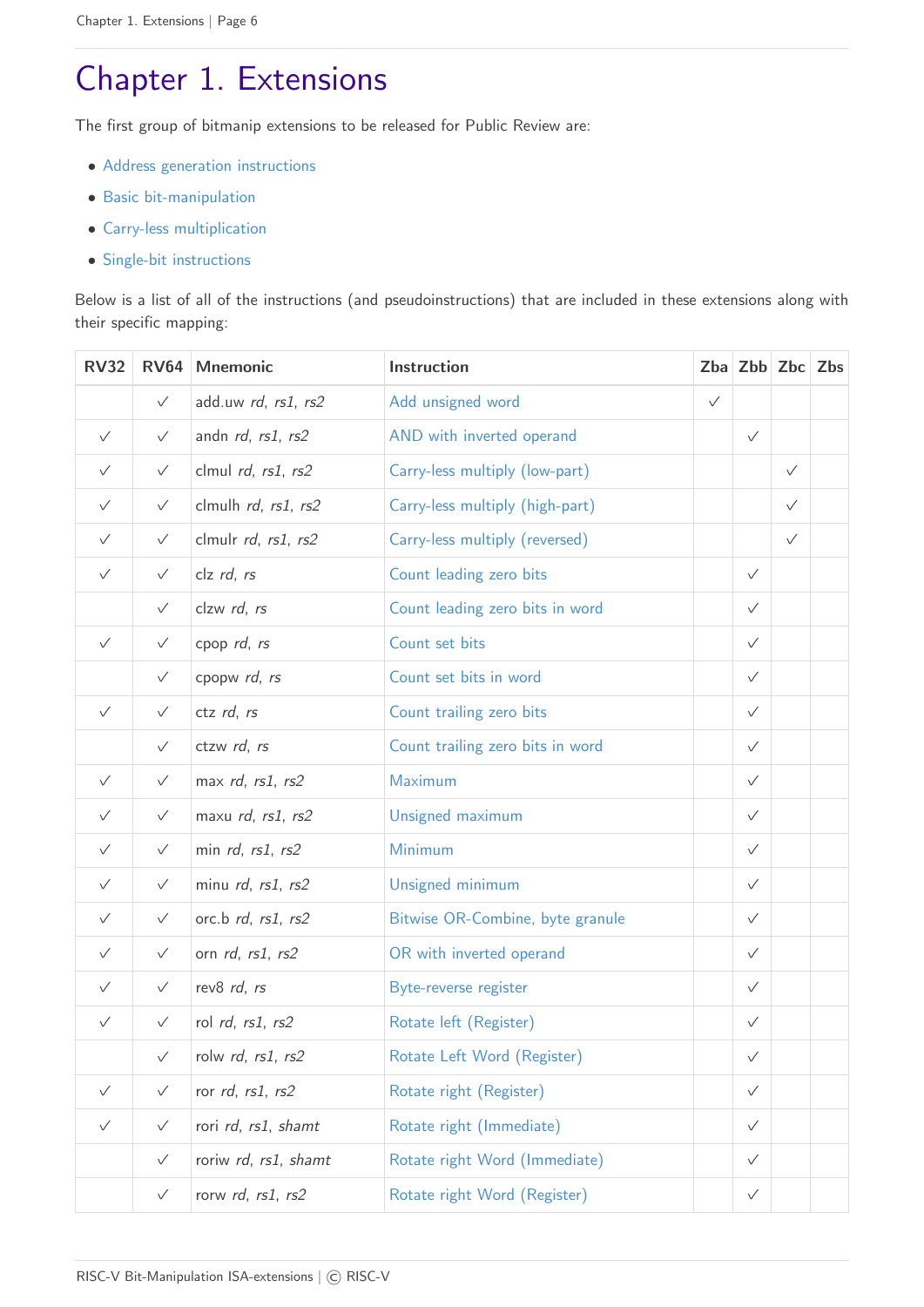# Chapter 1. Extensions

The first group of bitmanip extensions to be released for Public Review are:

- Address generation instructions
- Basic bit-manipulation
- Carry-less multiplication
- Single-bit instructions

Below is a list of all of the instructions (and pseudoinstructions) that are included in these extensions along with their specific mapping:

| RV32 | RV64 | Mnemonic | Instruction | Zba | Zbb | Zbc | Zbs |
|---|---|---|---|---|---|---|---|
| | ✓ | add.uw *rd*, *rs1*, *rs2* | Add unsigned word | ✓ | | | |
| ✓ | ✓ | andn *rd*, *rs1*, *rs2* | AND with inverted operand | | ✓ | | |
| ✓ | ✓ | clmul *rd*, *rs1*, *rs2* | Carry-less multiply (low-part) | | | ✓ | |
| ✓ | ✓ | clmulh *rd*, *rs1*, *rs2* | Carry-less multiply (high-part) | | | ✓ | |
| ✓ | ✓ | clmulr *rd*, *rs1*, *rs2* | Carry-less multiply (reversed) | | | ✓ | |
| ✓ | ✓ | clz *rd*, *rs* | Count leading zero bits | | ✓ | | |
| | ✓ | clzw *rd*, *rs* | Count leading zero bits in word | | ✓ | | |
| ✓ | ✓ | cpop *rd*, *rs* | Count set bits | | ✓ | | |
| | ✓ | cpopw *rd*, *rs* | Count set bits in word | | ✓ | | |
| ✓ | ✓ | ctz *rd*, *rs* | Count trailing zero bits | | ✓ | | |
| | ✓ | ctzw *rd*, *rs* | Count trailing zero bits in word | | ✓ | | |
| ✓ | ✓ | max *rd*, *rs1*, *rs2* | Maximum | | ✓ | | |
| ✓ | ✓ | maxu *rd*, *rs1*, *rs2* | Unsigned maximum | | ✓ | | |
| ✓ | ✓ | min *rd*, *rs1*, *rs2* | Minimum | | ✓ | | |
| ✓ | ✓ | minu *rd*, *rs1*, *rs2* | Unsigned minimum | | ✓ | | |
| ✓ | ✓ | orc.b *rd*, *rs1*, *rs2* | Bitwise OR-Combine, byte granule | | ✓ | | |
| ✓ | ✓ | orn *rd*, *rs1*, *rs2* | OR with inverted operand | | ✓ | | |
| ✓ | ✓ | rev8 *rd*, *rs* | Byte-reverse register | | ✓ | | |
| ✓ | ✓ | rol *rd*, *rs1*, *rs2* | Rotate left (Register) | | ✓ | | |
| | ✓ | rolw *rd*, *rs1*, *rs2* | Rotate Left Word (Register) | | ✓ | | |
| ✓ | ✓ | ror *rd*, *rs1*, *rs2* | Rotate right (Register) | | ✓ | | |
| ✓ | ✓ | rori *rd*, *rs1*, *shamt* | Rotate right (Immediate) | | ✓ | | |
| | ✓ | roriw *rd*, *rs1*, *shamt* | Rotate right Word (Immediate) | | ✓ | | |
| | ✓ | rorw *rd*, *rs1*, *rs2* | Rotate right Word (Register) | | ✓ | | |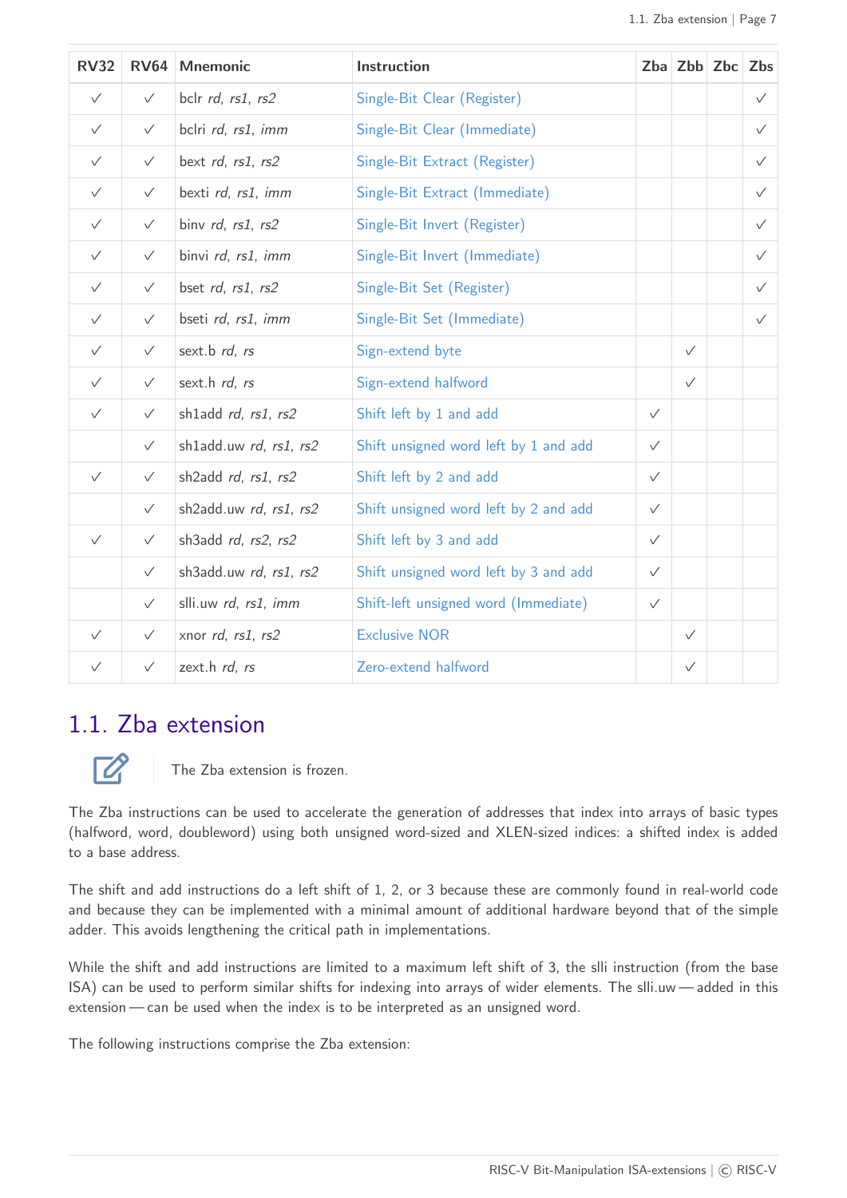| RV32 | RV64 | Mnemonic | Instruction | Zba | Zbb | Zbc | Zbs |
|---|---|---|---|---|---|---|---|
| ✓ | ✓ | bclr *rd*, *rs1*, *rs2* | Single-Bit Clear (Register) | | | | ✓ |
| ✓ | ✓ | bclri *rd*, *rs1*, *imm* | Single-Bit Clear (Immediate) | | | | ✓ |
| ✓ | ✓ | bext *rd*, *rs1*, *rs2* | Single-Bit Extract (Register) | | | | ✓ |
| ✓ | ✓ | bexti *rd*, *rs1*, *imm* | Single-Bit Extract (Immediate) | | | | ✓ |
| ✓ | ✓ | binv *rd*, *rs1*, *rs2* | Single-Bit Invert (Register) | | | | ✓ |
| ✓ | ✓ | binvi *rd*, *rs1*, *imm* | Single-Bit Invert (Immediate) | | | | ✓ |
| ✓ | ✓ | bset *rd*, *rs1*, *rs2* | Single-Bit Set (Register) | | | | ✓ |
| ✓ | ✓ | bseti *rd*, *rs1*, *imm* | Single-Bit Set (Immediate) | | | | ✓ |
| ✓ | ✓ | sext.b *rd*, *rs* | Sign-extend byte | | ✓ | | |
| ✓ | ✓ | sext.h *rd*, *rs* | Sign-extend halfword | | ✓ | | |
| ✓ | ✓ | sh1add *rd*, *rs1*, *rs2* | Shift left by 1 and add | ✓ | | | |
| | ✓ | sh1add.uw *rd*, *rs1*, *rs2* | Shift unsigned word left by 1 and add | ✓ | | | |
| ✓ | ✓ | sh2add *rd*, *rs1*, *rs2* | Shift left by 2 and add | ✓ | | | |
| | ✓ | sh2add.uw *rd*, *rs1*, *rs2* | Shift unsigned word left by 2 and add | ✓ | | | |
| ✓ | ✓ | sh3add *rd*, *rs2*, *rs2* | Shift left by 3 and add | ✓ | | | |
| | ✓ | sh3add.uw *rd*, *rs1*, *rs2* | Shift unsigned word left by 3 and add | ✓ | | | |
| | ✓ | slli.uw *rd*, *rs1*, *imm* | Shift-left unsigned word (Immediate) | ✓ | | | |
| ✓ | ✓ | xnor *rd*, *rs1*, *rs2* | Exclusive NOR | | ✓ | | |
| ✓ | ✓ | zext.h *rd*, *rs* | Zero-extend halfword | | ✓ | | |

## 1.1. Zba extension

> The Zba extension is frozen.

The Zba instructions can be used to accelerate the generation of addresses that index into arrays of basic types (halfword, word, doubleword) using both unsigned word-sized and XLEN-sized indices: a shifted index is added to a base address.

The shift and add instructions do a left shift of 1, 2, or 3 because these are commonly found in real-world code and because they can be implemented with a minimal amount of additional hardware beyond that of the simple adder. This avoids lengthening the critical path in implementations.

While the shift and add instructions are limited to a maximum left shift of 3, the slli instruction (from the base ISA) can be used to perform similar shifts for indexing into arrays of wider elements. The slli.uw — added in this extension — can be used when the index is to be interpreted as an unsigned word.

The following instructions comprise the Zba extension: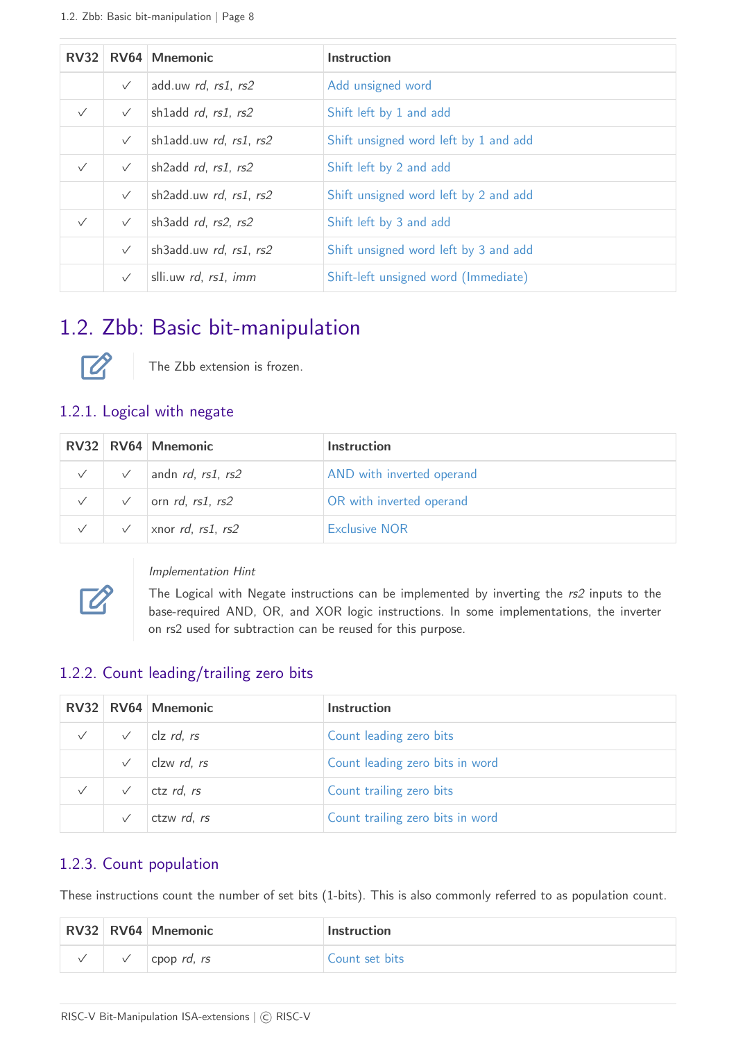| RV32 | RV64 | Mnemonic | Instruction |
|---|---|---|---|
| | ✓ | add.uw *rd*, *rs1*, *rs2* | Add unsigned word |
| ✓ | ✓ | sh1add *rd*, *rs1*, *rs2* | Shift left by 1 and add |
| | ✓ | sh1add.uw *rd*, *rs1*, *rs2* | Shift unsigned word left by 1 and add |
| ✓ | ✓ | sh2add *rd*, *rs1*, *rs2* | Shift left by 2 and add |
| | ✓ | sh2add.uw *rd*, *rs1*, *rs2* | Shift unsigned word left by 2 and add |
| ✓ | ✓ | sh3add *rd*, *rs2*, *rs2* | Shift left by 3 and add |
| | ✓ | sh3add.uw *rd*, *rs1*, *rs2* | Shift unsigned word left by 3 and add |
| | ✓ | slli.uw *rd*, *rs1*, *imm* | Shift-left unsigned word (Immediate) |

## 1.2. Zbb: Basic bit-manipulation

The Zbb extension is frozen.

### 1.2.1. Logical with negate

| RV32 | RV64 | Mnemonic | Instruction |
|---|---|---|---|
| ✓ | ✓ | andn *rd*, *rs1*, *rs2* | AND with inverted operand |
| ✓ | ✓ | orn *rd*, *rs1*, *rs2* | OR with inverted operand |
| ✓ | ✓ | xnor *rd*, *rs1*, *rs2* | Exclusive NOR |

*Implementation Hint*

The Logical with Negate instructions can be implemented by inverting the *rs2* inputs to the base-required AND, OR, and XOR logic instructions. In some implementations, the inverter on rs2 used for subtraction can be reused for this purpose.

### 1.2.2. Count leading/trailing zero bits

| RV32 | RV64 | Mnemonic | Instruction |
|---|---|---|---|
| ✓ | ✓ | clz *rd*, *rs* | Count leading zero bits |
| | ✓ | clzw *rd*, *rs* | Count leading zero bits in word |
| ✓ | ✓ | ctz *rd*, *rs* | Count trailing zero bits |
| | ✓ | ctzw *rd*, *rs* | Count trailing zero bits in word |

### 1.2.3. Count population

These instructions count the number of set bits (1-bits). This is also commonly referred to as population count.

| RV32 | RV64 | Mnemonic | Instruction |
|---|---|---|---|
| ✓ | ✓ | cpop *rd*, *rs* | Count set bits |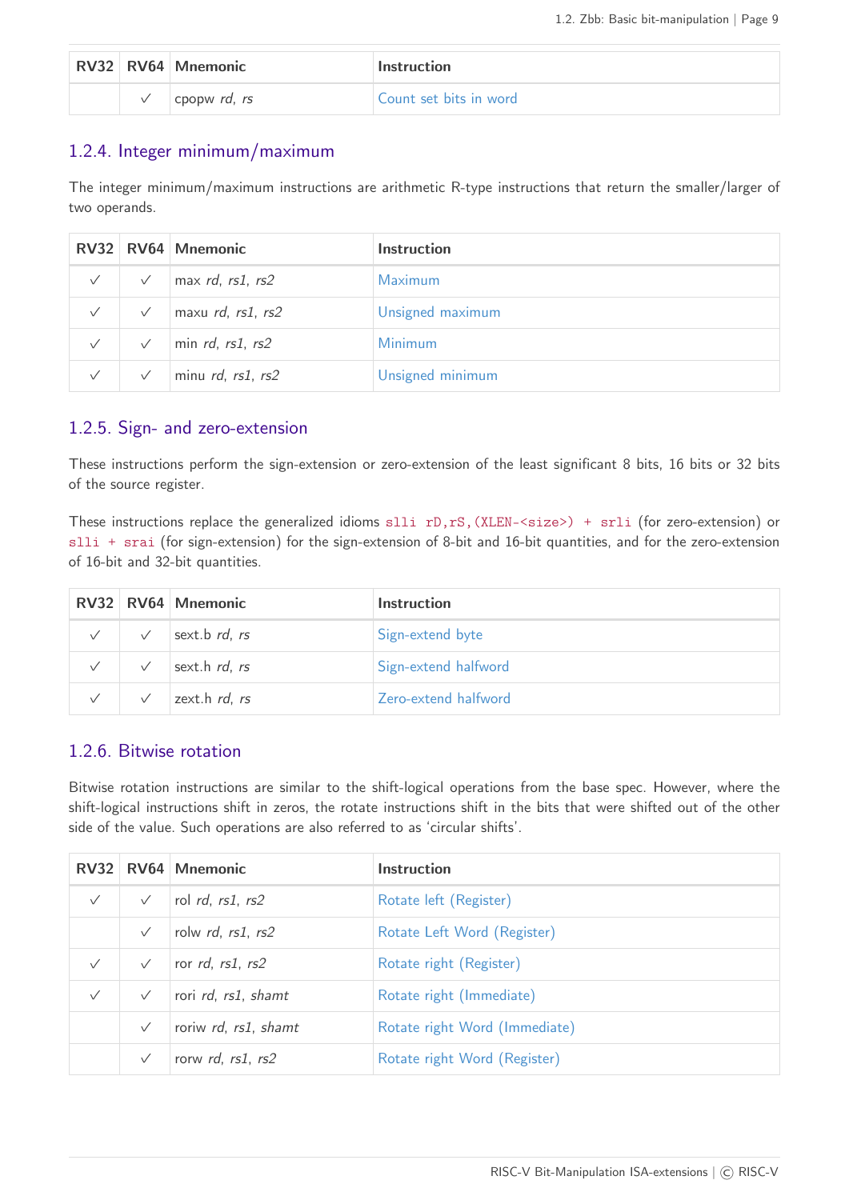| RV32 | RV64 | Mnemonic | Instruction |
|---|---|---|---|
| | ✓ | cpopw *rd*, *rs* | Count set bits in word |

### 1.2.4. Integer minimum/maximum

The integer minimum/maximum instructions are arithmetic R-type instructions that return the smaller/larger of two operands.

| RV32 | RV64 | Mnemonic | Instruction |
|---|---|---|---|
| ✓ | ✓ | max *rd*, *rs1*, *rs2* | Maximum |
| ✓ | ✓ | maxu *rd*, *rs1*, *rs2* | Unsigned maximum |
| ✓ | ✓ | min *rd*, *rs1*, *rs2* | Minimum |
| ✓ | ✓ | minu *rd*, *rs1*, *rs2* | Unsigned minimum |

### 1.2.5. Sign- and zero-extension

These instructions perform the sign-extension or zero-extension of the least significant 8 bits, 16 bits or 32 bits of the source register.

These instructions replace the generalized idioms `slli rD,rS,(XLEN-<size>) + srli` (for zero-extension) or `slli + srai` (for sign-extension) for the sign-extension of 8-bit and 16-bit quantities, and for the zero-extension of 16-bit and 32-bit quantities.

| RV32 | RV64 | Mnemonic | Instruction |
|---|---|---|---|
| ✓ | ✓ | sext.b *rd*, *rs* | Sign-extend byte |
| ✓ | ✓ | sext.h *rd*, *rs* | Sign-extend halfword |
| ✓ | ✓ | zext.h *rd*, *rs* | Zero-extend halfword |

### 1.2.6. Bitwise rotation

Bitwise rotation instructions are similar to the shift-logical operations from the base spec. However, where the shift-logical instructions shift in zeros, the rotate instructions shift in the bits that were shifted out of the other side of the value. Such operations are also referred to as 'circular shifts'.

| RV32 | RV64 | Mnemonic | Instruction |
|---|---|---|---|
| ✓ | ✓ | rol *rd*, *rs1*, *rs2* | Rotate left (Register) |
| | ✓ | rolw *rd*, *rs1*, *rs2* | Rotate Left Word (Register) |
| ✓ | ✓ | ror *rd*, *rs1*, *rs2* | Rotate right (Register) |
| ✓ | ✓ | rori *rd*, *rs1*, *shamt* | Rotate right (Immediate) |
| | ✓ | roriw *rd*, *rs1*, *shamt* | Rotate right Word (Immediate) |
| | ✓ | rorw *rd*, *rs1*, *rs2* | Rotate right Word (Register) |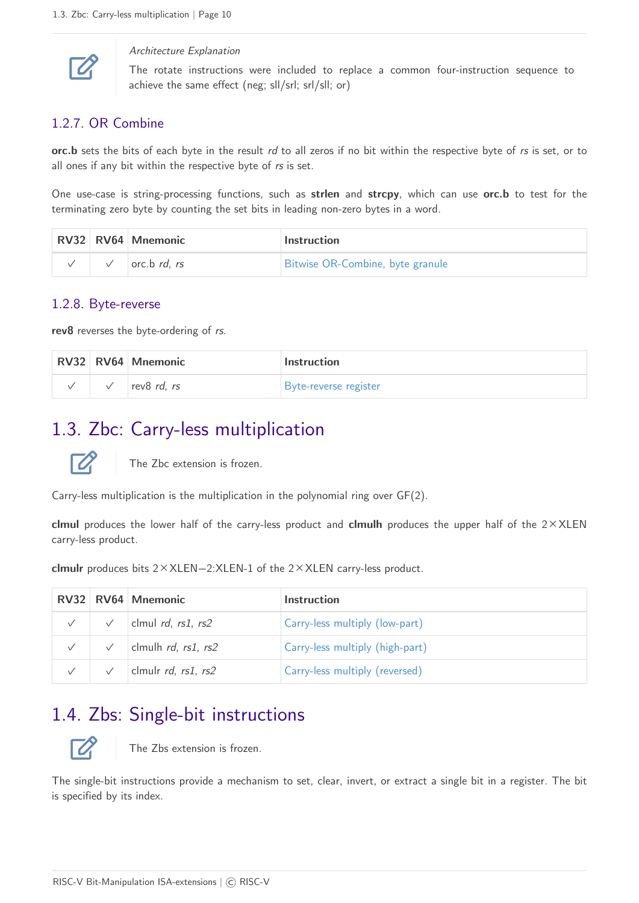> *Architecture Explanation*
>
> The rotate instructions were included to replace a common four-instruction sequence to achieve the same effect (neg; sll/srl; srl/sll; or)

### 1.2.7. OR Combine

**orc.b** sets the bits of each byte in the result *rd* to all zeros if no bit within the respective byte of *rs* is set, or to all ones if any bit within the respective byte of *rs* is set.

One use-case is string-processing functions, such as **strlen** and **strcpy**, which can use **orc.b** to test for the terminating zero byte by counting the set bits in leading non-zero bytes in a word.

| RV32 | RV64 | Mnemonic | Instruction |
|---|---|---|---|
| ✓ | ✓ | orc.b *rd*, *rs* | Bitwise OR-Combine, byte granule |

### 1.2.8. Byte-reverse

**rev8** reverses the byte-ordering of *rs*.

| RV32 | RV64 | Mnemonic | Instruction |
|---|---|---|---|
| ✓ | ✓ | rev8 *rd*, *rs* | Byte-reverse register |

## 1.3. Zbc: Carry-less multiplication

> The Zbc extension is frozen.

Carry-less multiplication is the multiplication in the polynomial ring over GF(2).

**clmul** produces the lower half of the carry-less product and **clmulh** produces the upper half of the 2×XLEN carry-less product.

**clmulr** produces bits 2×XLEN−2:XLEN-1 of the 2×XLEN carry-less product.

| RV32 | RV64 | Mnemonic | Instruction |
|---|---|---|---|
| ✓ | ✓ | clmul *rd*, *rs1*, *rs2* | Carry-less multiply (low-part) |
| ✓ | ✓ | clmulh *rd*, *rs1*, *rs2* | Carry-less multiply (high-part) |
| ✓ | ✓ | clmulr *rd*, *rs1*, *rs2* | Carry-less multiply (reversed) |

## 1.4. Zbs: Single-bit instructions

> The Zbs extension is frozen.

The single-bit instructions provide a mechanism to set, clear, invert, or extract a single bit in a register. The bit is specified by its index.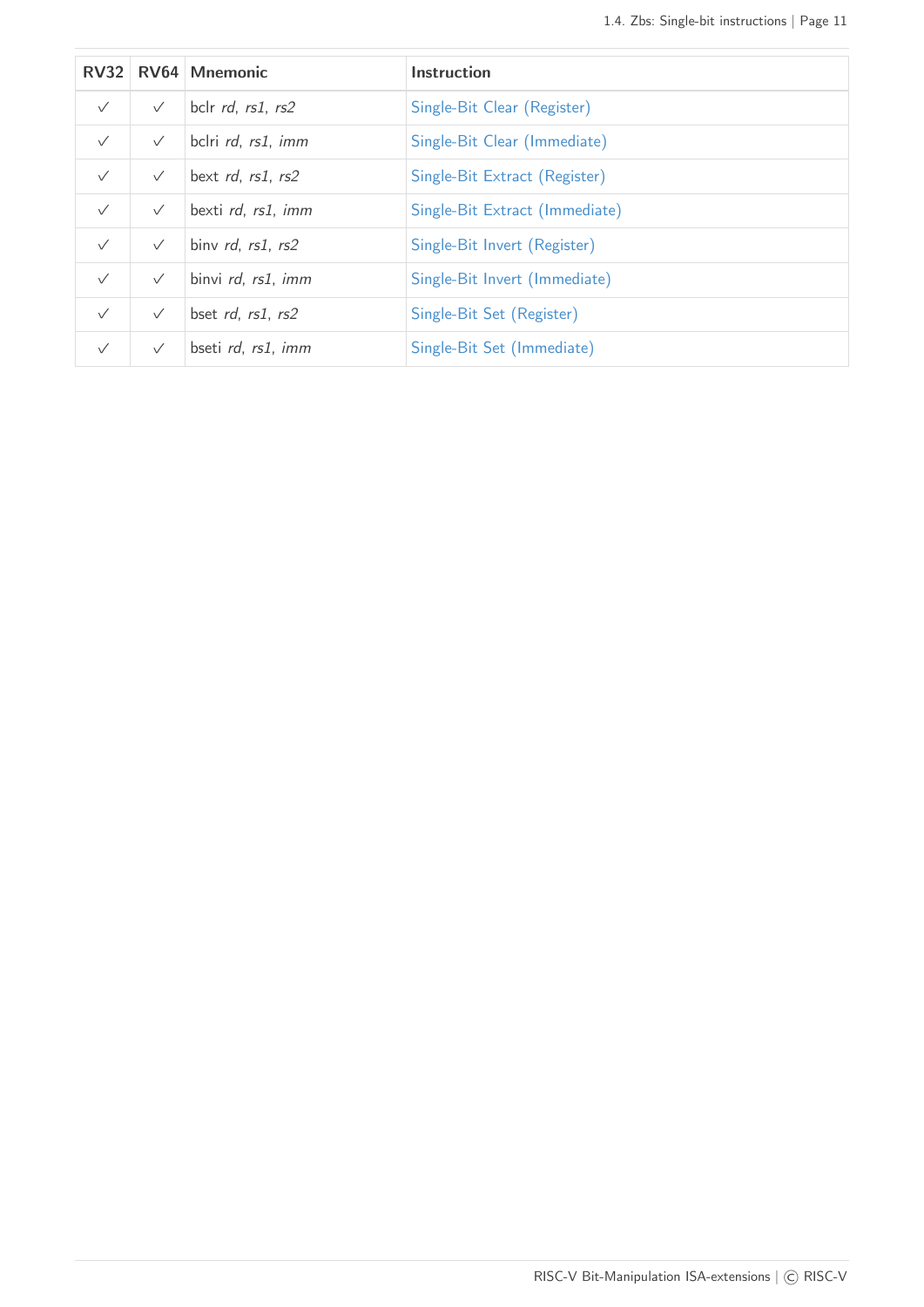| RV32 | RV64 | Mnemonic | Instruction |
|---|---|---|---|
| ✓ | ✓ | bclr *rd*, *rs1*, *rs2* | Single-Bit Clear (Register) |
| ✓ | ✓ | bclri *rd*, *rs1*, *imm* | Single-Bit Clear (Immediate) |
| ✓ | ✓ | bext *rd*, *rs1*, *rs2* | Single-Bit Extract (Register) |
| ✓ | ✓ | bexti *rd*, *rs1*, *imm* | Single-Bit Extract (Immediate) |
| ✓ | ✓ | binv *rd*, *rs1*, *rs2* | Single-Bit Invert (Register) |
| ✓ | ✓ | binvi *rd*, *rs1*, *imm* | Single-Bit Invert (Immediate) |
| ✓ | ✓ | bset *rd*, *rs1*, *rs2* | Single-Bit Set (Register) |
| ✓ | ✓ | bseti *rd*, *rs1*, *imm* | Single-Bit Set (Immediate) |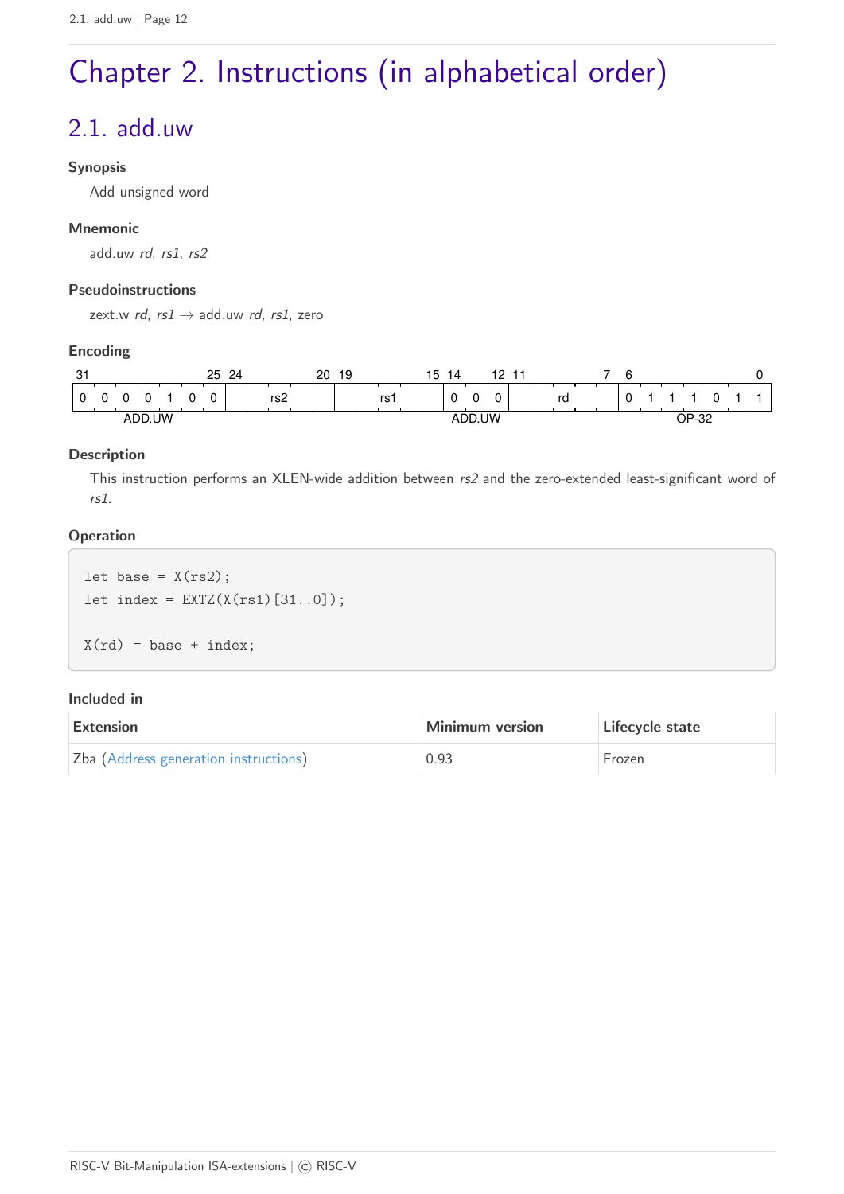# Chapter 2. Instructions (in alphabetical order)

## 2.1. add.uw

**Synopsis**

Add unsigned word

**Mnemonic**

add.uw *rd*, *rs1*, *rs2*

**Pseudoinstructions**

zext.w *rd*, *rs1* → add.uw *rd*, *rs1*, zero

**Encoding**

| 31–25 | 24–20 | 19–15 | 14–12 | 11–7 | 6–0 |
|---|---|---|---|---|---|
| 0 0 0 0 1 0 0 | rs2 | rs1 | 0 0 0 | rd | 0 1 1 1 0 1 1 |
| ADD.UW | | | ADD.UW | | OP-32 |

**Description**

This instruction performs an XLEN-wide addition between *rs2* and the zero-extended least-significant word of *rs1*.

**Operation**

```
let base = X(rs2);
let index = EXTZ(X(rs1)[31..0]);

X(rd) = base + index;
```

**Included in**

| Extension | Minimum version | Lifecycle state |
|---|---|---|
| Zba (Address generation instructions) | 0.93 | Frozen |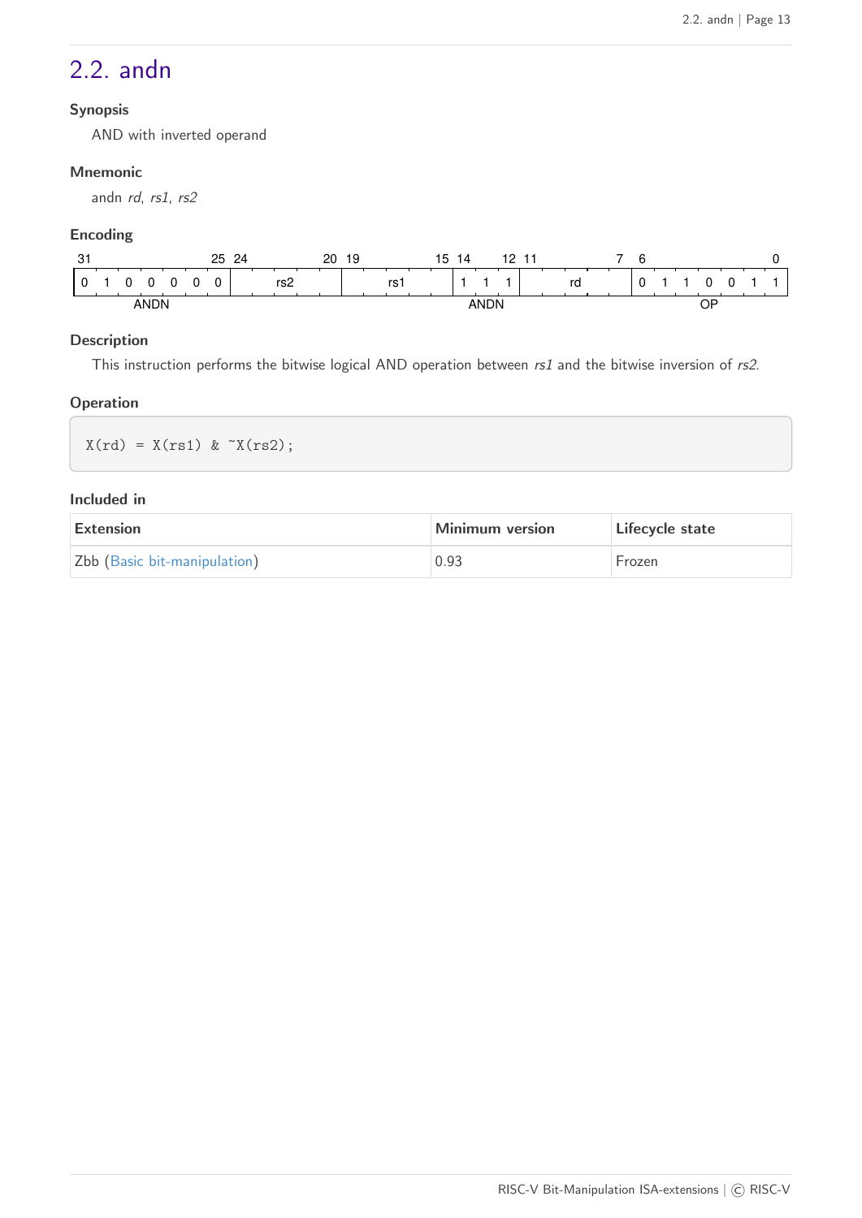## 2.2. andn

### Synopsis

AND with inverted operand

### Mnemonic

andn *rd*, *rs1*, *rs2*

### Encoding

| 31–25 | 24–20 | 19–15 | 14–12 | 11–7 | 6–0 |
|---|---|---|---|---|---|
| 0 1 0 0 0 0 0 | rs2 | rs1 | 1 1 1 | rd | 0 1 1 0 0 1 1 |
| ANDN | | | ANDN | | OP |

### Description

This instruction performs the bitwise logical AND operation between *rs1* and the bitwise inversion of *rs2*.

### Operation

```
X(rd) = X(rs1) & ~X(rs2);
```

### Included in

| Extension | Minimum version | Lifecycle state |
|---|---|---|
| Zbb (Basic bit-manipulation) | 0.93 | Frozen |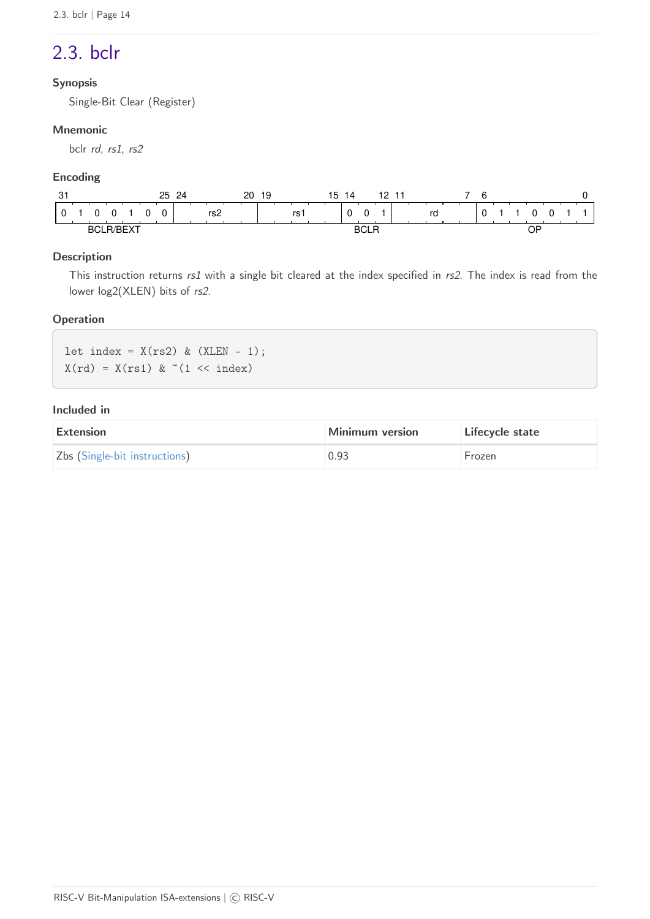## 2.3. bclr

**Synopsis**

Single-Bit Clear (Register)

**Mnemonic**

bclr *rd*, *rs1*, *rs2*

**Encoding**

| 31–25 | 24–20 | 19–15 | 14–12 | 11–7 | 6–0 |
|---|---|---|---|---|---|
| 0 1 0 0 1 0 0 | rs2 | rs1 | 0 0 1 | rd | 0 1 1 0 0 1 1 |
| BCLR/BEXT | | | BCLR | | OP |

**Description**

This instruction returns *rs1* with a single bit cleared at the index specified in *rs2*. The index is read from the lower log2(XLEN) bits of *rs2*.

**Operation**

```
let index = X(rs2) & (XLEN - 1);
X(rd) = X(rs1) & ~(1 << index)
```

**Included in**

| Extension | Minimum version | Lifecycle state |
|---|---|---|
| Zbs (Single-bit instructions) | 0.93 | Frozen |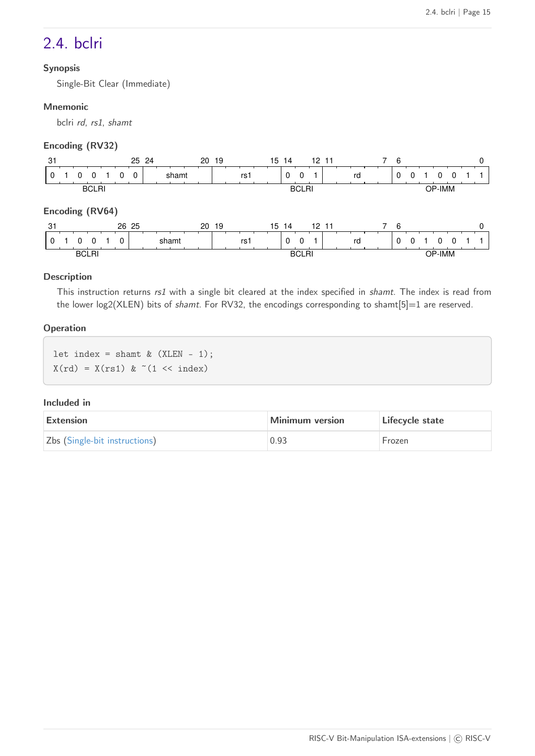## 2.4. bclri

### Synopsis

Single-Bit Clear (Immediate)

### Mnemonic

bclri *rd*, *rs1*, *shamt*

### Encoding (RV32)

| 31–25 | 24–20 | 19–15 | 14–12 | 11–7 | 6–0 |
|---|---|---|---|---|---|
| 0 1 0 0 1 0 0 | shamt | rs1 | 0 0 1 | rd | 0 0 1 0 0 1 1 |
| BCLRI | | | BCLRI | | OP-IMM |

### Encoding (RV64)

| 31–26 | 25–20 | 19–15 | 14–12 | 11–7 | 6–0 |
|---|---|---|---|---|---|
| 0 1 0 0 1 0 | shamt | rs1 | 0 0 1 | rd | 0 0 1 0 0 1 1 |
| BCLRI | | | BCLRI | | OP-IMM |

### Description

This instruction returns *rs1* with a single bit cleared at the index specified in *shamt*. The index is read from the lower log2(XLEN) bits of *shamt*. For RV32, the encodings corresponding to shamt[5]=1 are reserved.

### Operation

```
let index = shamt & (XLEN - 1);
X(rd) = X(rs1) & ~(1 << index)
```

### Included in

| Extension | Minimum version | Lifecycle state |
|---|---|---|
| Zbs (Single-bit instructions) | 0.93 | Frozen |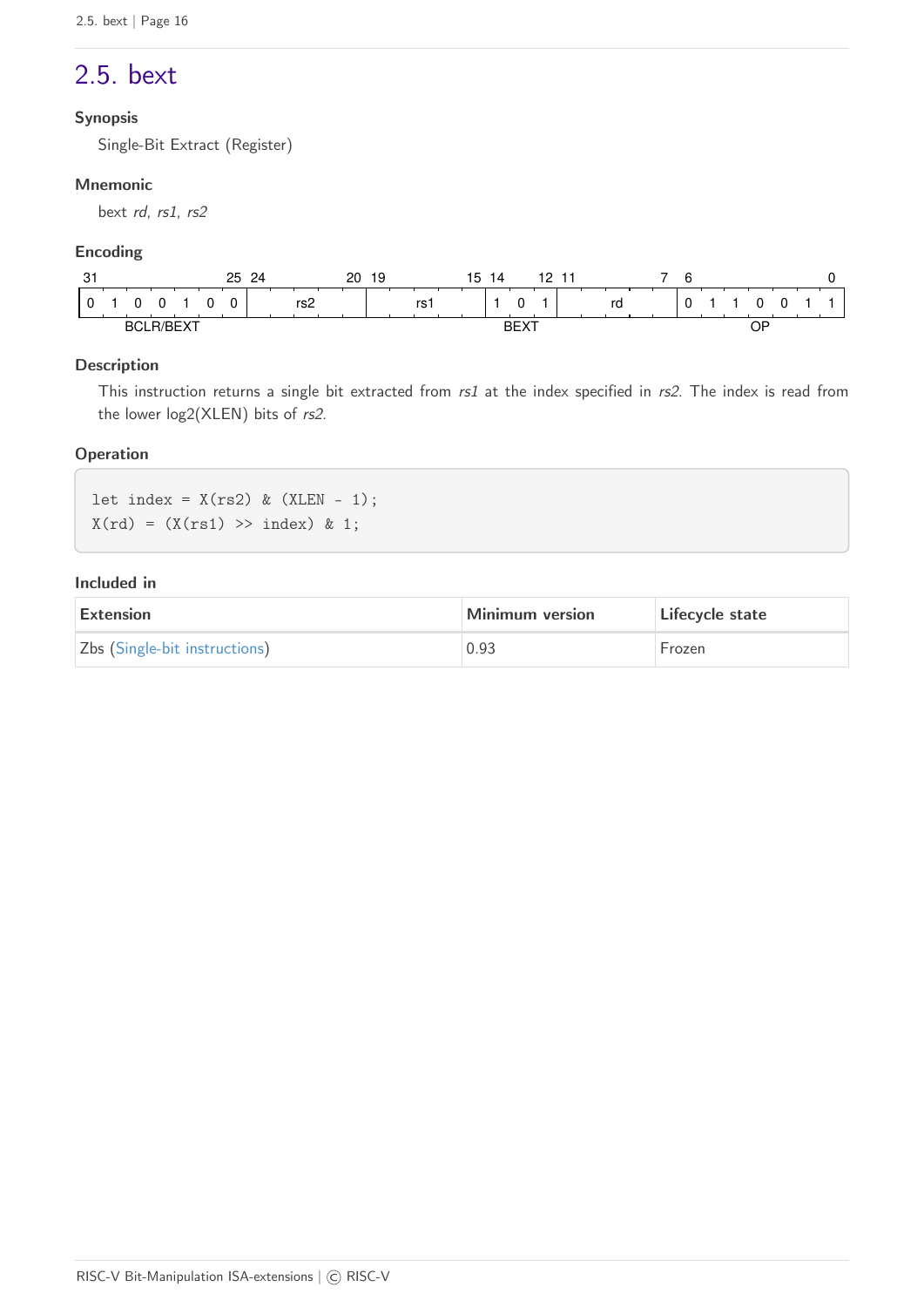## 2.5. bext

### Synopsis

Single-Bit Extract (Register)

### Mnemonic

bext *rd*, *rs1*, *rs2*

### Encoding

| 31–25 | 24–20 | 19–15 | 14–12 | 11–7 | 6–0 |
|---|---|---|---|---|---|
| 0 1 0 0 1 0 0 | rs2 | rs1 | 1 0 1 | rd | 0 1 1 0 0 1 1 |
| BCLR/BEXT | | | BEXT | | OP |

### Description

This instruction returns a single bit extracted from *rs1* at the index specified in *rs2*. The index is read from the lower log2(XLEN) bits of *rs2*.

### Operation

```
let index = X(rs2) & (XLEN - 1);
X(rd) = (X(rs1) >> index) & 1;
```

### Included in

| Extension | Minimum version | Lifecycle state |
|---|---|---|
| Zbs (Single-bit instructions) | 0.93 | Frozen |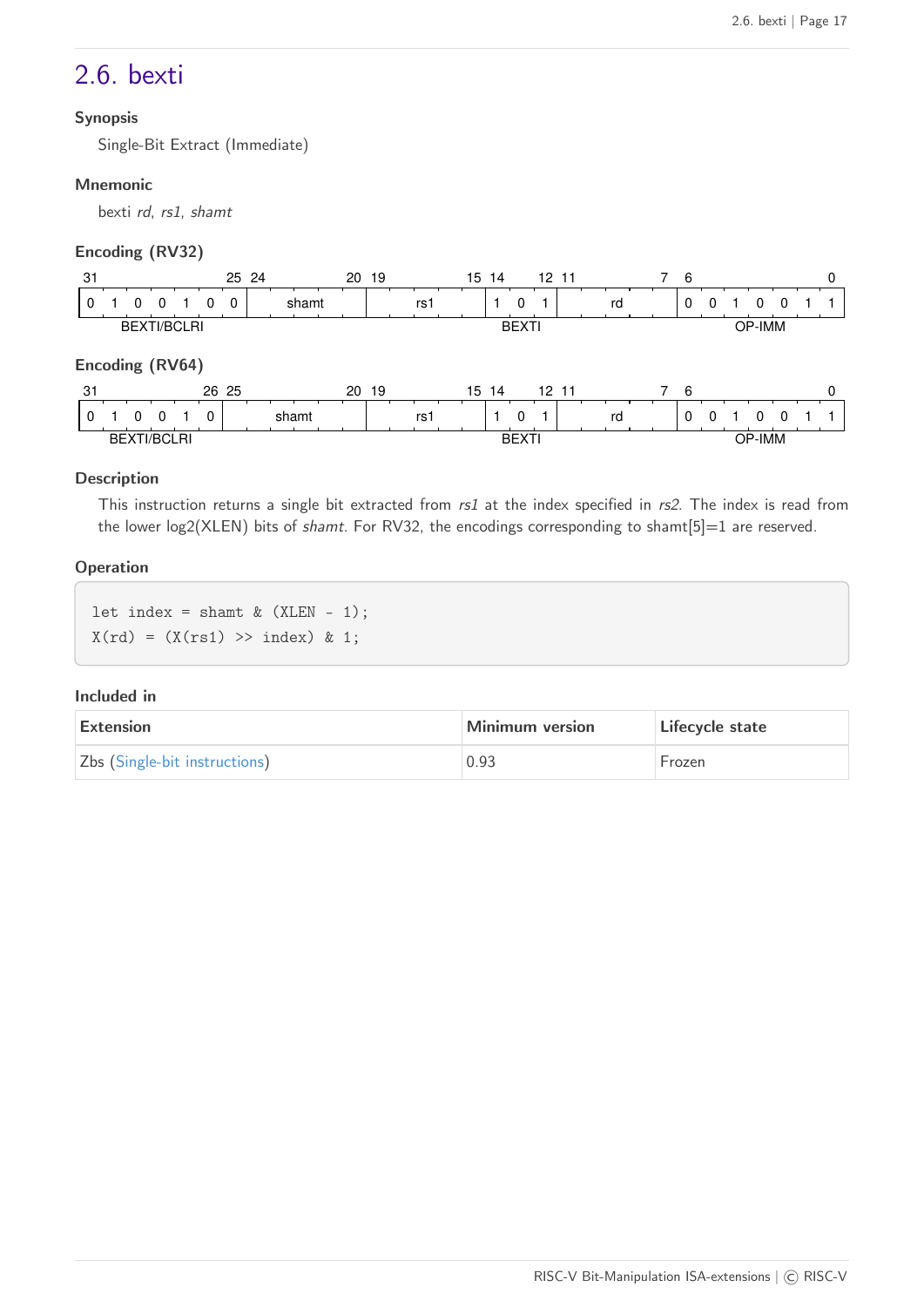## 2.6. bexti

#### Synopsis

Single-Bit Extract (Immediate)

#### Mnemonic

bexti *rd*, *rs1*, *shamt*

#### Encoding (RV32)

| 31–25 | 24–20 | 19–15 | 14–12 | 11–7 | 6–0 |
|---|---|---|---|---|---|
| 0 1 0 0 1 0 0 | shamt | rs1 | 1 0 1 | rd | 0 0 1 0 0 1 1 |
| BEXTI/BCLRI | | | BEXTI | | OP-IMM |

#### Encoding (RV64)

| 31–26 | 25–20 | 19–15 | 14–12 | 11–7 | 6–0 |
|---|---|---|---|---|---|
| 0 1 0 0 1 0 | shamt | rs1 | 1 0 1 | rd | 0 0 1 0 0 1 1 |
| BEXTI/BCLRI | | | BEXTI | | OP-IMM |

#### Description

This instruction returns a single bit extracted from *rs1* at the index specified in *rs2*. The index is read from the lower log2(XLEN) bits of *shamt*. For RV32, the encodings corresponding to shamt[5]=1 are reserved.

#### Operation

```
let index = shamt & (XLEN - 1);
X(rd) = (X(rs1) >> index) & 1;
```

#### Included in

| Extension | Minimum version | Lifecycle state |
|---|---|---|
| Zbs (Single-bit instructions) | 0.93 | Frozen |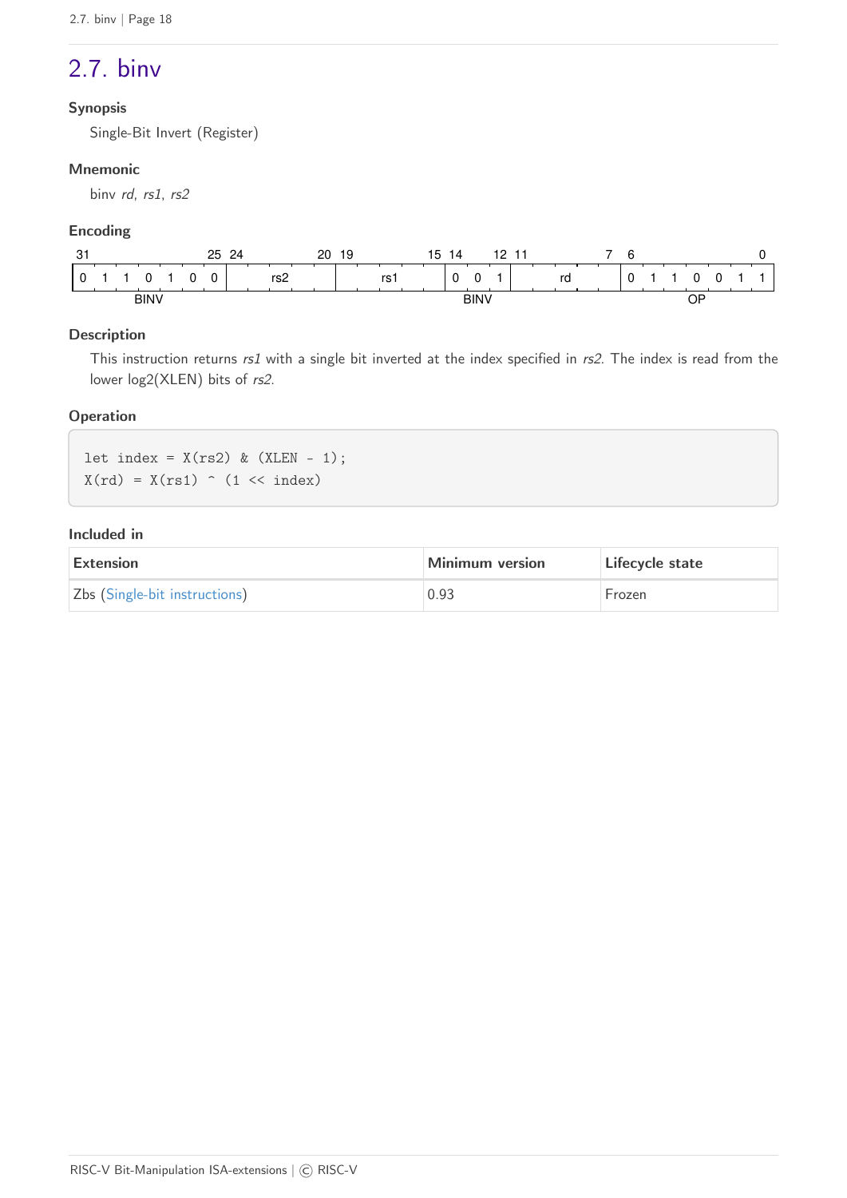## 2.7. binv

#### Synopsis

Single-Bit Invert (Register)

#### Mnemonic

binv *rd*, *rs1*, *rs2*

#### Encoding

| 31–25 | 24–20 | 19–15 | 14–12 | 11–7 | 6–0 |
|---|---|---|---|---|---|
| 0 1 1 0 1 0 0 | rs2 | rs1 | 0 0 1 | rd | 0 1 1 0 0 1 1 |
| BINV | | | BINV | | OP |

#### Description

This instruction returns *rs1* with a single bit inverted at the index specified in *rs2*. The index is read from the lower log2(XLEN) bits of *rs2*.

#### Operation

```
let index = X(rs2) & (XLEN - 1);
X(rd) = X(rs1) ^ (1 << index)
```

#### Included in

| Extension | Minimum version | Lifecycle state |
|---|---|---|
| Zbs (Single-bit instructions) | 0.93 | Frozen |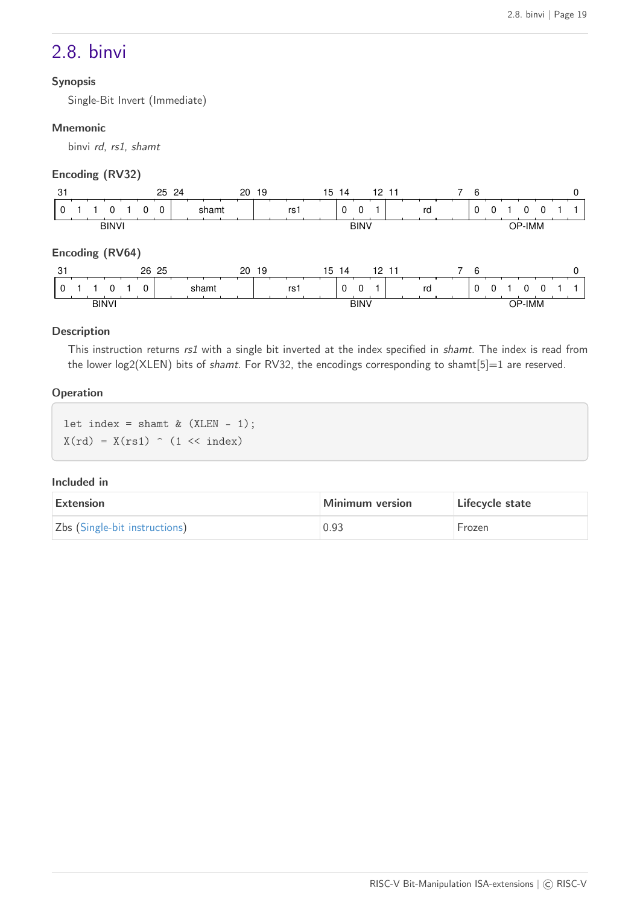## 2.8. binvi

### Synopsis

Single-Bit Invert (Immediate)

### Mnemonic

binvi *rd*, *rs1*, *shamt*

### Encoding (RV32)

| 31–25 | 24–20 | 19–15 | 14–12 | 11–7 | 6–0 |
|---|---|---|---|---|---|
| 0 1 1 0 1 0 0 | shamt | rs1 | 0 0 1 | rd | 0 0 1 0 0 1 1 |
| BINVI | | | BINV | | OP-IMM |

### Encoding (RV64)

| 31–26 | 25–20 | 19–15 | 14–12 | 11–7 | 6–0 |
|---|---|---|---|---|---|
| 0 1 1 0 1 0 | shamt | rs1 | 0 0 1 | rd | 0 0 1 0 0 1 1 |
| BINVI | | | BINV | | OP-IMM |

### Description

This instruction returns *rs1* with a single bit inverted at the index specified in *shamt*. The index is read from the lower log2(XLEN) bits of *shamt*. For RV32, the encodings corresponding to shamt[5]=1 are reserved.

### Operation

```
let index = shamt & (XLEN - 1);
X(rd) = X(rs1) ^ (1 << index)
```

### Included in

| Extension | Minimum version | Lifecycle state |
|---|---|---|
| Zbs (Single-bit instructions) | 0.93 | Frozen |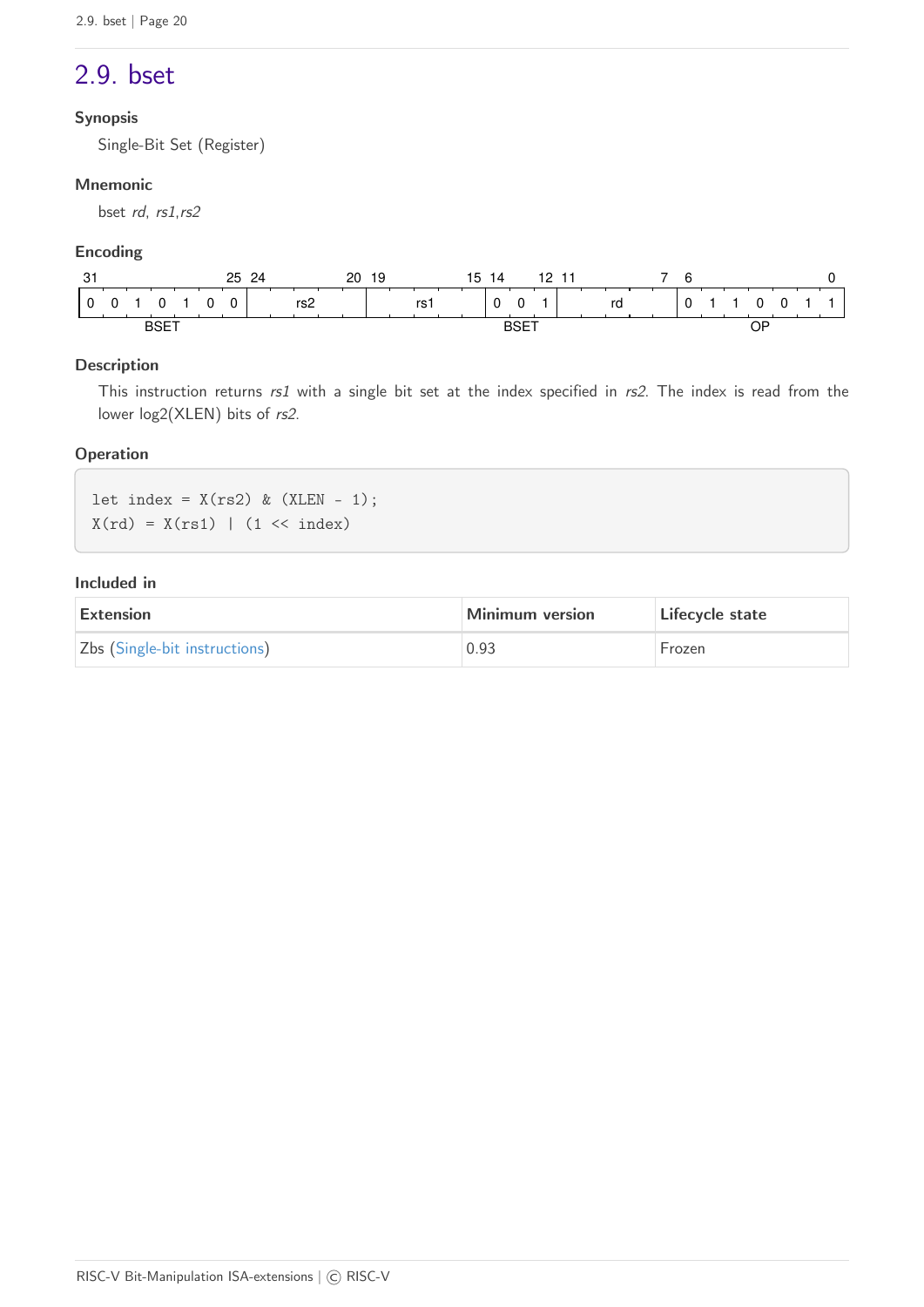## 2.9. bset

### Synopsis

Single-Bit Set (Register)

### Mnemonic

bset *rd*, *rs1*,*rs2*

### Encoding

| 31–25 | 24–20 | 19–15 | 14–12 | 11–7 | 6–0 |
|---|---|---|---|---|---|
| 0 0 1 0 1 0 0 | rs2 | rs1 | 0 0 1 | rd | 0 1 1 0 0 1 1 |
| BSET | | | BSET | | OP |

### Description

This instruction returns *rs1* with a single bit set at the index specified in *rs2*. The index is read from the lower log2(XLEN) bits of *rs2*.

### Operation

```
let index = X(rs2) & (XLEN - 1);
X(rd) = X(rs1) | (1 << index)
```

### Included in

| Extension | Minimum version | Lifecycle state |
|---|---|---|
| Zbs (Single-bit instructions) | 0.93 | Frozen |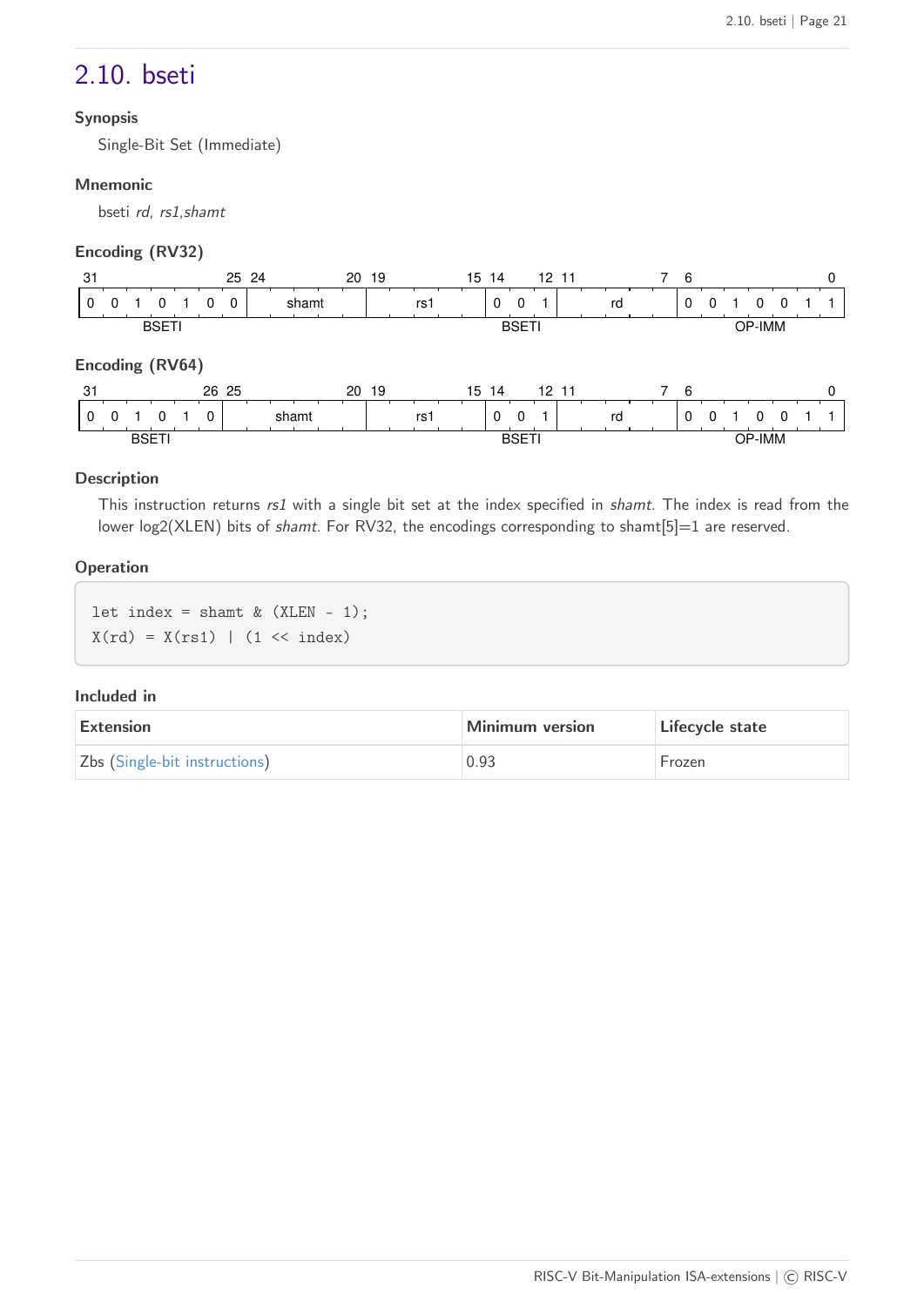## 2.10. bseti

### Synopsis

Single-Bit Set (Immediate)

### Mnemonic

bseti *rd*, *rs1*,*shamt*

### Encoding (RV32)

| 31–25 | 24–20 | 19–15 | 14–12 | 11–7 | 6–0 |
|---|---|---|---|---|---|
| 0 0 1 0 1 0 0 | shamt | rs1 | 0 0 1 | rd | 0 0 1 0 0 1 1 |
| BSETI | | | BSETI | | OP-IMM |

### Encoding (RV64)

| 31–26 | 25–20 | 19–15 | 14–12 | 11–7 | 6–0 |
|---|---|---|---|---|---|
| 0 0 1 0 1 0 | shamt | rs1 | 0 0 1 | rd | 0 0 1 0 0 1 1 |
| BSETI | | | BSETI | | OP-IMM |

### Description

This instruction returns *rs1* with a single bit set at the index specified in *shamt*. The index is read from the lower log2(XLEN) bits of *shamt*. For RV32, the encodings corresponding to shamt[5]=1 are reserved.

### Operation

```
let index = shamt & (XLEN - 1);
X(rd) = X(rs1) | (1 << index)
```

### Included in

| Extension | Minimum version | Lifecycle state |
|---|---|---|
| Zbs (Single-bit instructions) | 0.93 | Frozen |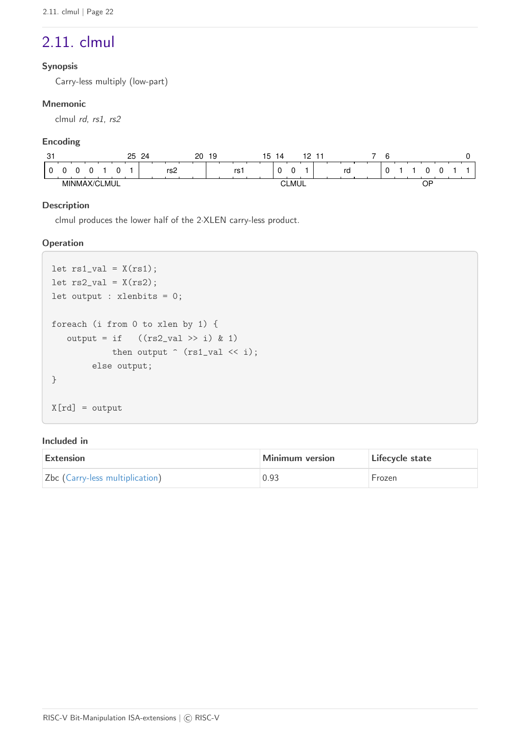## 2.11. clmul

### Synopsis

Carry-less multiply (low-part)

### Mnemonic

clmul *rd*, *rs1*, *rs2*

### Encoding

| 31–25 | 24–20 | 19–15 | 14–12 | 11–7 | 6–0 |
|---|---|---|---|---|---|
| 0 0 0 0 1 0 1 | rs2 | rs1 | 0 0 1 | rd | 0 1 1 0 0 1 1 |
| MINMAX/CLMUL | | | CLMUL | | OP |

### Description

clmul produces the lower half of the 2·XLEN carry-less product.

### Operation

```
let rs1_val = X(rs1);
let rs2_val = X(rs2);
let output : xlenbits = 0;

foreach (i from 0 to xlen by 1) {
   output = if   ((rs2_val >> i) & 1)
            then output ^ (rs1_val << i);
        else output;
}

X[rd] = output
```

### Included in

| Extension | Minimum version | Lifecycle state |
|---|---|---|
| Zbc (Carry-less multiplication) | 0.93 | Frozen |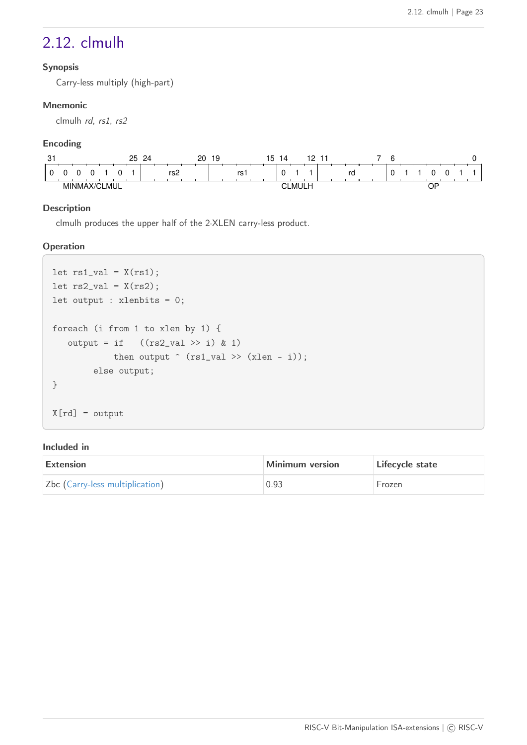## 2.12. clmulh

**Synopsis**

Carry-less multiply (high-part)

**Mnemonic**

clmulh *rd*, *rs1*, *rs2*

**Encoding**

| 31 ... 25 | 24 ... 20 | 19 ... 15 | 14 ... 12 | 11 ... 7 | 6 ... 0 |
|---|---|---|---|---|---|
| 0 0 0 0 1 0 1 | rs2 | rs1 | 0 1 1 | rd | 0 1 1 0 0 1 1 |
| MINMAX/CLMUL | | | CLMULH | | OP |

**Description**

clmulh produces the upper half of the 2·XLEN carry-less product.

**Operation**

```
let rs1_val = X(rs1);
let rs2_val = X(rs2);
let output : xlenbits = 0;

foreach (i from 1 to xlen by 1) {
   output = if   ((rs2_val >> i) & 1)
            then output ^ (rs1_val >> (xlen - i));
         else output;
}

X[rd] = output
```

**Included in**

| Extension | Minimum version | Lifecycle state |
|---|---|---|
| Zbc (Carry-less multiplication) | 0.93 | Frozen |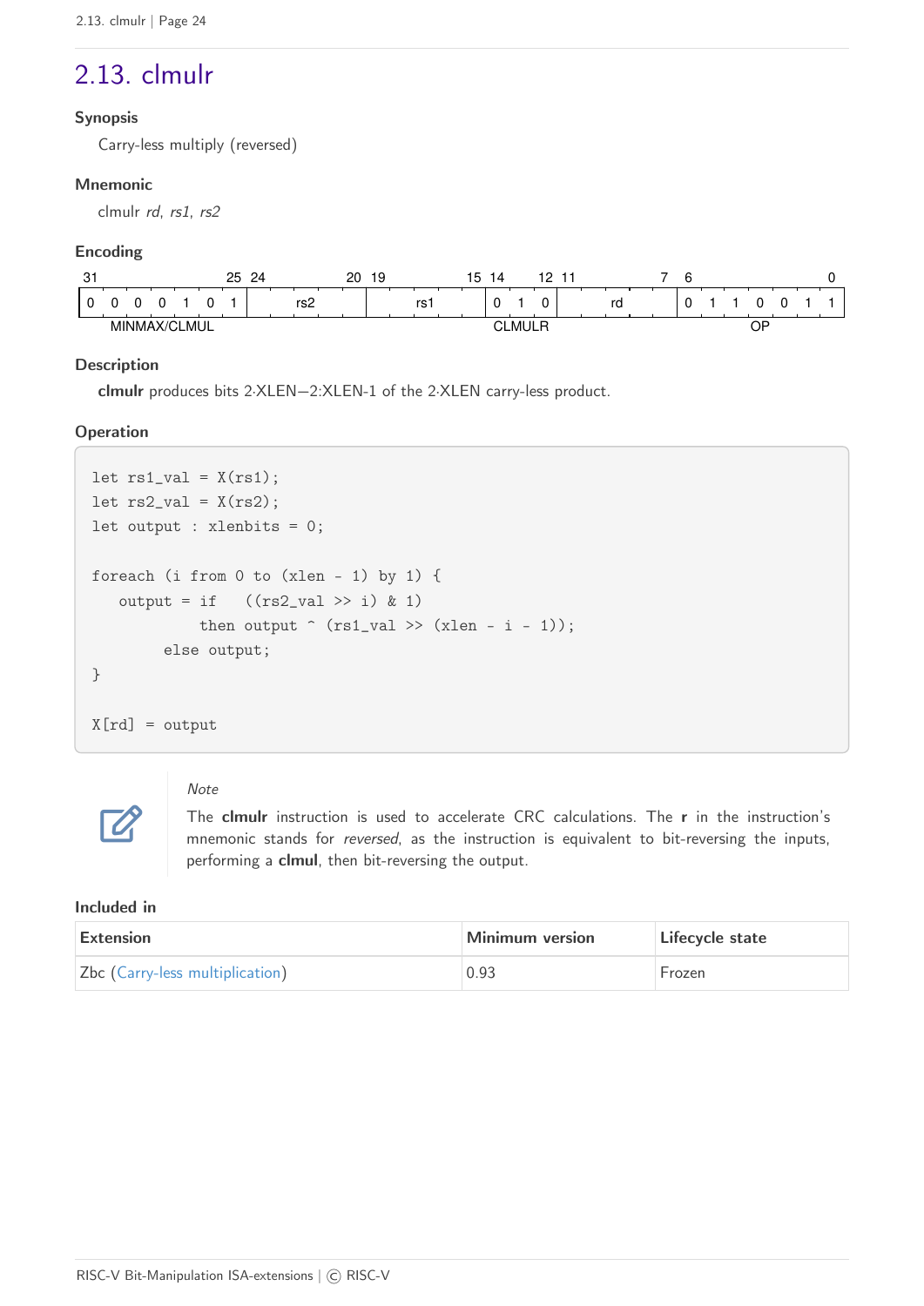## 2.13. clmulr

#### Synopsis

Carry-less multiply (reversed)

#### Mnemonic

clmulr *rd*, *rs1*, *rs2*

#### Encoding

| 31–25 | 24–20 | 19–15 | 14–12 | 11–7 | 6–0 |
|---|---|---|---|---|---|
| 0 0 0 0 1 0 1 | rs2 | rs1 | 0 1 0 | rd | 0 1 1 0 0 1 1 |
| MINMAX/CLMUL | | | CLMULR | | OP |

#### Description

**clmulr** produces bits 2·XLEN−2:XLEN-1 of the 2·XLEN carry-less product.

#### Operation

```
let rs1_val = X(rs1);
let rs2_val = X(rs2);
let output : xlenbits = 0;

foreach (i from 0 to (xlen - 1) by 1) {
   output = if   ((rs2_val >> i) & 1)
            then output ^ (rs1_val >> (xlen - i - 1));
         else output;
}

X[rd] = output
```

> *Note*
>
> The **clmulr** instruction is used to accelerate CRC calculations. The **r** in the instruction's mnemonic stands for *reversed*, as the instruction is equivalent to bit-reversing the inputs, performing a **clmul**, then bit-reversing the output.

#### Included in

| Extension | Minimum version | Lifecycle state |
|---|---|---|
| Zbc (Carry-less multiplication) | 0.93 | Frozen |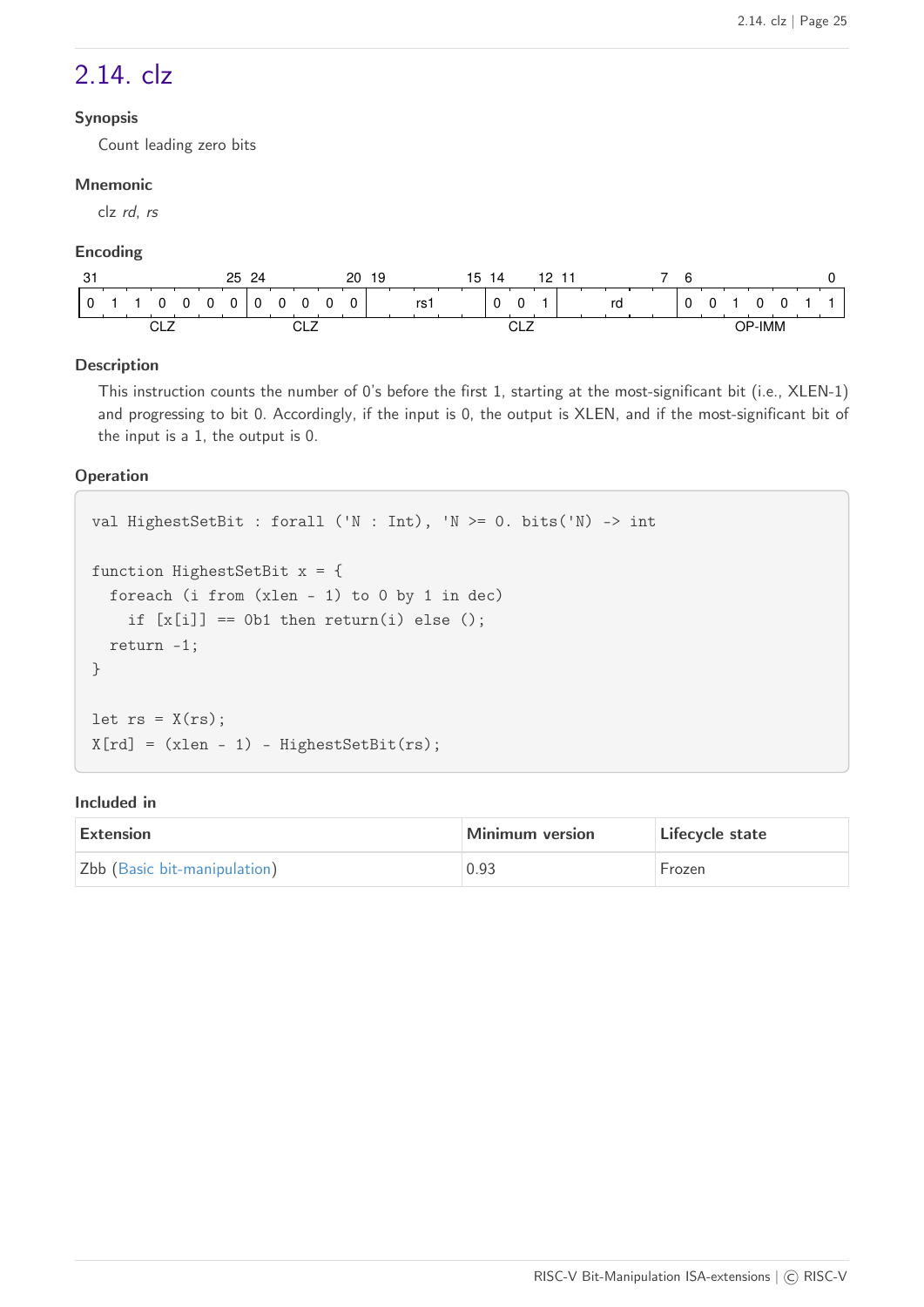## 2.14. clz

#### Synopsis

Count leading zero bits

#### Mnemonic

clz *rd*, *rs*

#### Encoding

| 31–25 | 24–20 | 19–15 | 14–12 | 11–7 | 6–0 |
|---|---|---|---|---|---|
| 0 1 1 0 0 0 0 | 0 0 0 0 0 | rs1 | 0 0 1 | rd | 0 0 1 0 0 1 1 |
| CLZ | CLZ | | CLZ | | OP-IMM |

#### Description

This instruction counts the number of 0's before the first 1, starting at the most-significant bit (i.e., XLEN-1) and progressing to bit 0. Accordingly, if the input is 0, the output is XLEN, and if the most-significant bit of the input is a 1, the output is 0.

#### Operation

```
val HighestSetBit : forall ('N : Int), 'N >= 0. bits('N) -> int

function HighestSetBit x = {
  foreach (i from (xlen - 1) to 0 by 1 in dec)
    if [x[i]] == 0b1 then return(i) else ();
  return -1;
}

let rs = X(rs);
X[rd] = (xlen - 1) - HighestSetBit(rs);
```

#### Included in

| Extension | Minimum version | Lifecycle state |
|---|---|---|
| Zbb (Basic bit-manipulation) | 0.93 | Frozen |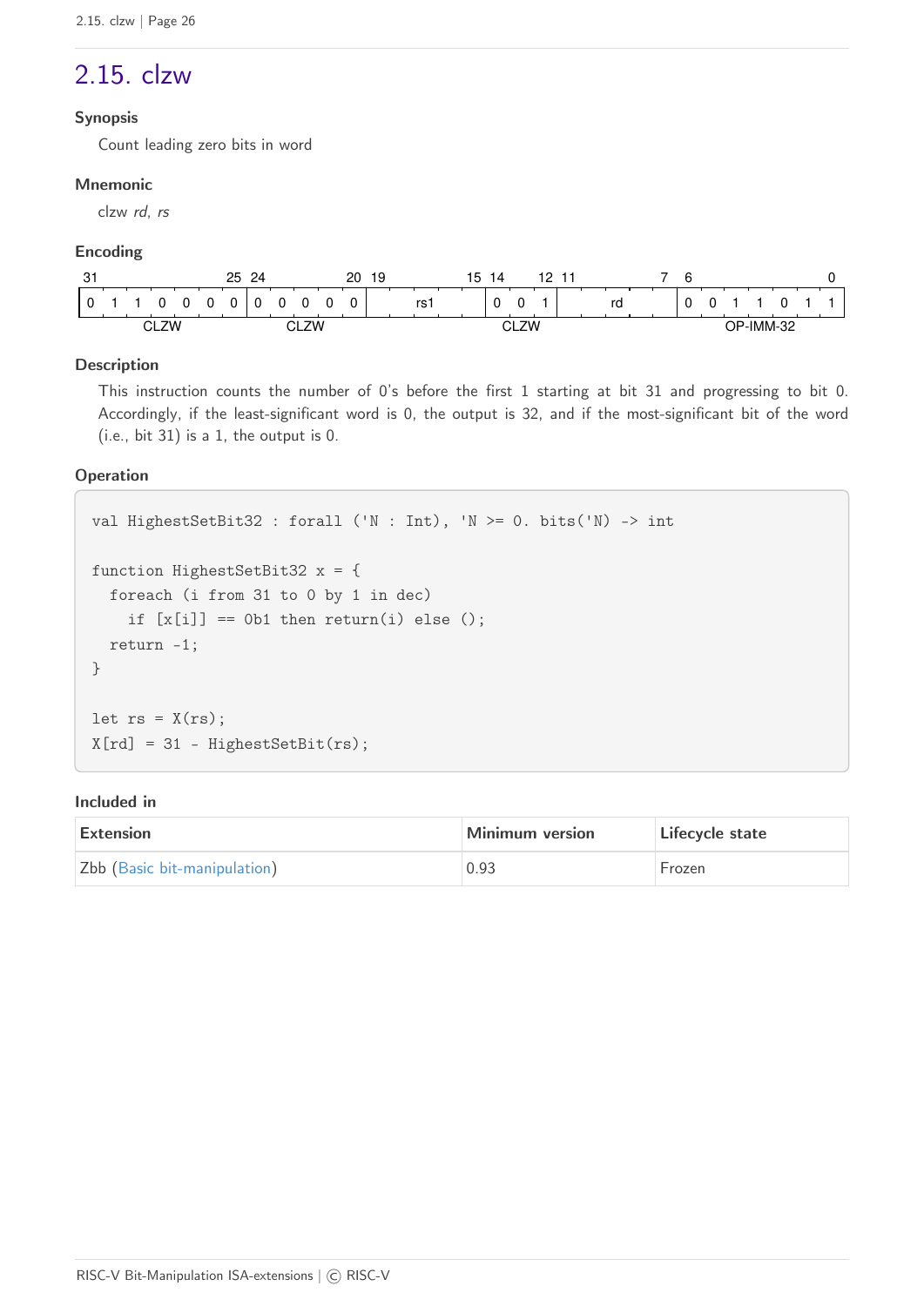## 2.15. clzw

### Synopsis

Count leading zero bits in word

### Mnemonic

clzw *rd*, *rs*

### Encoding

| 31–25 | 24–20 | 19–15 | 14–12 | 11–7 | 6–0 |
|---|---|---|---|---|---|
| 0 1 1 0 0 0 0 | 0 0 0 0 0 | rs1 | 0 0 1 | rd | 0 0 1 1 0 1 1 |
| CLZW | CLZW | | CLZW | | OP-IMM-32 |

### Description

This instruction counts the number of 0's before the first 1 starting at bit 31 and progressing to bit 0. Accordingly, if the least-significant word is 0, the output is 32, and if the most-significant bit of the word (i.e., bit 31) is a 1, the output is 0.

### Operation

```
val HighestSetBit32 : forall ('N : Int), 'N >= 0. bits('N) -> int

function HighestSetBit32 x = {
  foreach (i from 31 to 0 by 1 in dec)
    if [x[i]] == 0b1 then return(i) else ();
  return -1;
}

let rs = X(rs);
X[rd] = 31 - HighestSetBit(rs);
```

### Included in

| Extension | Minimum version | Lifecycle state |
|---|---|---|
| Zbb (Basic bit-manipulation) | 0.93 | Frozen |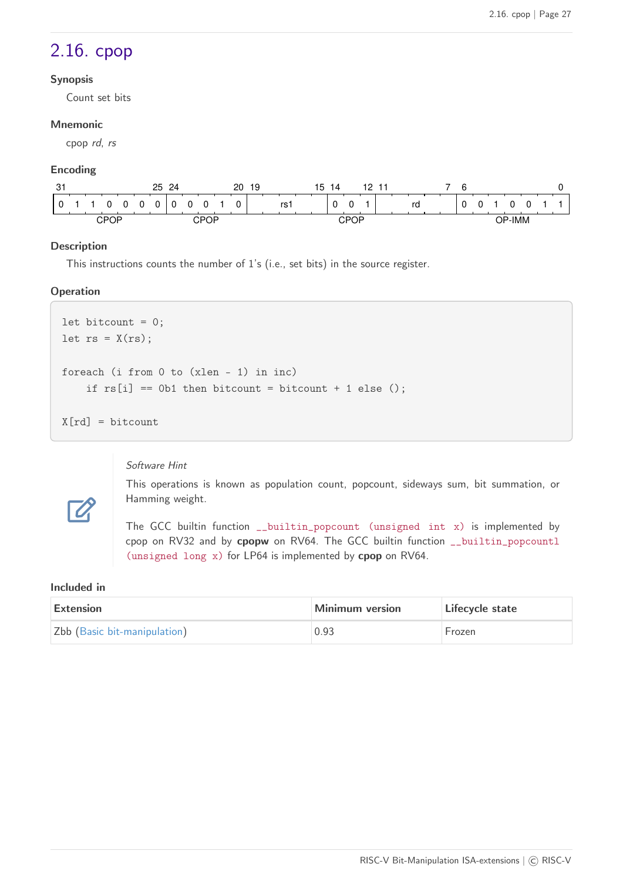## 2.16. cpop

**Synopsis**

Count set bits

**Mnemonic**

cpop *rd*, *rs*

**Encoding**

| 31–25 | 24–20 | 19–15 | 14–12 | 11–7 | 6–0 |
|---|---|---|---|---|---|
| 0 1 1 0 0 0 0 | 0 0 0 1 0 | rs1 | 0 0 1 | rd | 0 0 1 0 0 1 1 |
| CPOP | CPOP | | CPOP | | OP-IMM |

**Description**

This instructions counts the number of 1's (i.e., set bits) in the source register.

**Operation**

```
let bitcount = 0;
let rs = X(rs);

foreach (i from 0 to (xlen - 1) in inc)
    if rs[i] == 0b1 then bitcount = bitcount + 1 else ();

X[rd] = bitcount
```

> *Software Hint*
>
> This operations is known as population count, popcount, sideways sum, bit summation, or Hamming weight.
>
> The GCC builtin function `__builtin_popcount (unsigned int x)` is implemented by cpop on RV32 and by **cpopw** on RV64. The GCC builtin function `__builtin_popcountl (unsigned long x)` for LP64 is implemented by **cpop** on RV64.

**Included in**

| Extension | Minimum version | Lifecycle state |
|---|---|---|
| Zbb (Basic bit-manipulation) | 0.93 | Frozen |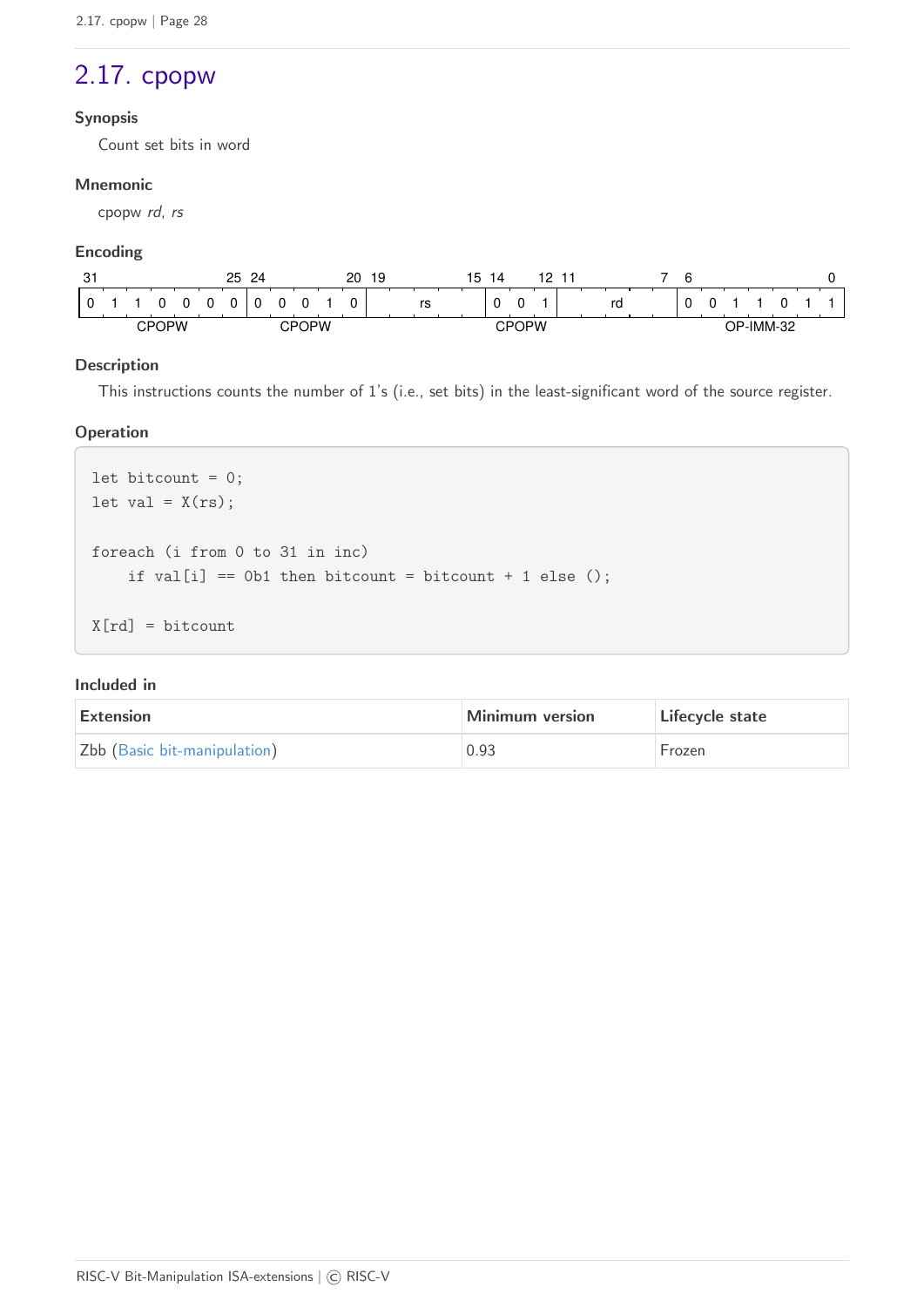## 2.17. cpopw

### Synopsis

Count set bits in word

### Mnemonic

cpopw *rd*, *rs*

### Encoding

| 31–25 | 24–20 | 19–15 | 14–12 | 11–7 | 6–0 |
|---|---|---|---|---|---|
| 0 1 1 0 0 0 0 | 0 0 0 1 0 | rs | 0 0 1 | rd | 0 0 1 1 0 1 1 |
| CPOPW | CPOPW | | CPOPW | | OP-IMM-32 |

### Description

This instructions counts the number of 1's (i.e., set bits) in the least-significant word of the source register.

### Operation

```
let bitcount = 0;
let val = X(rs);

foreach (i from 0 to 31 in inc)
    if val[i] == 0b1 then bitcount = bitcount + 1 else ();

X[rd] = bitcount
```

### Included in

| Extension | Minimum version | Lifecycle state |
|---|---|---|
| Zbb (Basic bit-manipulation) | 0.93 | Frozen |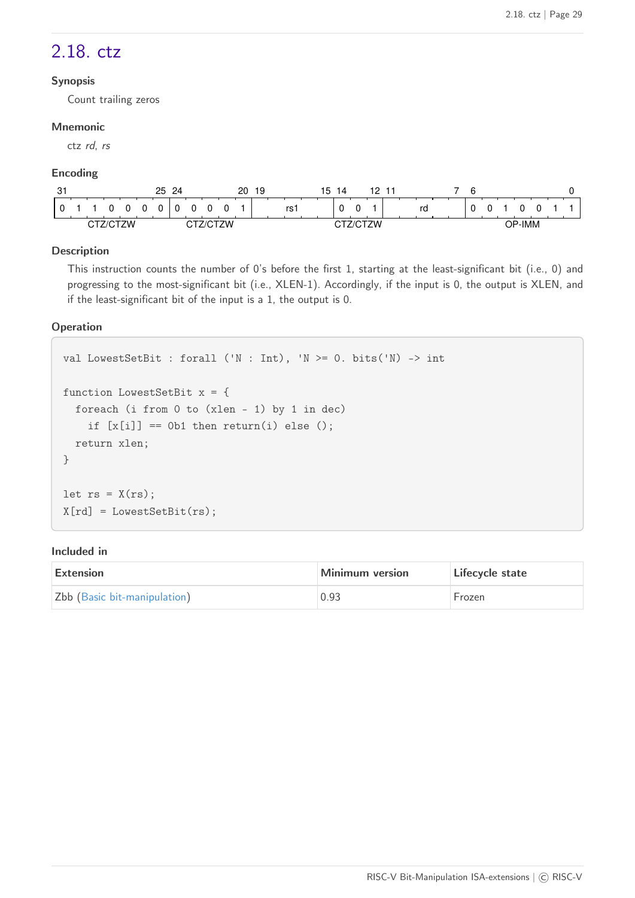## 2.18. ctz

### Synopsis

Count trailing zeros

### Mnemonic

ctz *rd*, *rs*

### Encoding

| 31–25 | 24–20 | 19–15 | 14–12 | 11–7 | 6–0 |
|---|---|---|---|---|---|
| 0 1 1 0 0 0 0 | 0 0 0 0 1 | rs1 | 0 0 1 | rd | 0 0 1 0 0 1 1 |
| CTZ/CTZW | CTZ/CTZW | | CTZ/CTZW | | OP-IMM |

### Description

This instruction counts the number of 0's before the first 1, starting at the least-significant bit (i.e., 0) and progressing to the most-significant bit (i.e., XLEN-1). Accordingly, if the input is 0, the output is XLEN, and if the least-significant bit of the input is a 1, the output is 0.

### Operation

```
val LowestSetBit : forall ('N : Int), 'N >= 0. bits('N) -> int

function LowestSetBit x = {
  foreach (i from 0 to (xlen - 1) by 1 in dec)
    if [x[i]] == 0b1 then return(i) else ();
  return xlen;
}

let rs = X(rs);
X[rd] = LowestSetBit(rs);
```

### Included in

| Extension | Minimum version | Lifecycle state |
|---|---|---|
| Zbb (Basic bit-manipulation) | 0.93 | Frozen |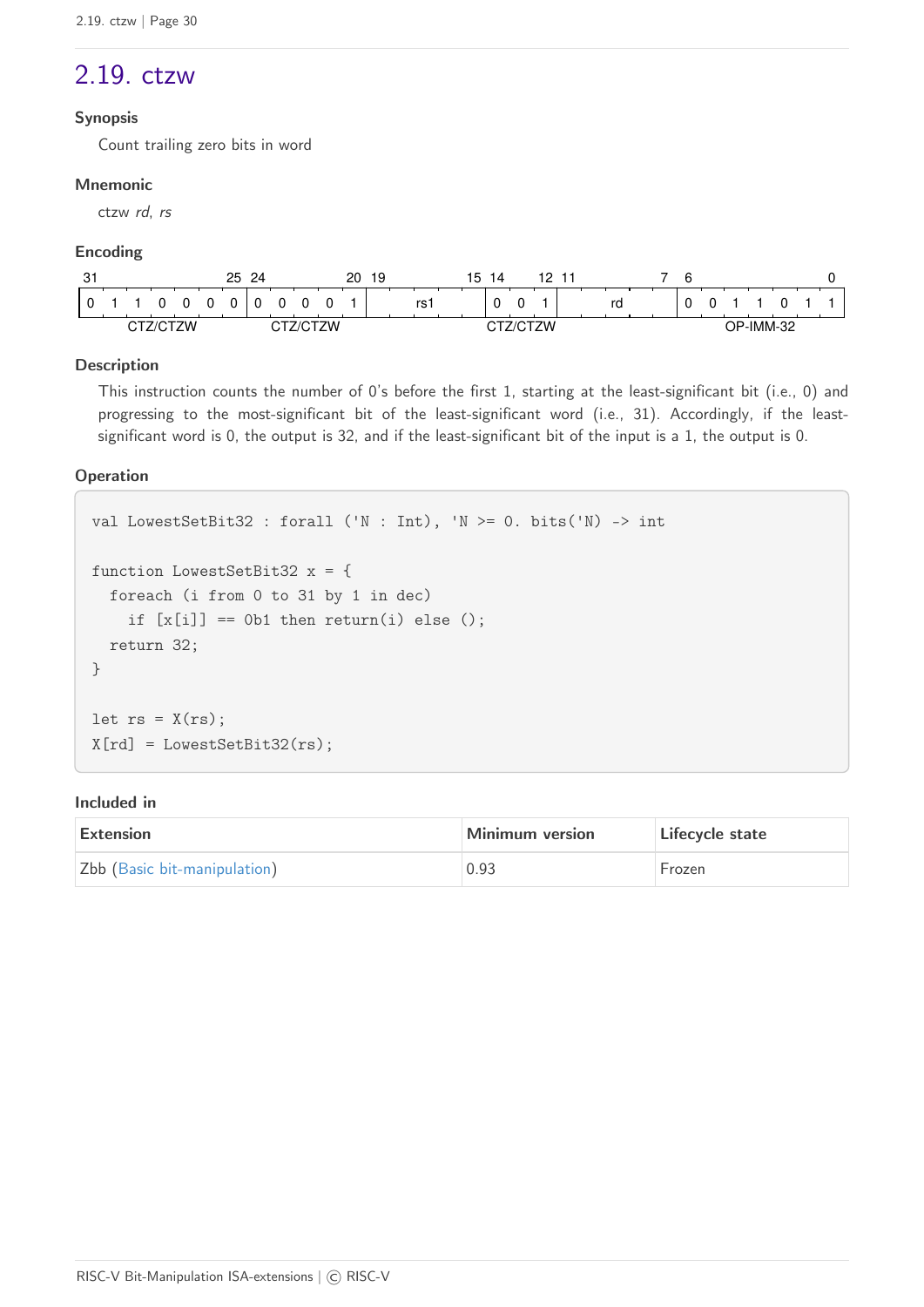## 2.19. ctzw

### Synopsis

Count trailing zero bits in word

### Mnemonic

ctzw *rd*, *rs*

### Encoding

| 31–25 | 24–20 | 19–15 | 14–12 | 11–7 | 6–0 |
|---|---|---|---|---|---|
| 0 1 1 0 0 0 0 | 0 0 0 0 1 | rs1 | 0 0 1 | rd | 0 0 1 1 0 1 1 |
| CTZ/CTZW | CTZ/CTZW | | CTZ/CTZW | | OP-IMM-32 |

### Description

This instruction counts the number of 0's before the first 1, starting at the least-significant bit (i.e., 0) and progressing to the most-significant bit of the least-significant word (i.e., 31). Accordingly, if the least-significant word is 0, the output is 32, and if the least-significant bit of the input is a 1, the output is 0.

### Operation

```
val LowestSetBit32 : forall ('N : Int), 'N >= 0. bits('N) -> int

function LowestSetBit32 x = {
  foreach (i from 0 to 31 by 1 in dec)
    if [x[i]] == 0b1 then return(i) else ();
  return 32;
}

let rs = X(rs);
X[rd] = LowestSetBit32(rs);
```

### Included in

| Extension | Minimum version | Lifecycle state |
|---|---|---|
| Zbb (Basic bit-manipulation) | 0.93 | Frozen |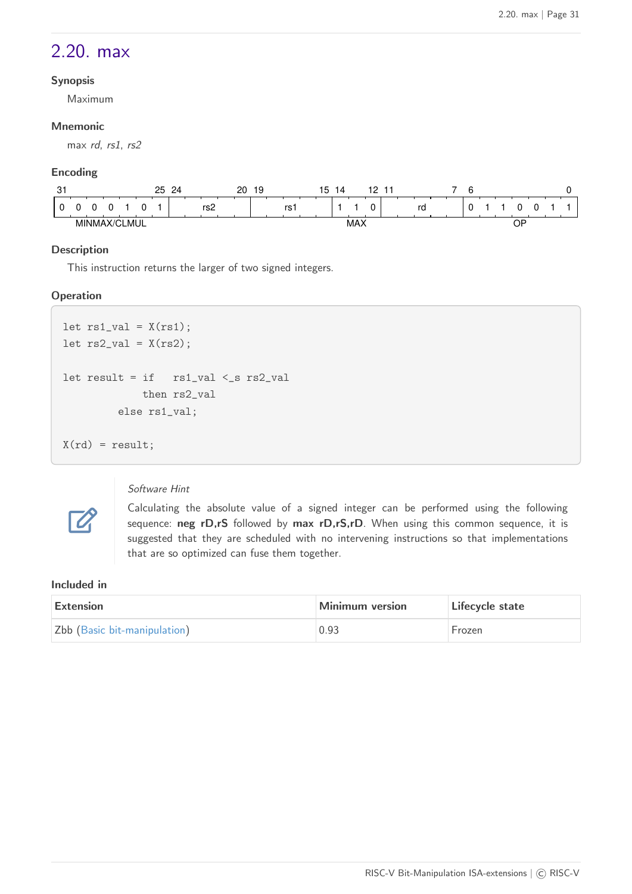## 2.20. max

#### Synopsis

Maximum

#### Mnemonic

max *rd*, *rs1*, *rs2*

#### Encoding

| 31–25 | 24–20 | 19–15 | 14–12 | 11–7 | 6–0 |
|---|---|---|---|---|---|
| 0 0 0 0 1 0 1 | rs2 | rs1 | 1 1 0 | rd | 0 1 1 0 0 1 1 |
| MINMAX/CLMUL | | | MAX | | OP |

#### Description

This instruction returns the larger of two signed integers.

#### Operation

```
let rs1_val = X(rs1);
let rs2_val = X(rs2);

let result = if   rs1_val <_s rs2_val
             then rs2_val
         else rs1_val;

X(rd) = result;
```

> *Software Hint*
>
> Calculating the absolute value of a signed integer can be performed using the following sequence: **neg rD,rS** followed by **max rD,rS,rD**. When using this common sequence, it is suggested that they are scheduled with no intervening instructions so that implementations that are so optimized can fuse them together.

#### Included in

| Extension | Minimum version | Lifecycle state |
|---|---|---|
| Zbb (Basic bit-manipulation) | 0.93 | Frozen |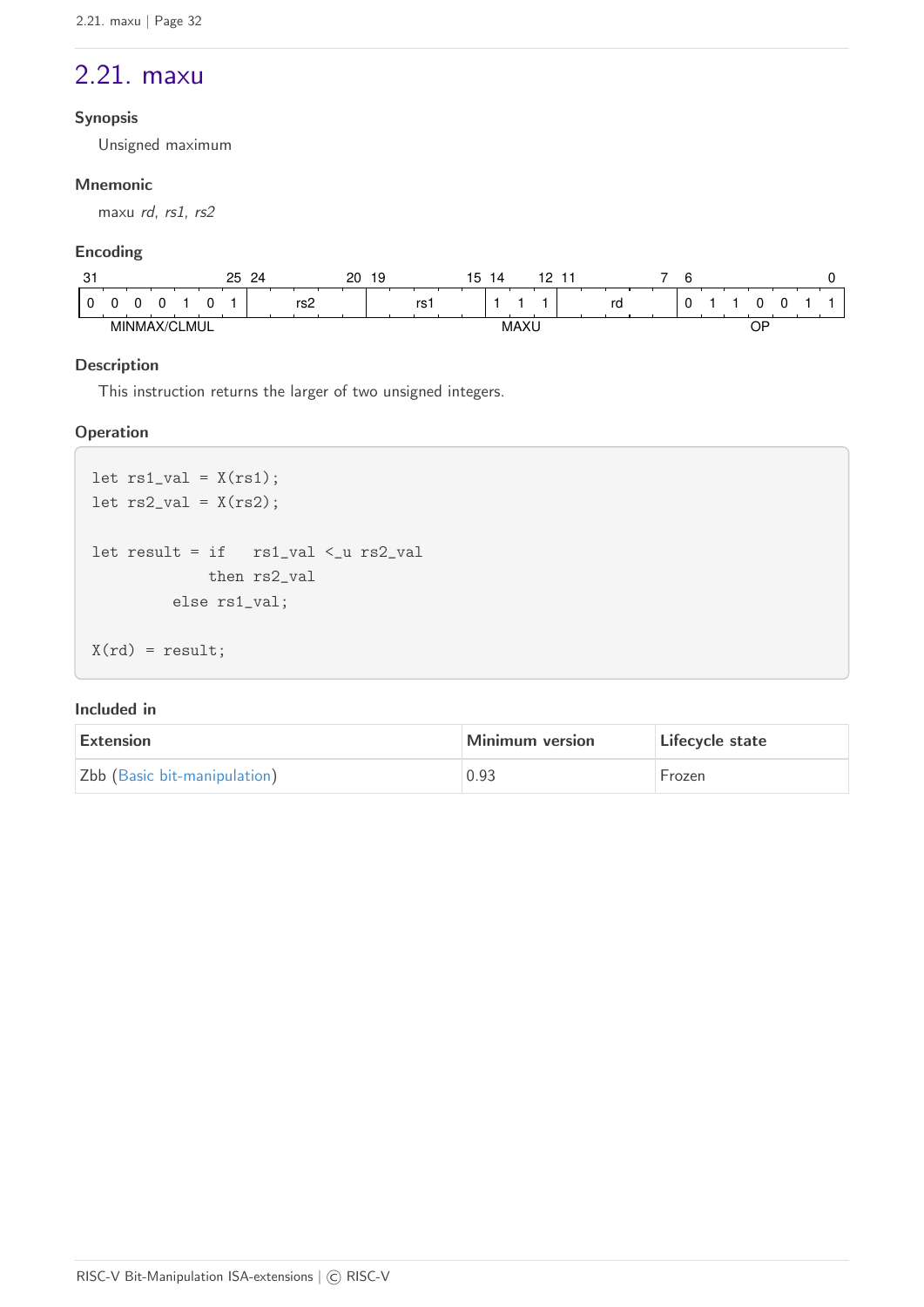## 2.21. maxu

### Synopsis

Unsigned maximum

### Mnemonic

maxu *rd*, *rs1*, *rs2*

### Encoding

| 31–25 | 24–20 | 19–15 | 14–12 | 11–7 | 6–0 |
|---|---|---|---|---|---|
| 0 0 0 0 1 0 1 | rs2 | rs1 | 1 1 1 | rd | 0 1 1 0 0 1 1 |
| MINMAX/CLMUL | | | MAXU | | OP |

### Description

This instruction returns the larger of two unsigned integers.

### Operation

```
let rs1_val = X(rs1);
let rs2_val = X(rs2);

let result = if   rs1_val <_u rs2_val
             then rs2_val
         else rs1_val;

X(rd) = result;
```

### Included in

| Extension | Minimum version | Lifecycle state |
|---|---|---|
| Zbb (Basic bit-manipulation) | 0.93 | Frozen |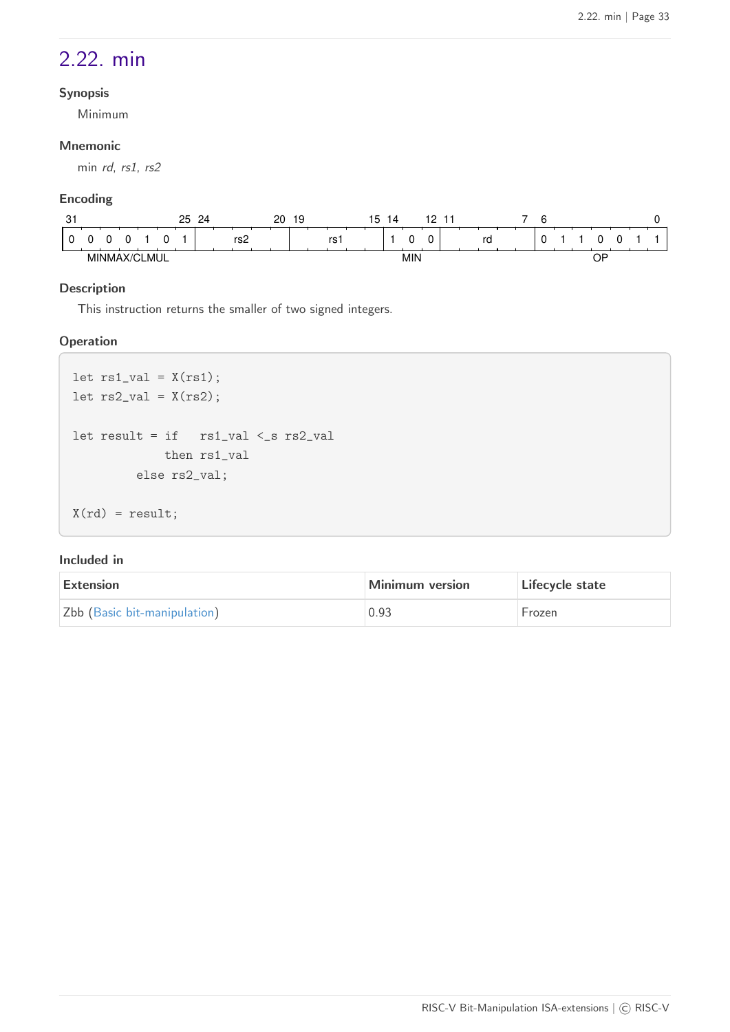## 2.22. min

### Synopsis

Minimum

### Mnemonic

min *rd*, *rs1*, *rs2*

### Encoding

| 31–25 | 24–20 | 19–15 | 14–12 | 11–7 | 6–0 |
|---|---|---|---|---|---|
| 0 0 0 0 1 0 1 | rs2 | rs1 | 1 0 0 | rd | 0 1 1 0 0 1 1 |
| MINMAX/CLMUL | | | MIN | | OP |

### Description

This instruction returns the smaller of two signed integers.

### Operation

```
let rs1_val = X(rs1);
let rs2_val = X(rs2);

let result = if   rs1_val <_s rs2_val
             then rs1_val
         else rs2_val;

X(rd) = result;
```

### Included in

| Extension | Minimum version | Lifecycle state |
|---|---|---|
| Zbb (Basic bit-manipulation) | 0.93 | Frozen |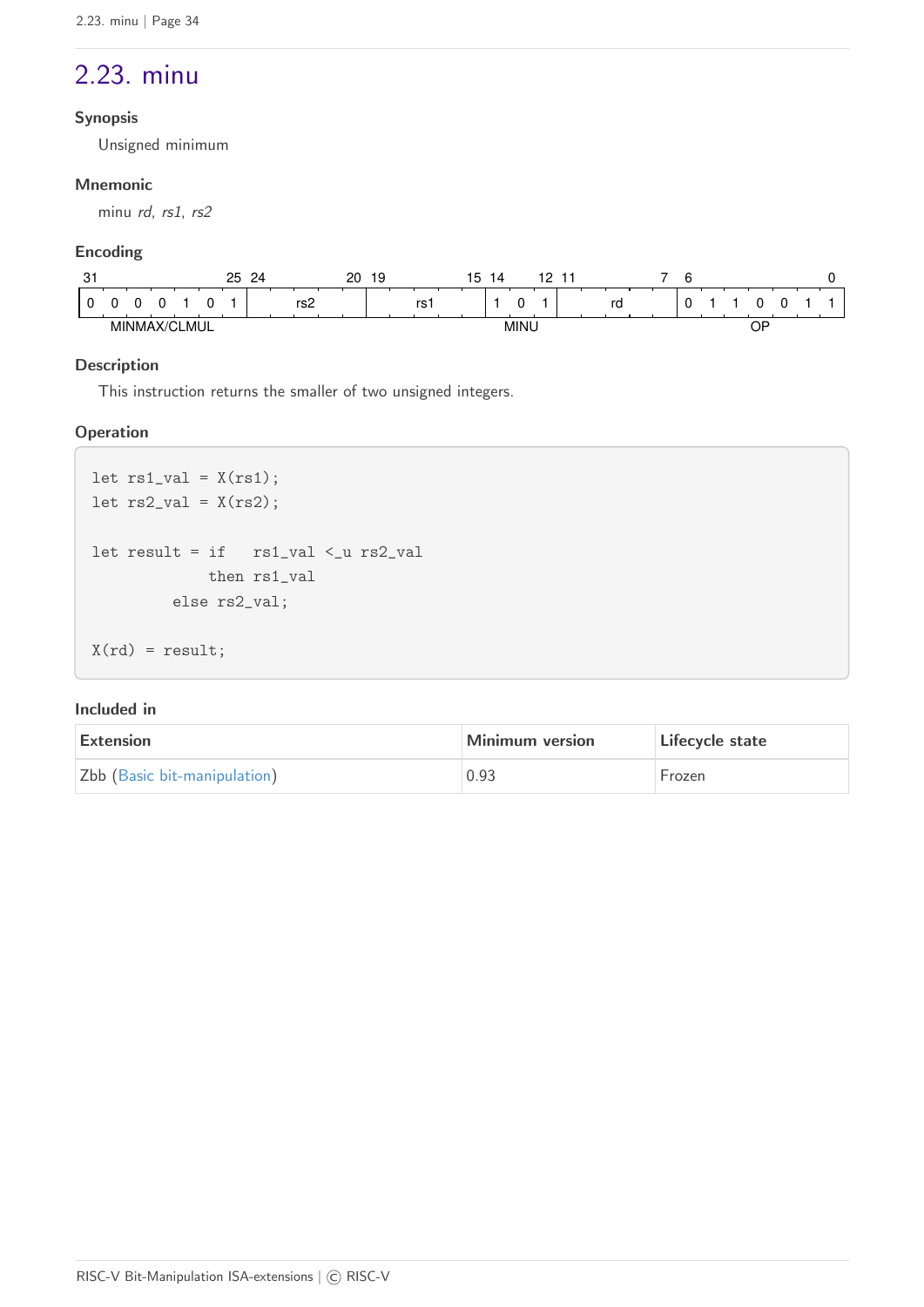## 2.23. minu

#### Synopsis

Unsigned minimum

#### Mnemonic

minu *rd*, *rs1*, *rs2*

#### Encoding

| 31–25 | 24–20 | 19–15 | 14–12 | 11–7 | 6–0 |
|---|---|---|---|---|---|
| 0 0 0 0 1 0 1 | rs2 | rs1 | 1 0 1 | rd | 0 1 1 0 0 1 1 |
| MINMAX/CLMUL | | | MINU | | OP |

#### Description

This instruction returns the smaller of two unsigned integers.

#### Operation

```
let rs1_val = X(rs1);
let rs2_val = X(rs2);

let result = if   rs1_val <_u rs2_val
             then rs1_val
         else rs2_val;

X(rd) = result;
```

#### Included in

| Extension | Minimum version | Lifecycle state |
|---|---|---|
| Zbb (Basic bit-manipulation) | 0.93 | Frozen |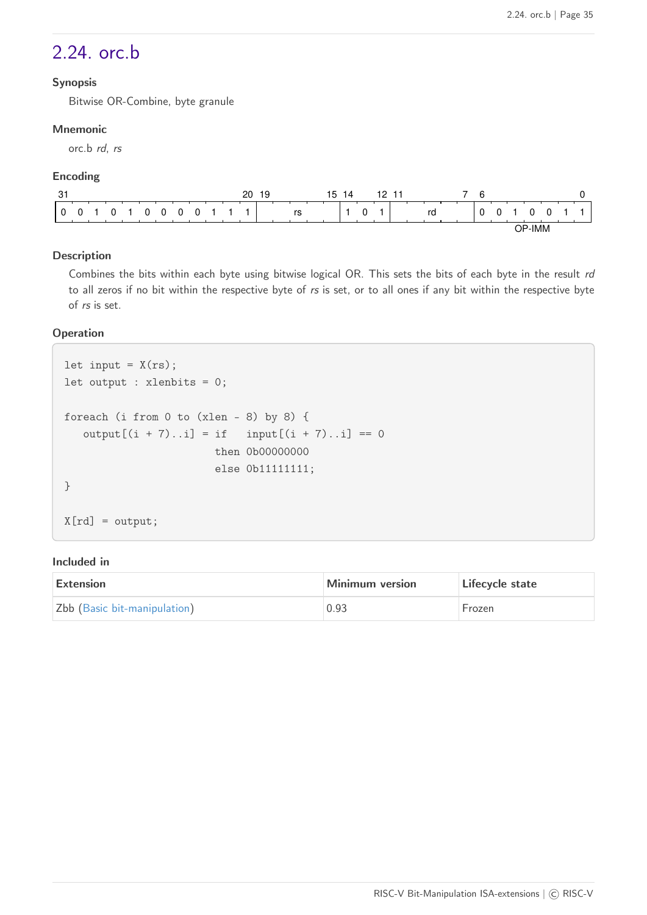## 2.24. orc.b

### Synopsis

Bitwise OR-Combine, byte granule

### Mnemonic

orc.b *rd*, *rs*

### Encoding

| 31–20 | 19–15 | 14–12 | 11–7 | 6–0 |
|---|---|---|---|---|
| 0 0 1 0 1 0 0 0 0 1 1 1 | rs | 1 0 1 | rd | 0 0 1 0 0 1 1 |
| | | | | OP-IMM |

### Description

Combines the bits within each byte using bitwise logical OR. This sets the bits of each byte in the result *rd* to all zeros if no bit within the respective byte of *rs* is set, or to all ones if any bit within the respective byte of *rs* is set.

### Operation

```
let input = X(rs);
let output : xlenbits = 0;

foreach (i from 0 to (xlen - 8) by 8) {
   output[(i + 7)..i] = if   input[(i + 7)..i] == 0
                        then 0b00000000
                        else 0b11111111;
}

X[rd] = output;
```

### Included in

| Extension | Minimum version | Lifecycle state |
|---|---|---|
| Zbb (Basic bit-manipulation) | 0.93 | Frozen |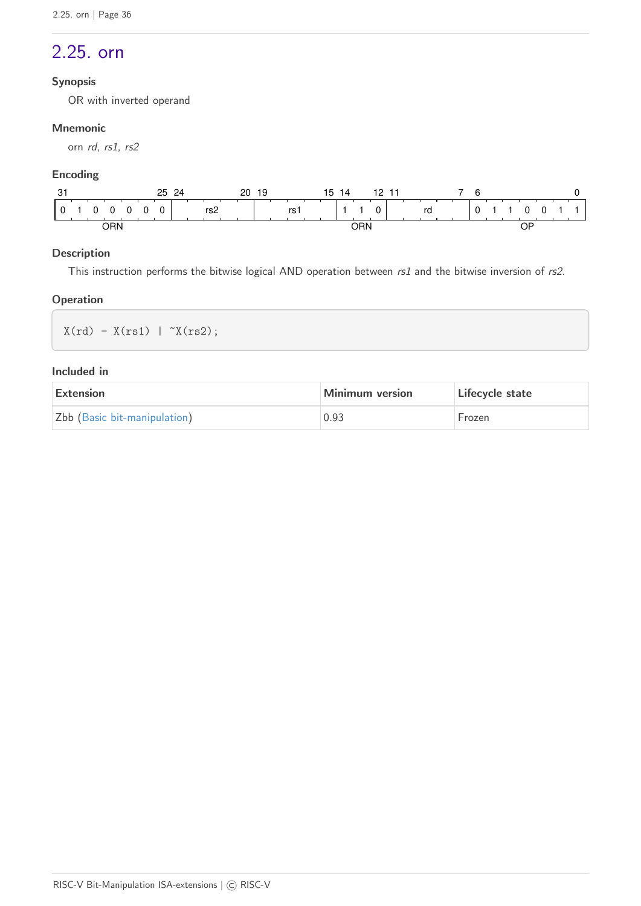## 2.25. orn

### Synopsis

OR with inverted operand

### Mnemonic

orn *rd*, *rs1*, *rs2*

### Encoding

| 31–25 | 24–20 | 19–15 | 14–12 | 11–7 | 6–0 |
|---|---|---|---|---|---|
| 0 1 0 0 0 0 0 | rs2 | rs1 | 1 1 0 | rd | 0 1 1 0 0 1 1 |
| ORN | | | ORN | | OP |

### Description

This instruction performs the bitwise logical AND operation between *rs1* and the bitwise inversion of *rs2*.

### Operation

```
X(rd) = X(rs1) | ~X(rs2);
```

### Included in

| Extension | Minimum version | Lifecycle state |
|---|---|---|
| Zbb (Basic bit-manipulation) | 0.93 | Frozen |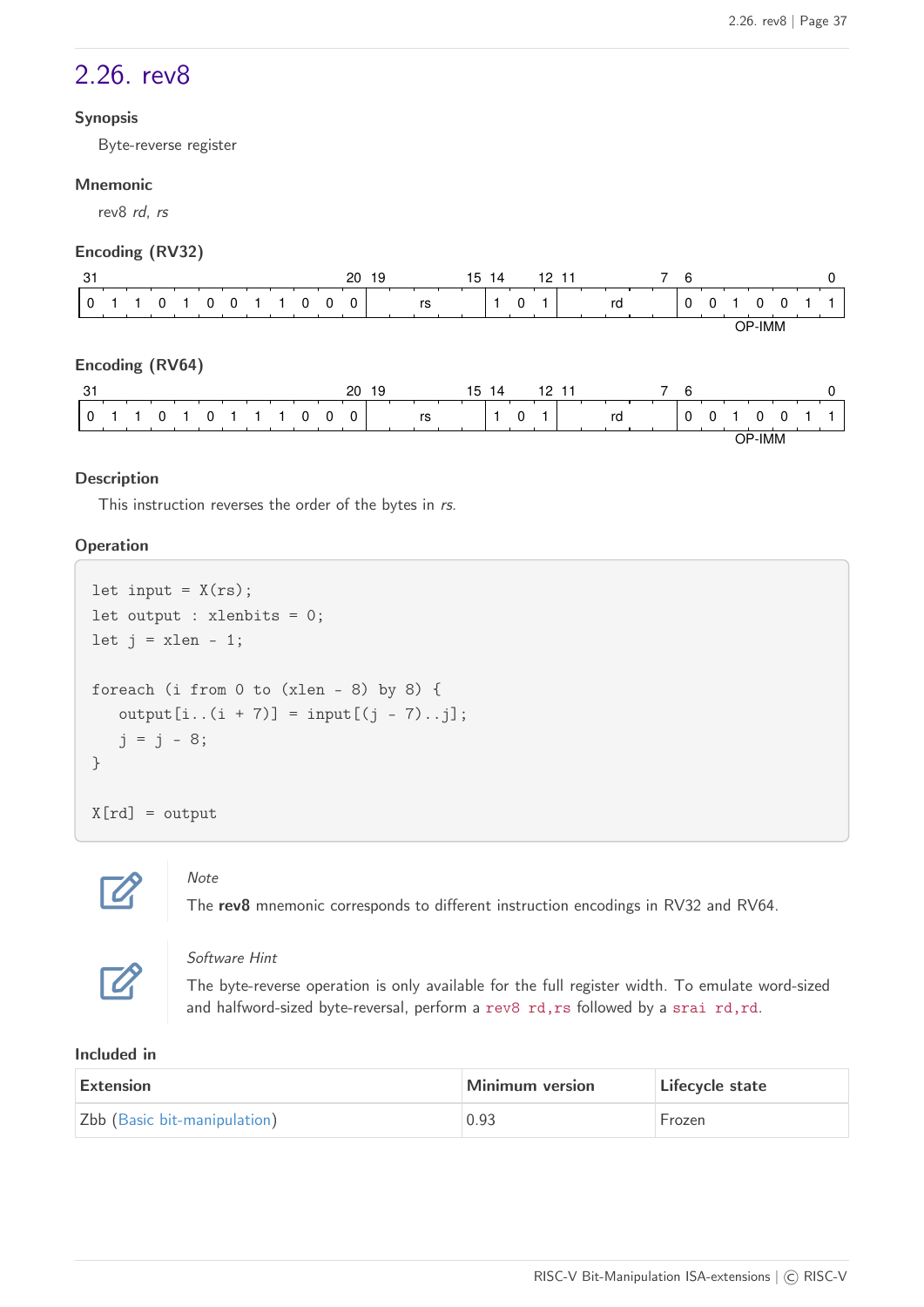## 2.26. rev8

**Synopsis**

Byte-reverse register

**Mnemonic**

rev8 *rd*, *rs*

**Encoding (RV32)**

| 31–20 | 19–15 | 14–12 | 11–7 | 6–0 |
|---|---|---|---|---|
| 0 1 1 0 1 0 0 1 1 0 0 0 | rs | 1 0 1 | rd | 0 0 1 0 0 1 1 |
| | | | | OP-IMM |

**Encoding (RV64)**

| 31–20 | 19–15 | 14–12 | 11–7 | 6–0 |
|---|---|---|---|---|
| 0 1 1 0 1 0 1 1 1 0 0 0 | rs | 1 0 1 | rd | 0 0 1 0 0 1 1 |
| | | | | OP-IMM |

**Description**

This instruction reverses the order of the bytes in *rs*.

**Operation**

```
let input = X(rs);
let output : xlenbits = 0;
let j = xlen - 1;

foreach (i from 0 to (xlen - 8) by 8) {
   output[i..(i + 7)] = input[(j - 7)..j];
   j = j - 8;
}

X[rd] = output
```

> *Note*
>
> The **rev8** mnemonic corresponds to different instruction encodings in RV32 and RV64.

> *Software Hint*
>
> The byte-reverse operation is only available for the full register width. To emulate word-sized and halfword-sized byte-reversal, perform a `rev8 rd,rs` followed by a `srai rd,rd`.

**Included in**

| Extension | Minimum version | Lifecycle state |
|---|---|---|
| Zbb (Basic bit-manipulation) | 0.93 | Frozen |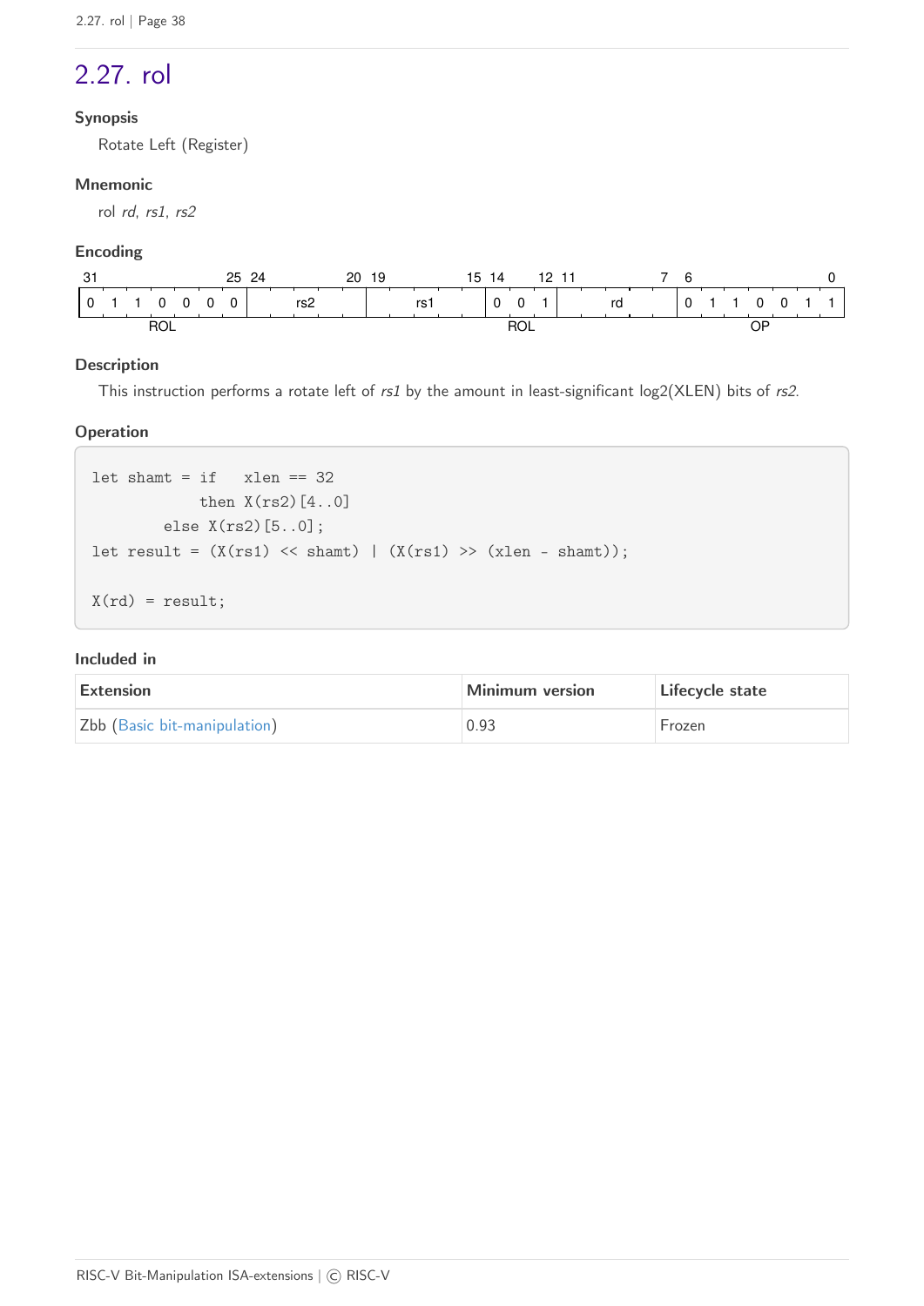## 2.27. rol

### Synopsis

Rotate Left (Register)

### Mnemonic

rol *rd*, *rs1*, *rs2*

### Encoding

| 31–25 | 24–20 | 19–15 | 14–12 | 11–7 | 6–0 |
|---|---|---|---|---|---|
| 0 1 1 0 0 0 0 | rs2 | rs1 | 0 0 1 | rd | 0 1 1 0 0 1 1 |
| ROL | | | ROL | | OP |

### Description

This instruction performs a rotate left of *rs1* by the amount in least-significant log2(XLEN) bits of *rs2*.

### Operation

```
let shamt = if   xlen == 32
            then X(rs2)[4..0]
        else X(rs2)[5..0];
let result = (X(rs1) << shamt) | (X(rs1) >> (xlen - shamt));

X(rd) = result;
```

### Included in

| Extension | Minimum version | Lifecycle state |
|---|---|---|
| Zbb (Basic bit-manipulation) | 0.93 | Frozen |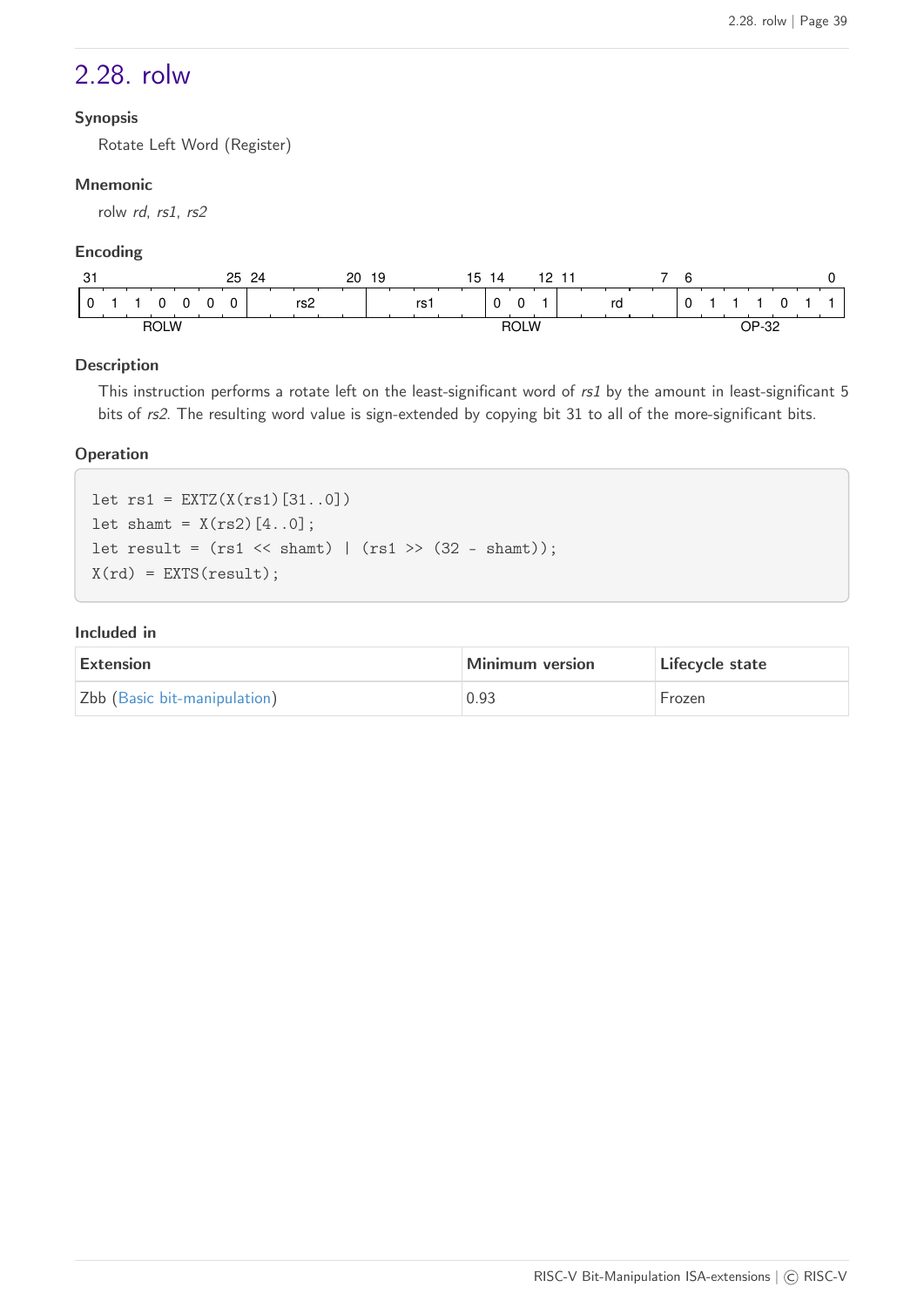## 2.28. rolw

### Synopsis

Rotate Left Word (Register)

### Mnemonic

rolw *rd*, *rs1*, *rs2*

### Encoding

| 31–25 | 24–20 | 19–15 | 14–12 | 11–7 | 6–0 |
|---|---|---|---|---|---|
| 0 1 1 0 0 0 0 | rs2 | rs1 | 0 0 1 | rd | 0 1 1 1 0 1 1 |
| ROLW | | | ROLW | | OP-32 |

### Description

This instruction performs a rotate left on the least-significant word of *rs1* by the amount in least-significant 5 bits of *rs2*. The resulting word value is sign-extended by copying bit 31 to all of the more-significant bits.

### Operation

```
let rs1 = EXTZ(X(rs1)[31..0])
let shamt = X(rs2)[4..0];
let result = (rs1 << shamt) | (rs1 >> (32 - shamt));
X(rd) = EXTS(result);
```

### Included in

| Extension | Minimum version | Lifecycle state |
|---|---|---|
| Zbb (Basic bit-manipulation) | 0.93 | Frozen |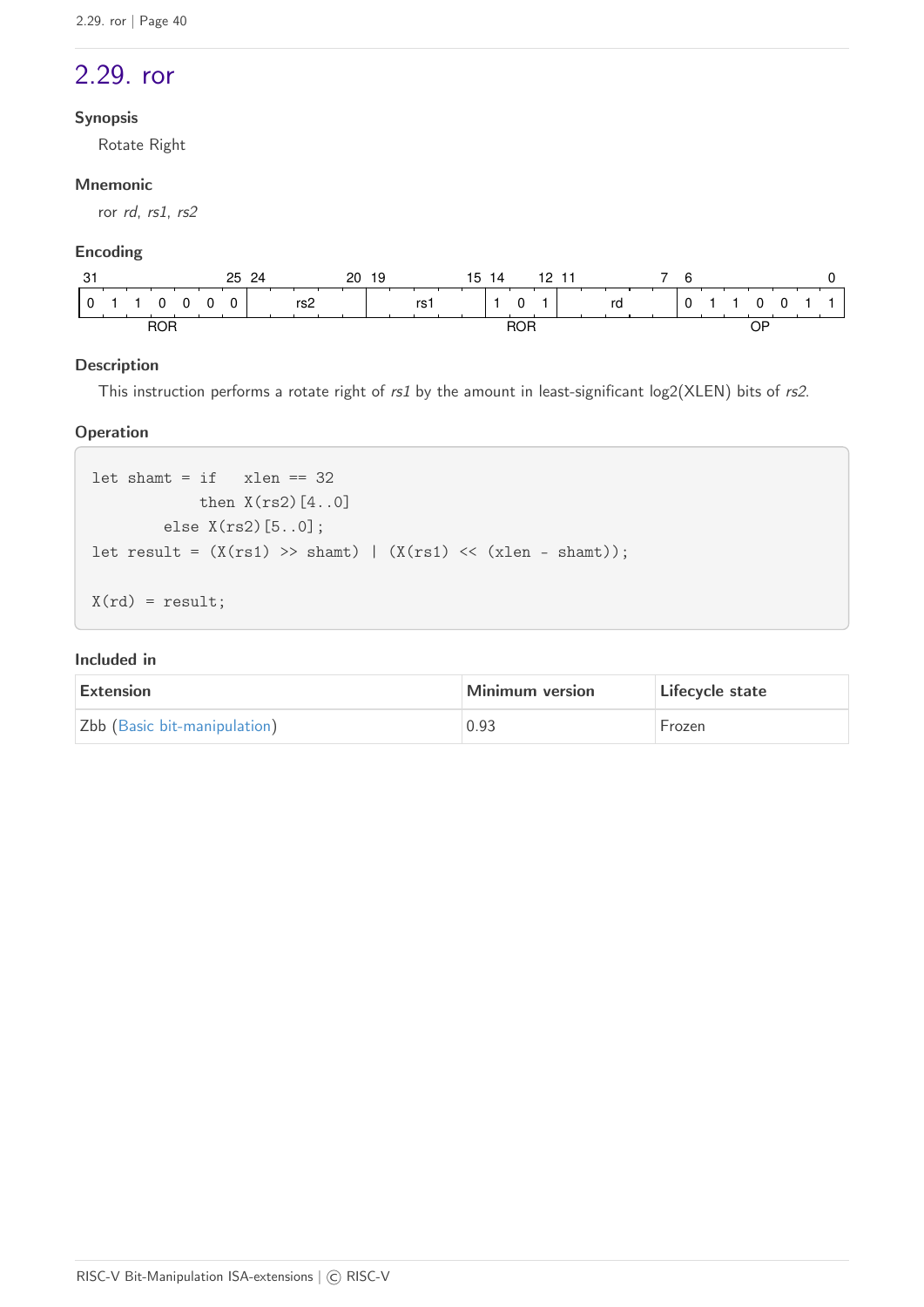## 2.29. ror

**Synopsis**

Rotate Right

**Mnemonic**

ror *rd*, *rs1*, *rs2*

**Encoding**

| 31–25 | 24–20 | 19–15 | 14–12 | 11–7 | 6–0 |
|---|---|---|---|---|---|
| 0 1 1 0 0 0 0 | rs2 | rs1 | 1 0 1 | rd | 0 1 1 0 0 1 1 |
| ROR | | | ROR | | OP |

**Description**

This instruction performs a rotate right of *rs1* by the amount in least-significant log2(XLEN) bits of *rs2*.

**Operation**

```
let shamt = if   xlen == 32
            then X(rs2)[4..0]
         else X(rs2)[5..0];
let result = (X(rs1) >> shamt) | (X(rs1) << (xlen - shamt));

X(rd) = result;
```

**Included in**

| Extension | Minimum version | Lifecycle state |
|---|---|---|
| Zbb (Basic bit-manipulation) | 0.93 | Frozen |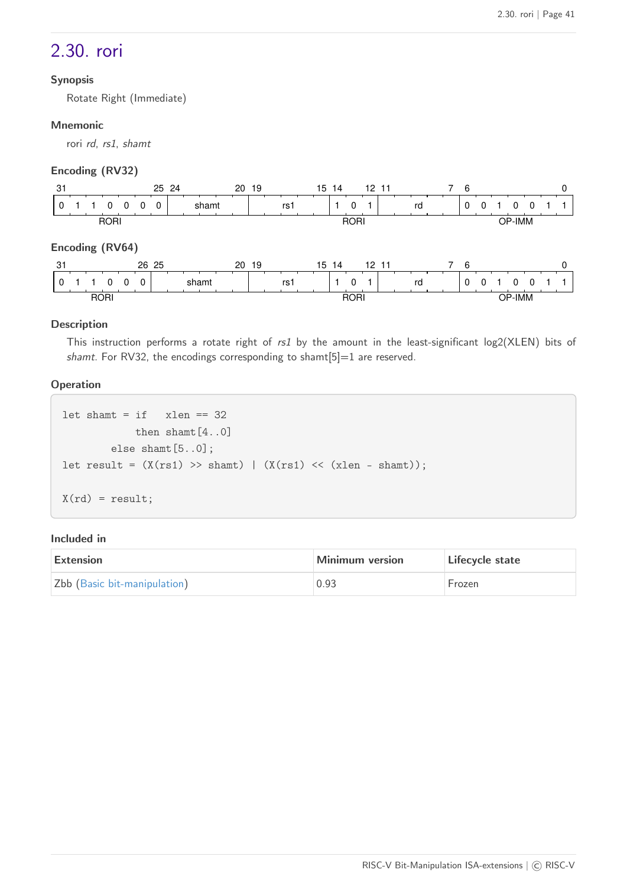## 2.30. rori

#### Synopsis

Rotate Right (Immediate)

#### Mnemonic

rori *rd*, *rs1*, *shamt*

#### Encoding (RV32)

| 31–25 | 24–20 | 19–15 | 14–12 | 11–7 | 6–0 |
|---|---|---|---|---|---|
| 0 1 1 0 0 0 0 | shamt | rs1 | 1 0 1 | rd | 0 0 1 0 0 1 1 |
| RORI | | | RORI | | OP-IMM |

#### Encoding (RV64)

| 31–26 | 25–20 | 19–15 | 14–12 | 11–7 | 6–0 |
|---|---|---|---|---|---|
| 0 1 1 0 0 0 | shamt | rs1 | 1 0 1 | rd | 0 0 1 0 0 1 1 |
| RORI | | | RORI | | OP-IMM |

#### Description

This instruction performs a rotate right of *rs1* by the amount in the least-significant log2(XLEN) bits of *shamt*. For RV32, the encodings corresponding to shamt[5]=1 are reserved.

#### Operation

```
let shamt = if   xlen == 32
              then shamt[4..0]
          else shamt[5..0];
let result = (X(rs1) >> shamt) | (X(rs1) << (xlen - shamt));

X(rd) = result;
```

#### Included in

| Extension | Minimum version | Lifecycle state |
|---|---|---|
| Zbb (Basic bit-manipulation) | 0.93 | Frozen |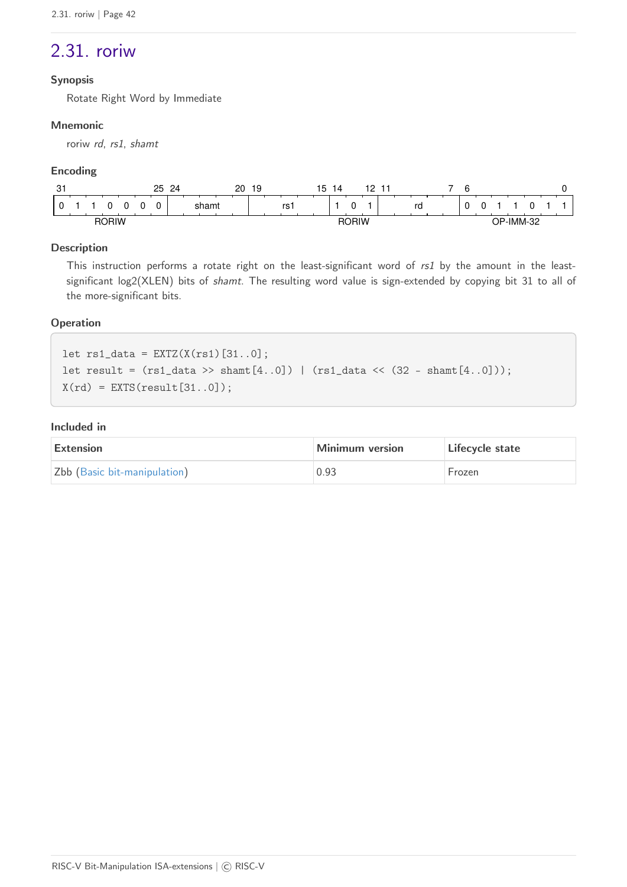## 2.31. roriw

### Synopsis

Rotate Right Word by Immediate

### Mnemonic

roriw *rd*, *rs1*, *shamt*

### Encoding

| 31–25 | 24–20 | 19–15 | 14–12 | 11–7 | 6–0 |
|---|---|---|---|---|---|
| 0 1 1 0 0 0 0 | shamt | rs1 | 1 0 1 | rd | 0 0 1 1 0 1 1 |
| RORIW | | | RORIW | | OP-IMM-32 |

### Description

This instruction performs a rotate right on the least-significant word of *rs1* by the amount in the least-significant log2(XLEN) bits of *shamt*. The resulting word value is sign-extended by copying bit 31 to all of the more-significant bits.

### Operation

```
let rs1_data = EXTZ(X(rs1)[31..0];
let result = (rs1_data >> shamt[4..0]) | (rs1_data << (32 - shamt[4..0]));
X(rd) = EXTS(result[31..0]);
```

### Included in

| Extension | Minimum version | Lifecycle state |
|---|---|---|
| Zbb (Basic bit-manipulation) | 0.93 | Frozen |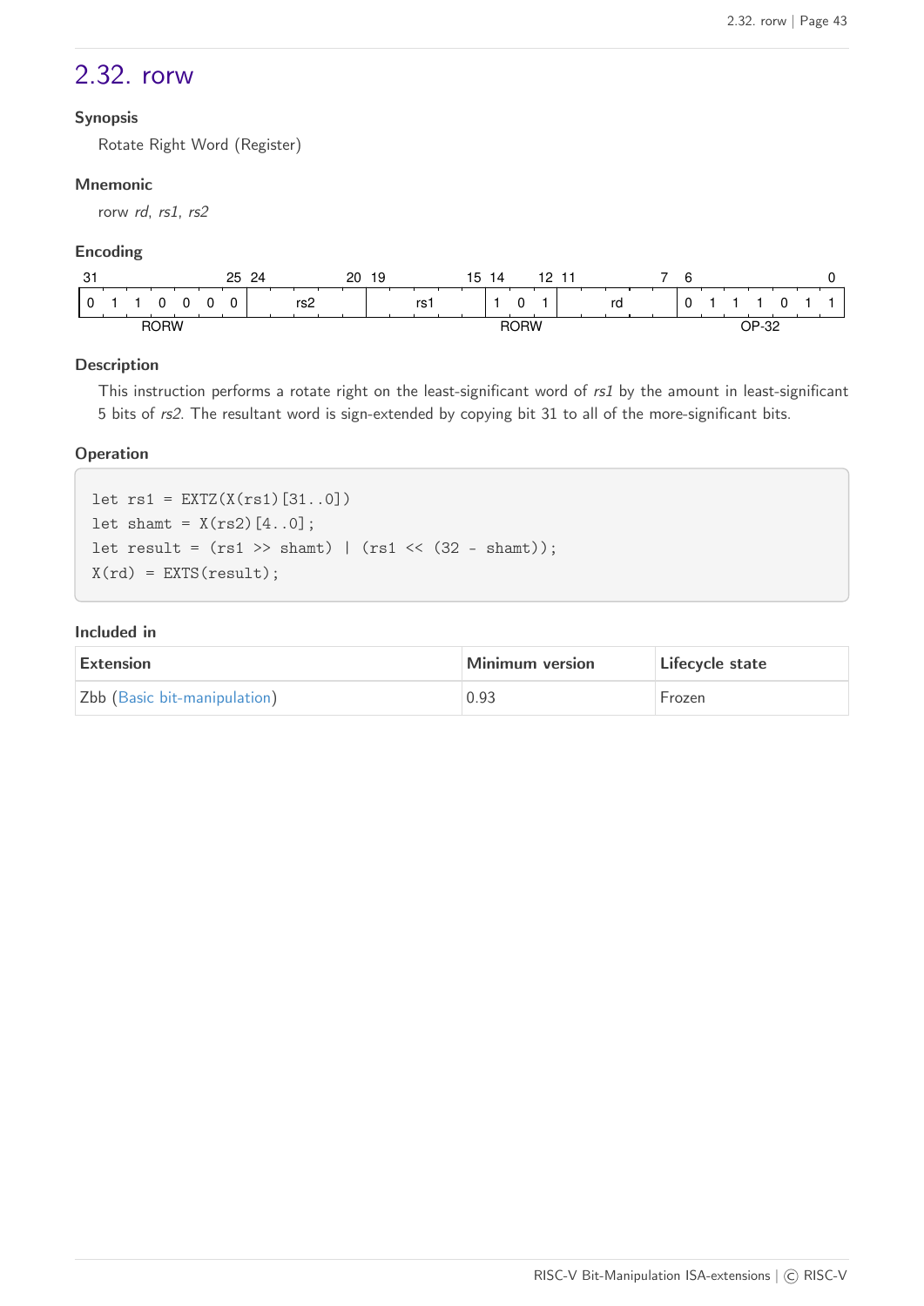## 2.32. rorw

#### Synopsis

Rotate Right Word (Register)

#### Mnemonic

rorw *rd*, *rs1*, *rs2*

#### Encoding

| 31–25 | 24–20 | 19–15 | 14–12 | 11–7 | 6–0 |
|---|---|---|---|---|---|
| 0 1 1 0 0 0 0 | rs2 | rs1 | 1 0 1 | rd | 0 1 1 1 0 1 1 |
| RORW | | | RORW | | OP-32 |

#### Description

This instruction performs a rotate right on the least-significant word of *rs1* by the amount in least-significant 5 bits of *rs2*. The resultant word is sign-extended by copying bit 31 to all of the more-significant bits.

#### Operation

```
let rs1 = EXTZ(X(rs1)[31..0])
let shamt = X(rs2)[4..0];
let result = (rs1 >> shamt) | (rs1 << (32 - shamt));
X(rd) = EXTS(result);
```

#### Included in

| Extension | Minimum version | Lifecycle state |
|---|---|---|
| Zbb (Basic bit-manipulation) | 0.93 | Frozen |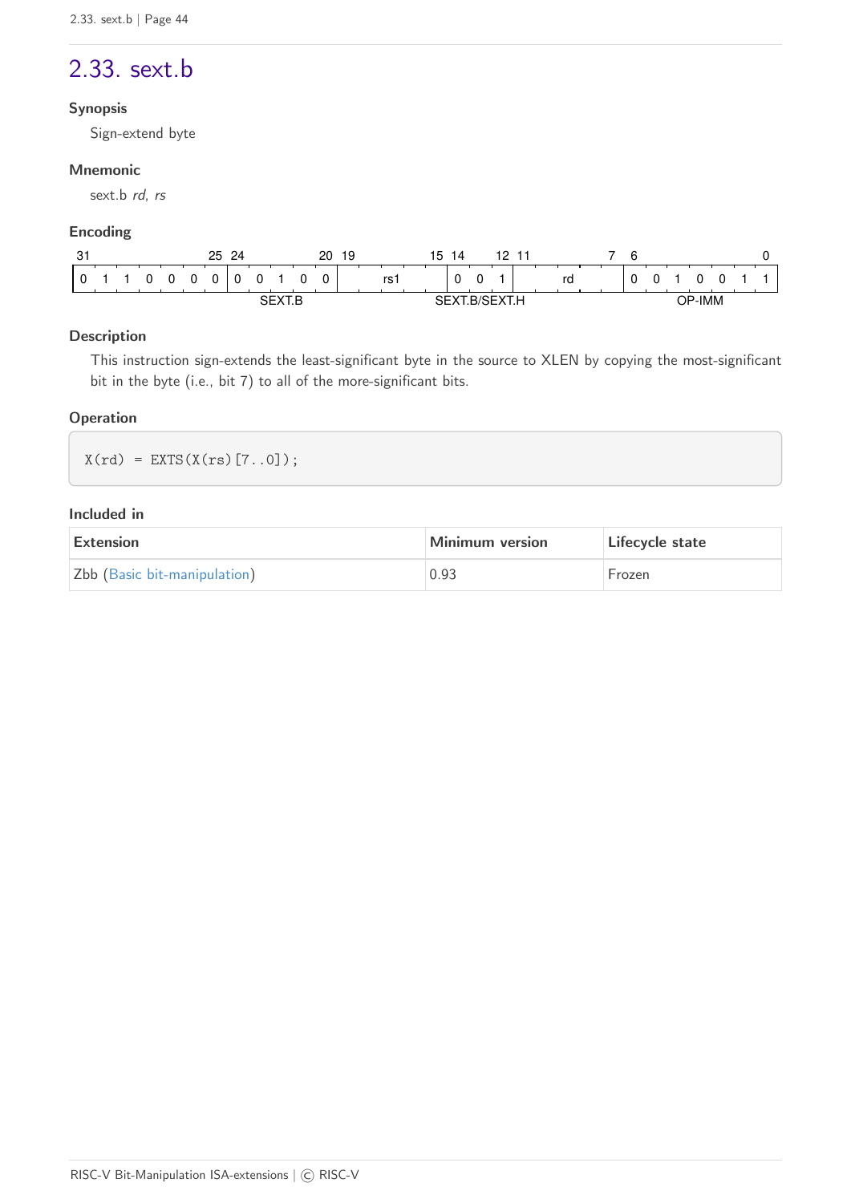## 2.33. sext.b

#### Synopsis

Sign-extend byte

#### Mnemonic

sext.b *rd*, *rs*

#### Encoding

| 31–25 | 24–20 | 19–15 | 14–12 | 11–7 | 6–0 |
|---|---|---|---|---|---|
| 0 1 1 0 0 0 0 | 0 0 1 0 0 | rs1 | 0 0 1 | rd | 0 0 1 0 0 1 1 |
| SEXT.B | | | SEXT.B/SEXT.H | | OP-IMM |

#### Description

This instruction sign-extends the least-significant byte in the source to XLEN by copying the most-significant bit in the byte (i.e., bit 7) to all of the more-significant bits.

#### Operation

```
X(rd) = EXTS(X(rs)[7..0]);
```

#### Included in

| Extension | Minimum version | Lifecycle state |
|---|---|---|
| Zbb (Basic bit-manipulation) | 0.93 | Frozen |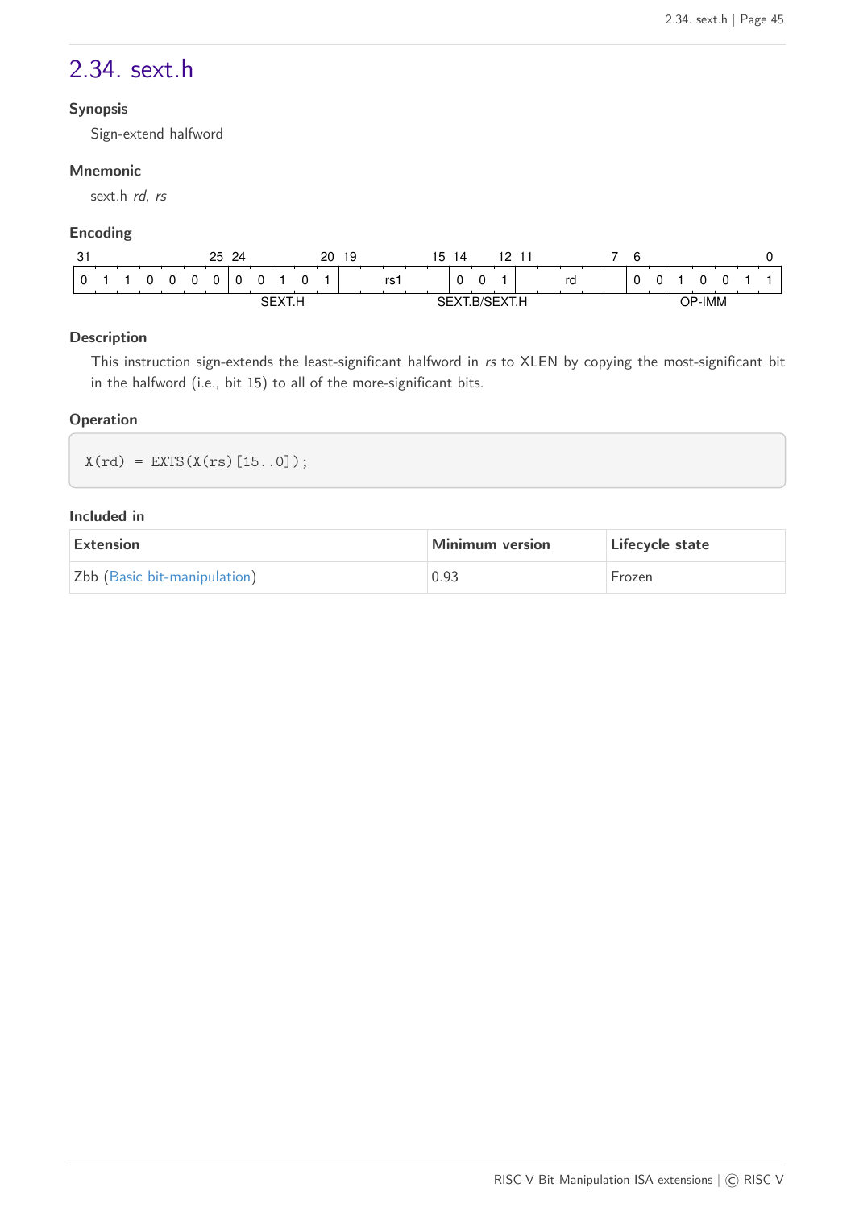## 2.34. sext.h

**Synopsis**

Sign-extend halfword

**Mnemonic**

sext.h *rd*, *rs*

**Encoding**

| 31 … 25 | 24 … 20 | 19 … 15 | 14 … 12 | 11 … 7 | 6 … 0 |
|---|---|---|---|---|---|
| 0 1 1 0 0 0 0 | 0 0 1 0 1 | rs1 | 0 0 1 | rd | 0 0 1 0 0 1 1 |
| SEXT.H | | | SEXT.B/SEXT.H | | OP-IMM |

**Description**

This instruction sign-extends the least-significant halfword in *rs* to XLEN by copying the most-significant bit in the halfword (i.e., bit 15) to all of the more-significant bits.

**Operation**

```
X(rd) = EXTS(X(rs)[15..0]);
```

**Included in**

| Extension | Minimum version | Lifecycle state |
|---|---|---|
| Zbb (Basic bit-manipulation) | 0.93 | Frozen |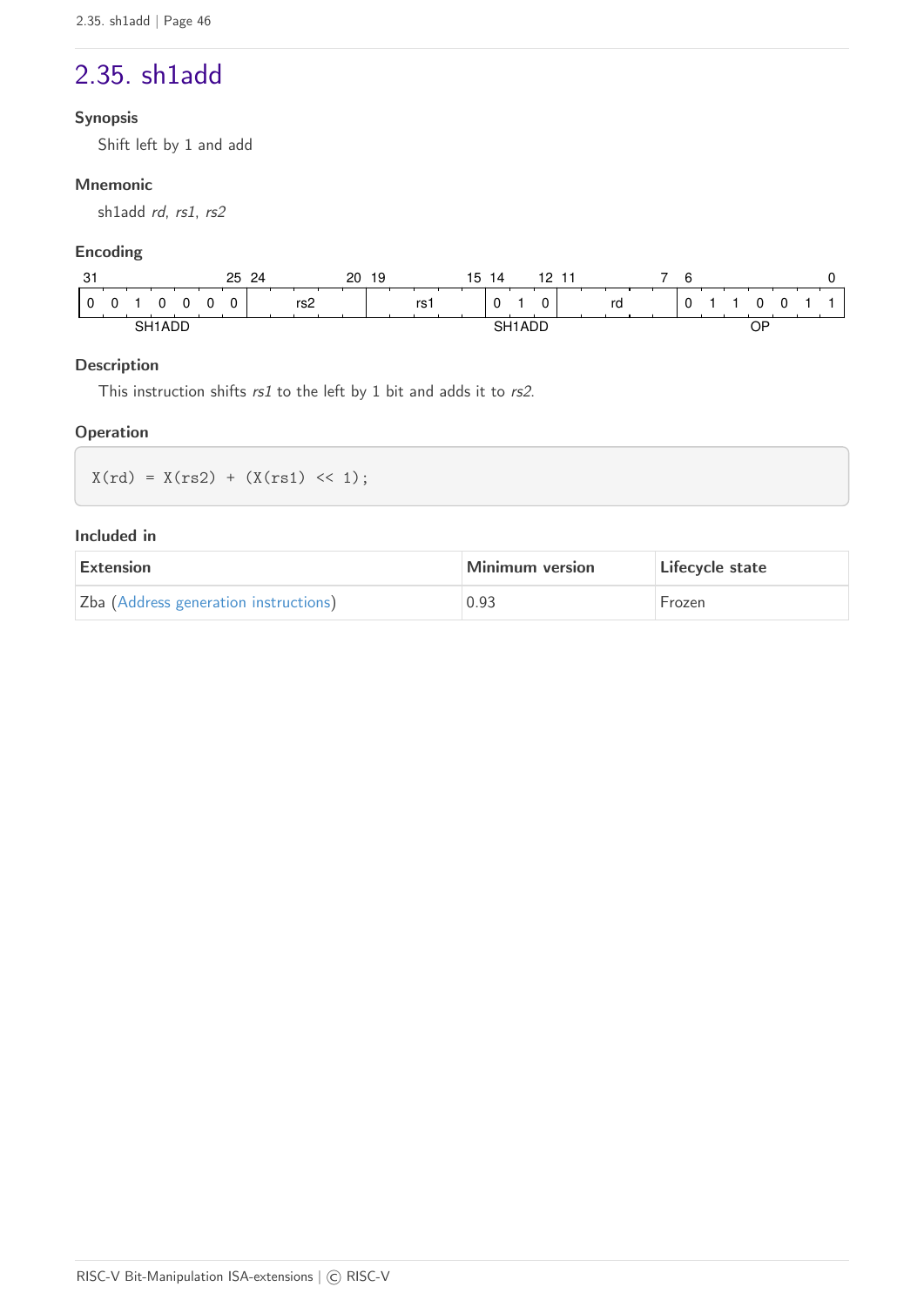## 2.35. sh1add

**Synopsis**

Shift left by 1 and add

**Mnemonic**

sh1add *rd*, *rs1*, *rs2*

**Encoding**

| 31–25 | 24–20 | 19–15 | 14–12 | 11–7 | 6–0 |
|---|---|---|---|---|---|
| 0 0 1 0 0 0 0 | rs2 | rs1 | 0 1 0 | rd | 0 1 1 0 0 1 1 |
| SH1ADD | | | SH1ADD | | OP |

**Description**

This instruction shifts *rs1* to the left by 1 bit and adds it to *rs2*.

**Operation**

```
X(rd) = X(rs2) + (X(rs1) << 1);
```

**Included in**

| Extension | Minimum version | Lifecycle state |
|---|---|---|
| Zba (Address generation instructions) | 0.93 | Frozen |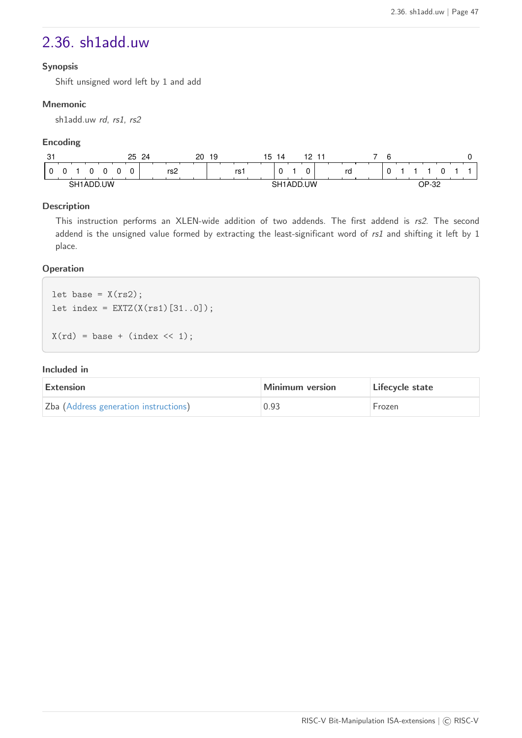## 2.36. sh1add.uw

#### Synopsis

Shift unsigned word left by 1 and add

#### Mnemonic

sh1add.uw *rd*, *rs1*, *rs2*

#### Encoding

| 31–25 | 24–20 | 19–15 | 14–12 | 11–7 | 6–0 |
|---|---|---|---|---|---|
| 0 0 1 0 0 0 0 | rs2 | rs1 | 0 1 0 | rd | 0 1 1 1 0 1 1 |
| SH1ADD.UW | | | SH1ADD.UW | | OP-32 |

#### Description

This instruction performs an XLEN-wide addition of two addends. The first addend is *rs2*. The second addend is the unsigned value formed by extracting the least-significant word of *rs1* and shifting it left by 1 place.

#### Operation

```
let base = X(rs2);
let index = EXTZ(X(rs1)[31..0]);

X(rd) = base + (index << 1);
```

#### Included in

| Extension | Minimum version | Lifecycle state |
|---|---|---|
| Zba (Address generation instructions) | 0.93 | Frozen |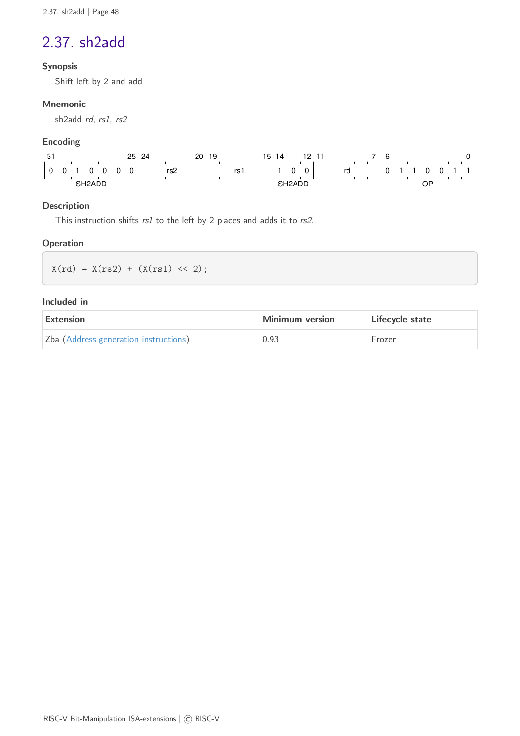## 2.37. sh2add

#### Synopsis

Shift left by 2 and add

#### Mnemonic

sh2add *rd*, *rs1*, *rs2*

#### Encoding

| 31–25 | 24–20 | 19–15 | 14–12 | 11–7 | 6–0 |
|---|---|---|---|---|---|
| 0 0 1 0 0 0 0 | rs2 | rs1 | 1 0 0 | rd | 0 1 1 0 0 1 1 |
| SH2ADD | | | SH2ADD | | OP |

#### Description

This instruction shifts *rs1* to the left by 2 places and adds it to *rs2*.

#### Operation

```
X(rd) = X(rs2) + (X(rs1) << 2);
```

#### Included in

| Extension | Minimum version | Lifecycle state |
|---|---|---|
| Zba (Address generation instructions) | 0.93 | Frozen |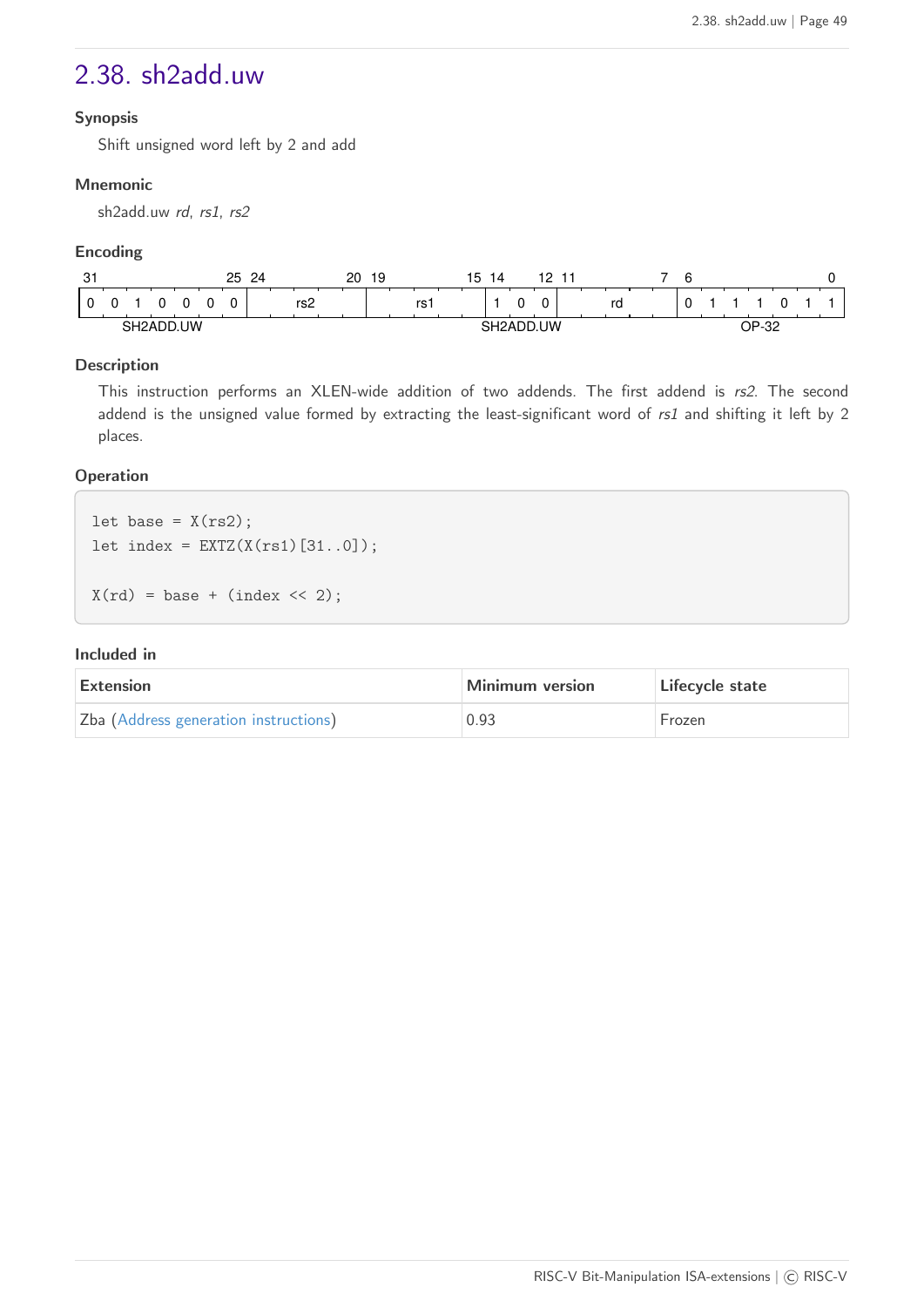## 2.38. sh2add.uw

**Synopsis**

Shift unsigned word left by 2 and add

**Mnemonic**

sh2add.uw *rd*, *rs1*, *rs2*

**Encoding**

| 31–25 | 24–20 | 19–15 | 14–12 | 11–7 | 6–0 |
|---|---|---|---|---|---|
| 0 0 1 0 0 0 0 | rs2 | rs1 | 1 0 0 | rd | 0 1 1 1 0 1 1 |
| SH2ADD.UW | | | SH2ADD.UW | | OP-32 |

**Description**

This instruction performs an XLEN-wide addition of two addends. The first addend is *rs2*. The second addend is the unsigned value formed by extracting the least-significant word of *rs1* and shifting it left by 2 places.

**Operation**

```
let base = X(rs2);
let index = EXTZ(X(rs1)[31..0]);

X(rd) = base + (index << 2);
```

**Included in**

| Extension | Minimum version | Lifecycle state |
|---|---|---|
| Zba (Address generation instructions) | 0.93 | Frozen |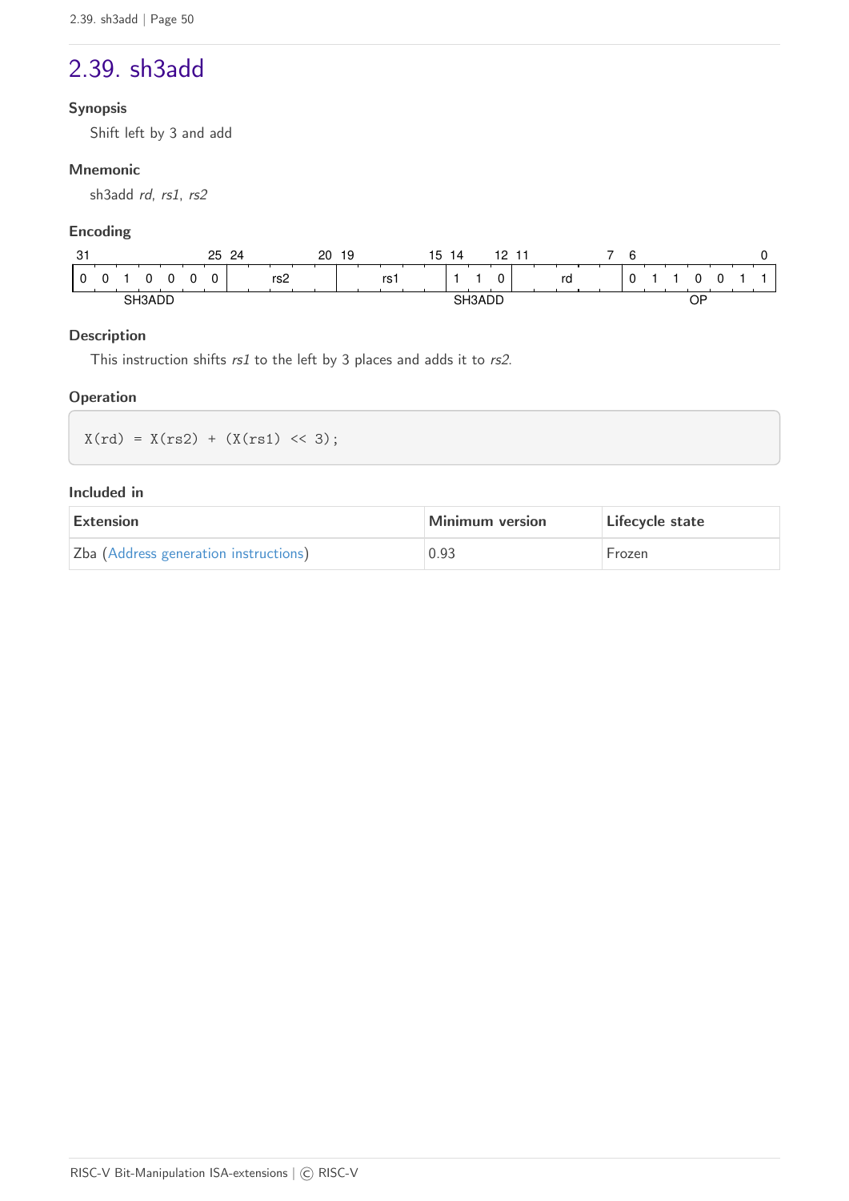## 2.39. sh3add

**Synopsis**

Shift left by 3 and add

**Mnemonic**

sh3add *rd*, *rs1*, *rs2*

**Encoding**

| 31–25 | 24–20 | 19–15 | 14–12 | 11–7 | 6–0 |
|---|---|---|---|---|---|
| 0 0 1 0 0 0 0 | rs2 | rs1 | 1 1 0 | rd | 0 1 1 0 0 1 1 |
| SH3ADD | | | SH3ADD | | OP |

**Description**

This instruction shifts *rs1* to the left by 3 places and adds it to *rs2*.

**Operation**

```
X(rd) = X(rs2) + (X(rs1) << 3);
```

**Included in**

| Extension | Minimum version | Lifecycle state |
|---|---|---|
| Zba (Address generation instructions) | 0.93 | Frozen |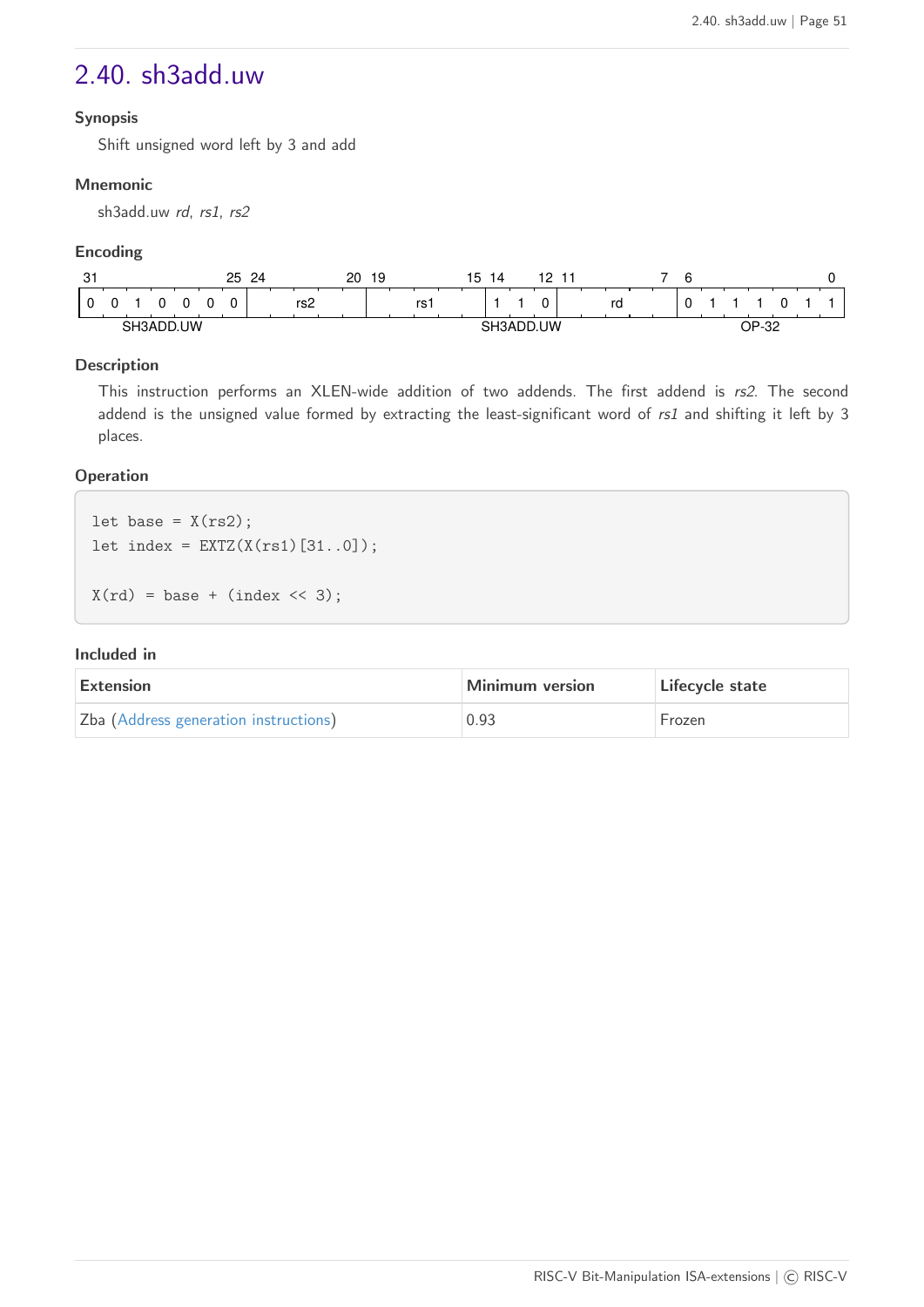## 2.40. sh3add.uw

### Synopsis

Shift unsigned word left by 3 and add

### Mnemonic

sh3add.uw *rd*, *rs1*, *rs2*

### Encoding

| 31–25 | 24–20 | 19–15 | 14–12 | 11–7 | 6–0 |
|---|---|---|---|---|---|
| 0 0 1 0 0 0 0 | rs2 | rs1 | 1 1 0 | rd | 0 1 1 1 0 1 1 |
| SH3ADD.UW | | | SH3ADD.UW | | OP-32 |

### Description

This instruction performs an XLEN-wide addition of two addends. The first addend is *rs2*. The second addend is the unsigned value formed by extracting the least-significant word of *rs1* and shifting it left by 3 places.

### Operation

```
let base = X(rs2);
let index = EXTZ(X(rs1)[31..0]);

X(rd) = base + (index << 3);
```

### Included in

| Extension | Minimum version | Lifecycle state |
|---|---|---|
| Zba (Address generation instructions) | 0.93 | Frozen |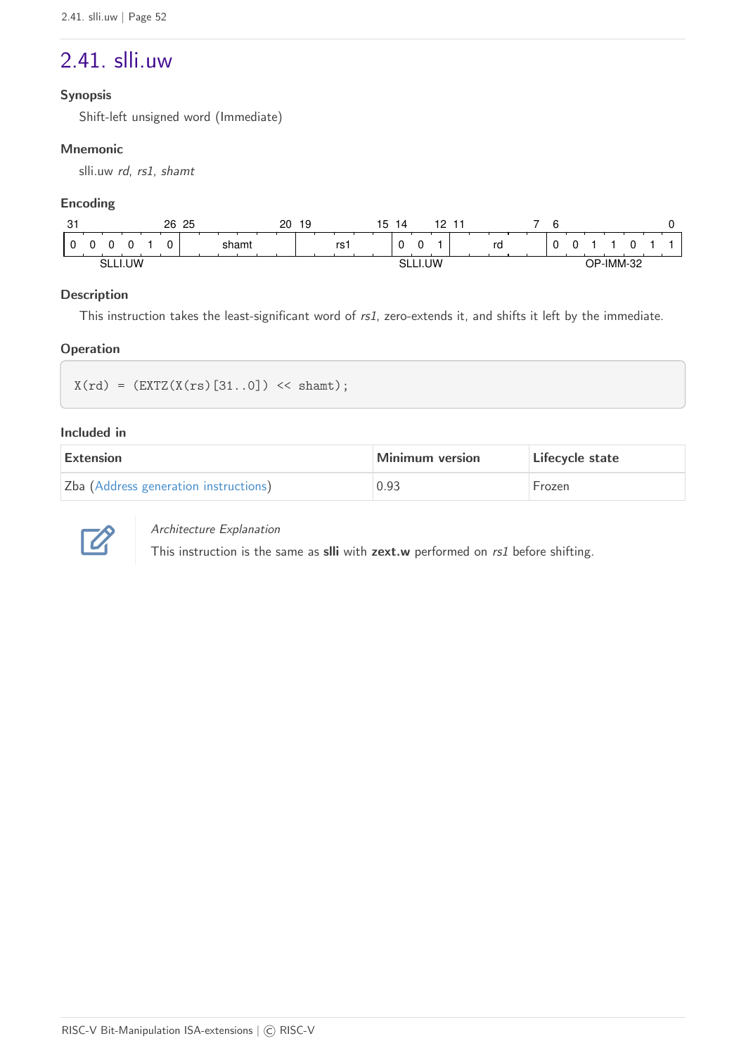## 2.41. slli.uw

### Synopsis

Shift-left unsigned word (Immediate)

### Mnemonic

slli.uw *rd*, *rs1*, *shamt*

### Encoding

| 31–26 | 25–20 | 19–15 | 14–12 | 11–7 | 6–0 |
|---|---|---|---|---|---|
| 0 0 0 0 1 0 | shamt | rs1 | 0 0 1 | rd | 0 0 1 1 0 1 1 |
| SLLI.UW | | | SLLI.UW | | OP-IMM-32 |

### Description

This instruction takes the least-significant word of *rs1*, zero-extends it, and shifts it left by the immediate.

### Operation

```
X(rd) = (EXTZ(X(rs)[31..0]) << shamt);
```

### Included in

| Extension | Minimum version | Lifecycle state |
|---|---|---|
| Zba (Address generation instructions) | 0.93 | Frozen |

*Architecture Explanation*

This instruction is the same as **slli** with **zext.w** performed on *rs1* before shifting.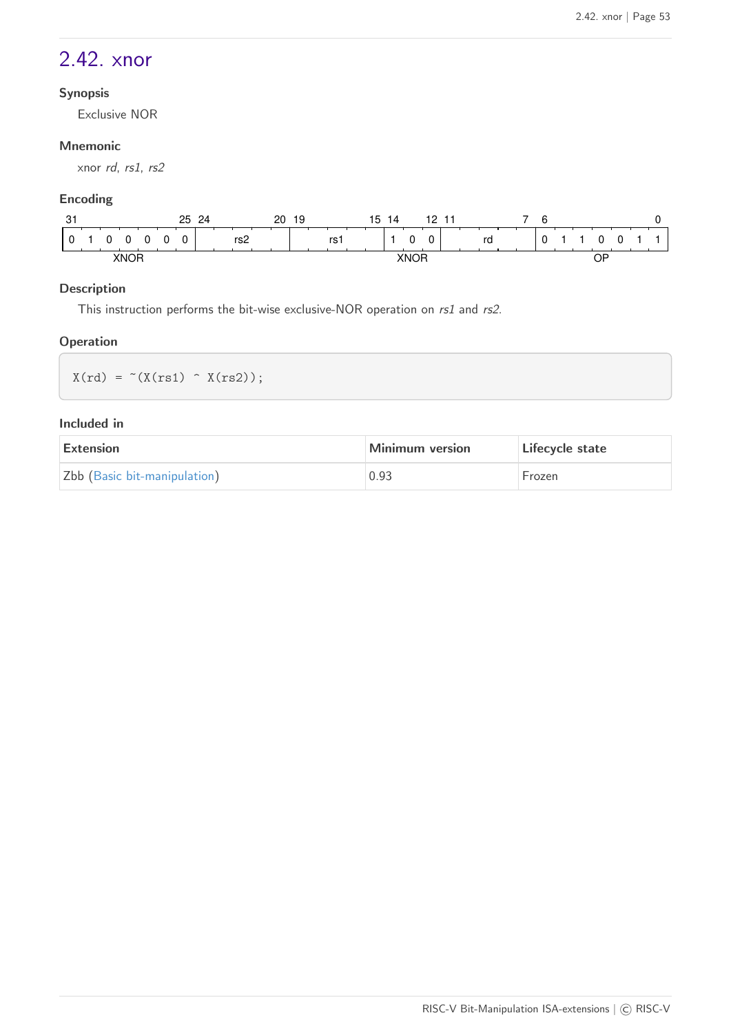## 2.42. xnor

#### Synopsis

Exclusive NOR

#### Mnemonic

xnor *rd*, *rs1*, *rs2*

#### Encoding

| 31–25 | 24–20 | 19–15 | 14–12 | 11–7 | 6–0 |
|---|---|---|---|---|---|
| 0 1 0 0 0 0 0 | rs2 | rs1 | 1 0 0 | rd | 0 1 1 0 0 1 1 |
| XNOR | | | XNOR | | OP |

#### Description

This instruction performs the bit-wise exclusive-NOR operation on *rs1* and *rs2*.

#### Operation

```
X(rd) = ~(X(rs1) ^ X(rs2));
```

#### Included in

| Extension | Minimum version | Lifecycle state |
|---|---|---|
| Zbb (Basic bit-manipulation) | 0.93 | Frozen |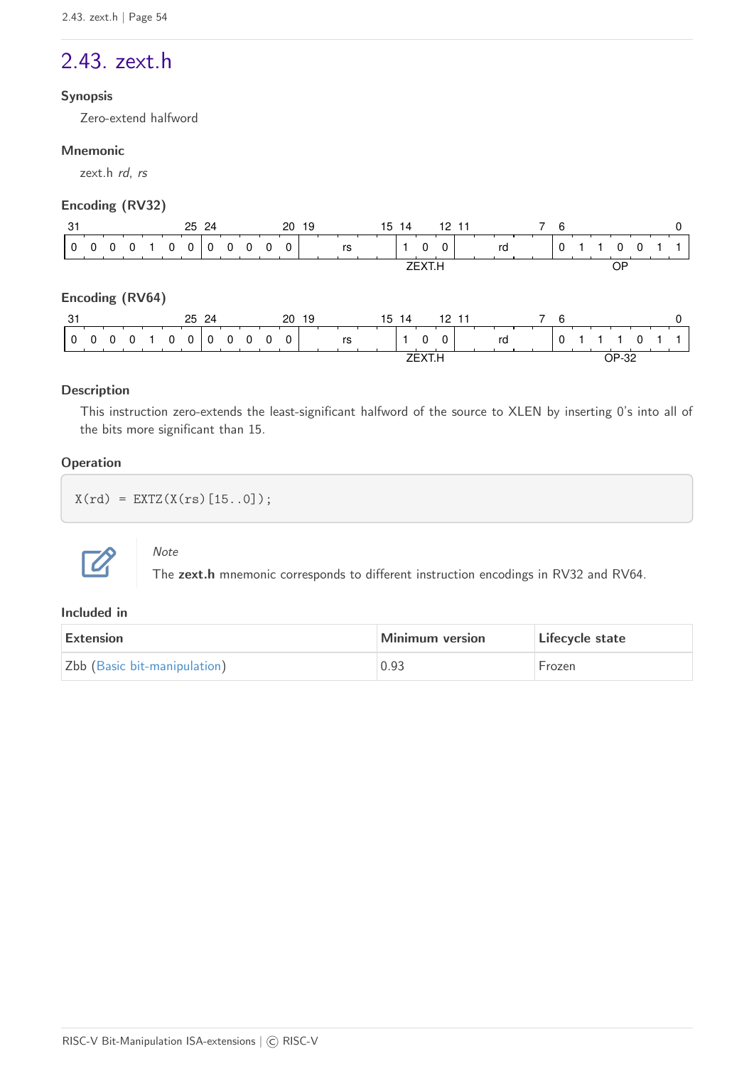## 2.43. zext.h

### Synopsis

Zero-extend halfword

### Mnemonic

zext.h *rd*, *rs*

### Encoding (RV32)

| 31–25 | 24–20 | 19–15 | 14–12 | 11–7 | 6–0 |
|---|---|---|---|---|---|
| 0 0 0 0 1 0 0 | 0 0 0 0 0 | rs | 1 0 0 | rd | 0 1 1 0 0 1 1 |
| | | | ZEXT.H | | OP |

### Encoding (RV64)

| 31–25 | 24–20 | 19–15 | 14–12 | 11–7 | 6–0 |
|---|---|---|---|---|---|
| 0 0 0 0 1 0 0 | 0 0 0 0 0 | rs | 1 0 0 | rd | 0 1 1 1 0 1 1 |
| | | | ZEXT.H | | OP-32 |

### Description

This instruction zero-extends the least-significant halfword of the source to XLEN by inserting 0's into all of the bits more significant than 15.

### Operation

```
X(rd) = EXTZ(X(rs)[15..0]);
```

> *Note*
>
> The **zext.h** mnemonic corresponds to different instruction encodings in RV32 and RV64.

### Included in

| Extension | Minimum version | Lifecycle state |
|---|---|---|
| Zbb (Basic bit-manipulation) | 0.93 | Frozen |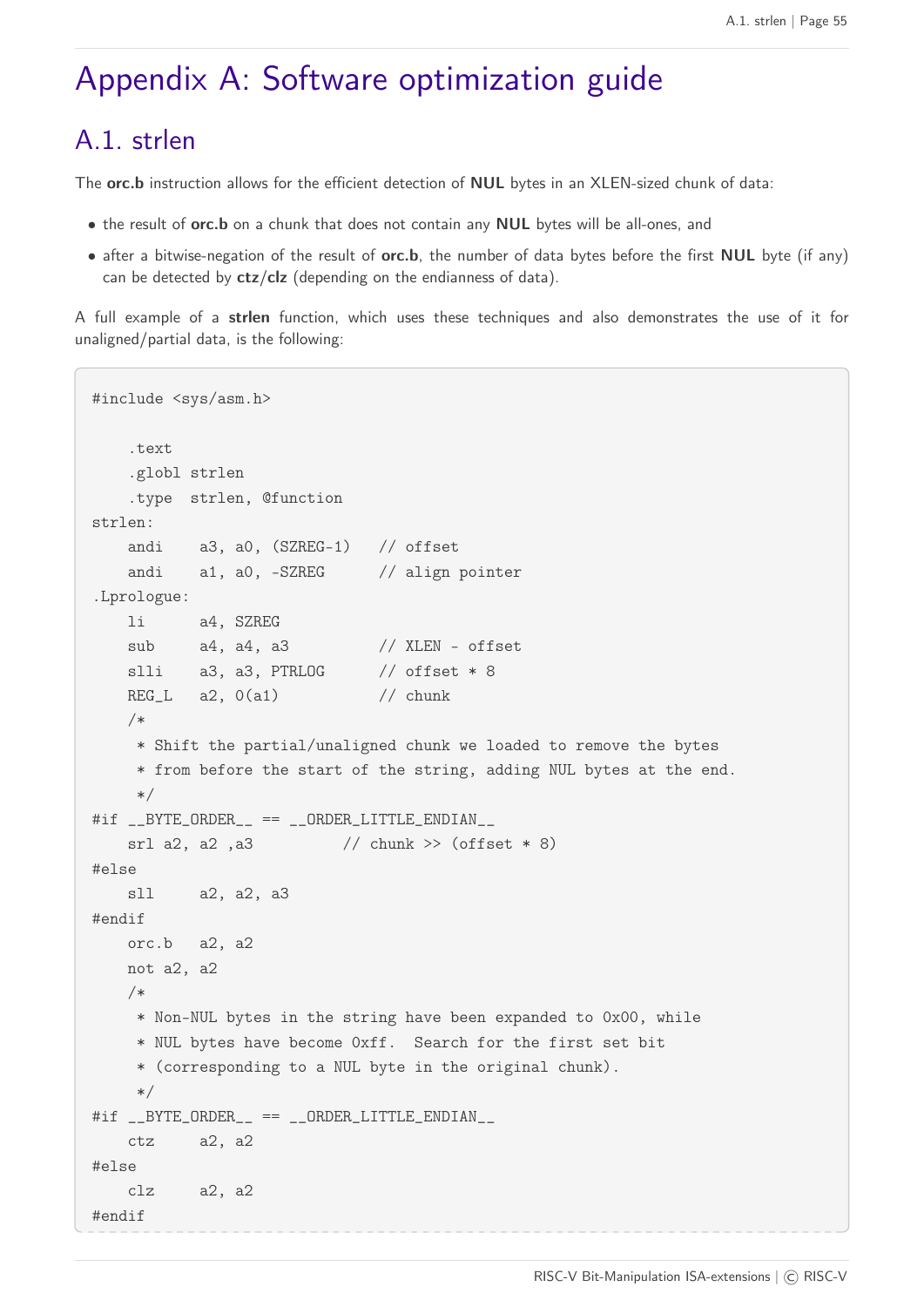# Appendix A: Software optimization guide

## A.1. strlen

The **orc.b** instruction allows for the efficient detection of **NUL** bytes in an XLEN-sized chunk of data:

- the result of **orc.b** on a chunk that does not contain any **NUL** bytes will be all-ones, and
- after a bitwise-negation of the result of **orc.b**, the number of data bytes before the first **NUL** byte (if any) can be detected by **ctz**/**clz** (depending on the endianness of data).

A full example of a **strlen** function, which uses these techniques and also demonstrates the use of it for unaligned/partial data, is the following:

```
#include <sys/asm.h>

    .text
    .globl strlen
    .type  strlen, @function
strlen:
    andi    a3, a0, (SZREG-1)   // offset
    andi    a1, a0, -SZREG      // align pointer
.Lprologue:
    li      a4, SZREG
    sub     a4, a4, a3          // XLEN - offset
    slli    a3, a3, PTRLOG      // offset * 8
    REG_L   a2, 0(a1)           // chunk
    /*
     * Shift the partial/unaligned chunk we loaded to remove the bytes
     * from before the start of the string, adding NUL bytes at the end.
     */
#if __BYTE_ORDER__ == __ORDER_LITTLE_ENDIAN__
    srl a2, a2 ,a3          // chunk >> (offset * 8)
#else
    sll     a2, a2, a3
#endif
    orc.b   a2, a2
    not a2, a2
    /*
     * Non-NUL bytes in the string have been expanded to 0x00, while
     * NUL bytes have become 0xff.  Search for the first set bit
     * (corresponding to a NUL byte in the original chunk).
     */
#if __BYTE_ORDER__ == __ORDER_LITTLE_ENDIAN__
    ctz     a2, a2
#else
    clz     a2, a2
#endif
```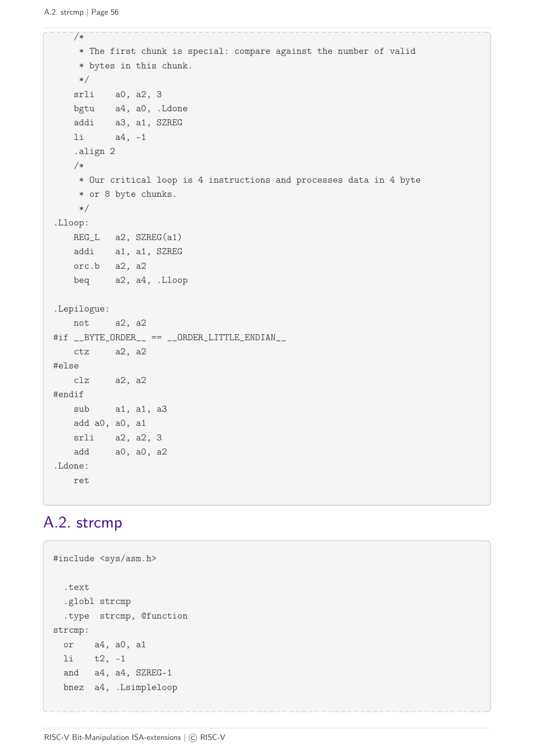```
    /*
     * The first chunk is special: compare against the number of valid
     * bytes in this chunk.
     */
    srli    a0, a2, 3
    bgtu    a4, a0, .Ldone
    addi    a3, a1, SZREG
    li      a4, -1
    .align 2
    /*
     * Our critical loop is 4 instructions and processes data in 4 byte
     * or 8 byte chunks.
     */
.Lloop:
    REG_L   a2, SZREG(a1)
    addi    a1, a1, SZREG
    orc.b   a2, a2
    beq     a2, a4, .Lloop

.Lepilogue:
    not     a2, a2
#if __BYTE_ORDER__ == __ORDER_LITTLE_ENDIAN__
    ctz     a2, a2
#else
    clz     a2, a2
#endif
    sub     a1, a1, a3
    add a0, a0, a1
    srli    a2, a2, 3
    add     a0, a0, a2
.Ldone:
    ret
```

## A.2. strcmp

```
#include <sys/asm.h>

  .text
  .globl strcmp
  .type  strcmp, @function
strcmp:
  or    a4, a0, a1
  li    t2, -1
  and   a4, a4, SZREG-1
  bnez  a4, .Lsimpleloop
```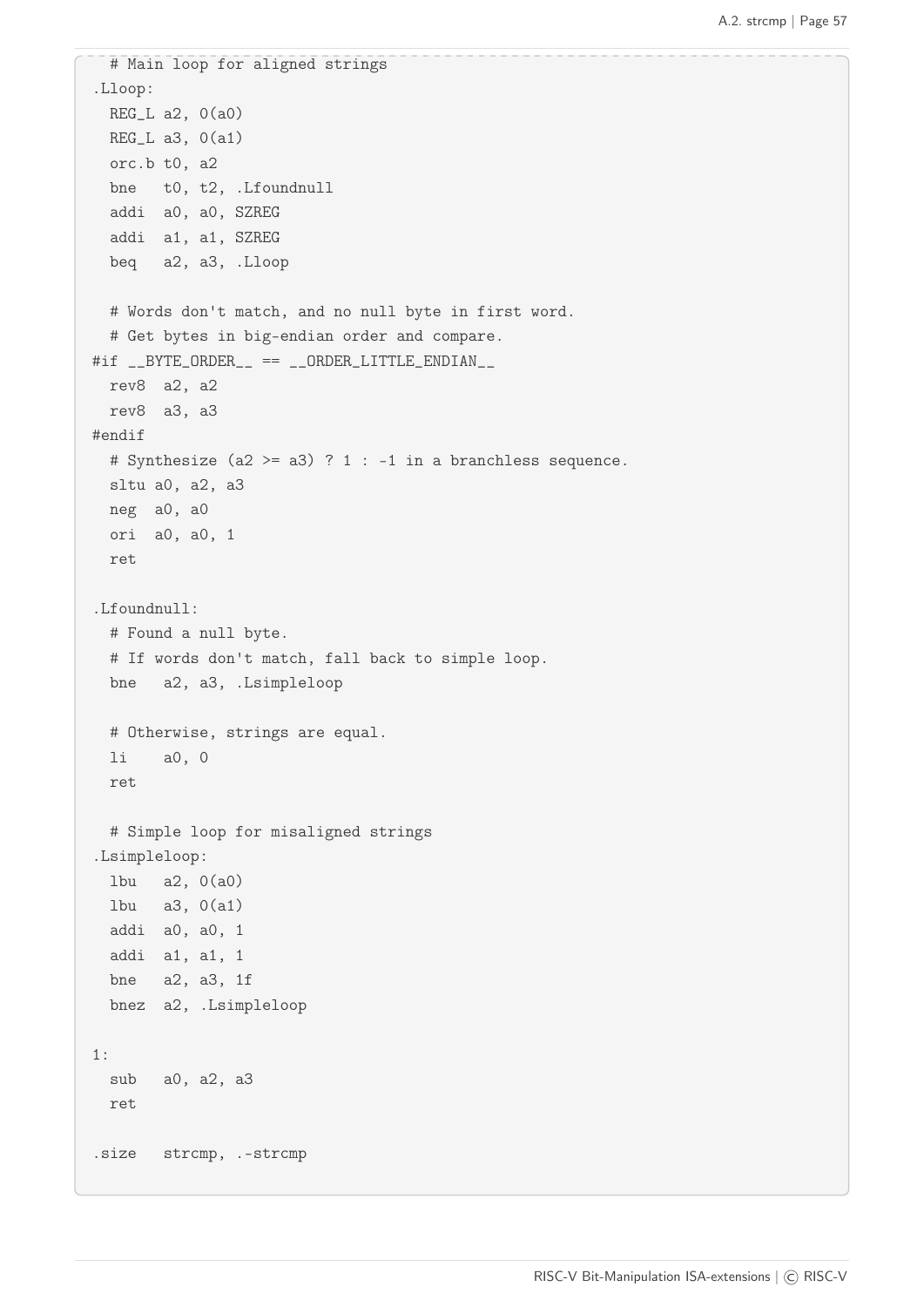```
  # Main loop for aligned strings
.Lloop:
  REG_L a2, 0(a0)
  REG_L a3, 0(a1)
  orc.b t0, a2
  bne   t0, t2, .Lfoundnull
  addi  a0, a0, SZREG
  addi  a1, a1, SZREG
  beq   a2, a3, .Lloop

  # Words don't match, and no null byte in first word.
  # Get bytes in big-endian order and compare.
#if __BYTE_ORDER__ == __ORDER_LITTLE_ENDIAN__
  rev8  a2, a2
  rev8  a3, a3
#endif
  # Synthesize (a2 >= a3) ? 1 : -1 in a branchless sequence.
  sltu a0, a2, a3
  neg  a0, a0
  ori  a0, a0, 1
  ret

.Lfoundnull:
  # Found a null byte.
  # If words don't match, fall back to simple loop.
  bne   a2, a3, .Lsimpleloop

  # Otherwise, strings are equal.
  li    a0, 0
  ret

  # Simple loop for misaligned strings
.Lsimpleloop:
  lbu   a2, 0(a0)
  lbu   a3, 0(a1)
  addi  a0, a0, 1
  addi  a1, a1, 1
  bne   a2, a3, 1f
  bnez  a2, .Lsimpleloop

1:
  sub   a0, a2, a3
  ret

.size   strcmp, .-strcmp
```